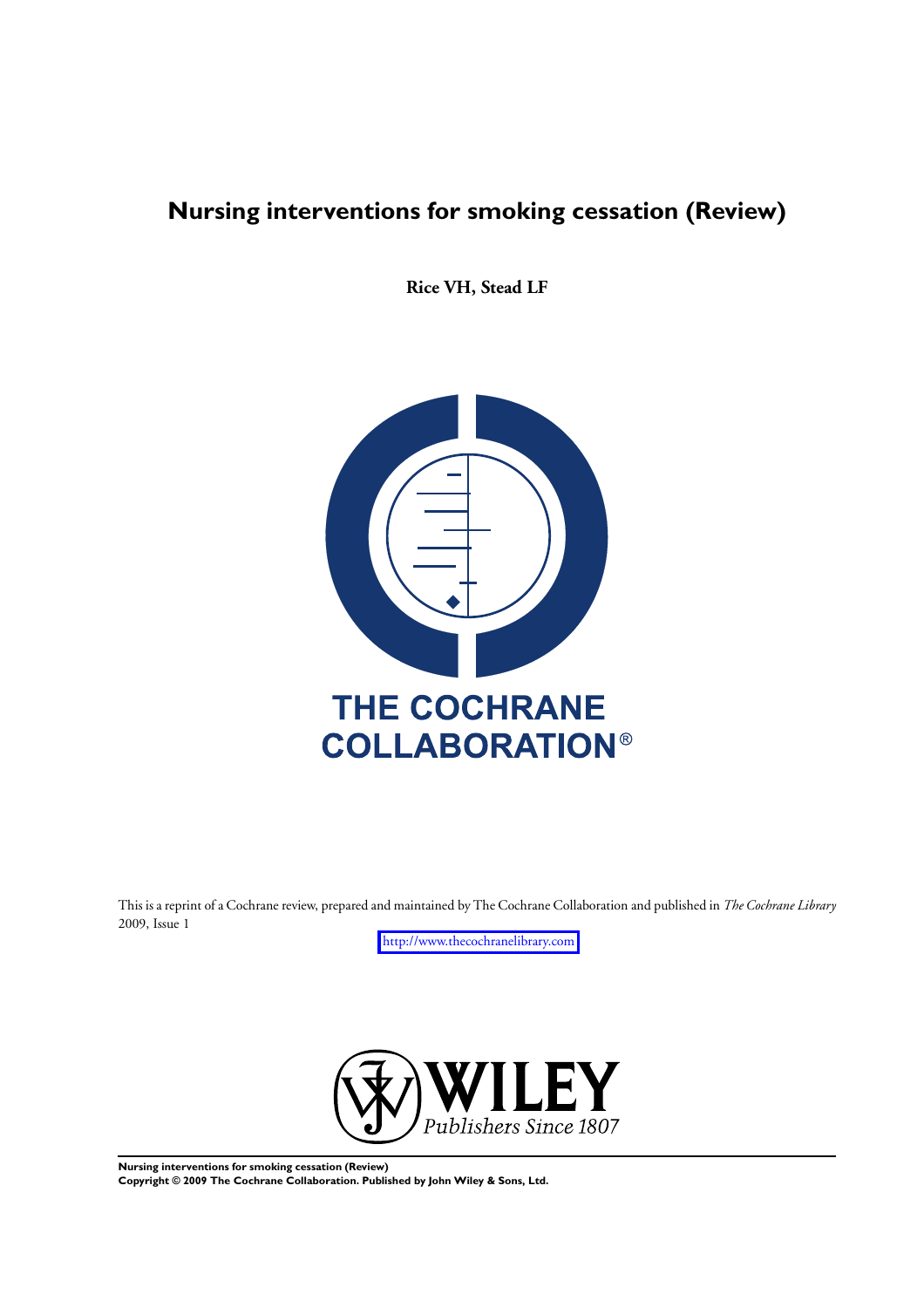# Nursing interventions for smoking cessation (Review)

**Rice VH, Stead LF**

THE COCHRANE COLLABORATION®

This is a reprint of a Cochrane review, prepared and maintained by The Cochrane Collaboration and published in *The Cochrane Library* 2009, Issue 1

http://www.thecochranelibrary.com

WILEY
*Publishers Since 1807*

**Nursing interventions for smoking cessation (Review)**
**Copyright © 2009 The Cochrane Collaboration. Published by John Wiley & Sons, Ltd.**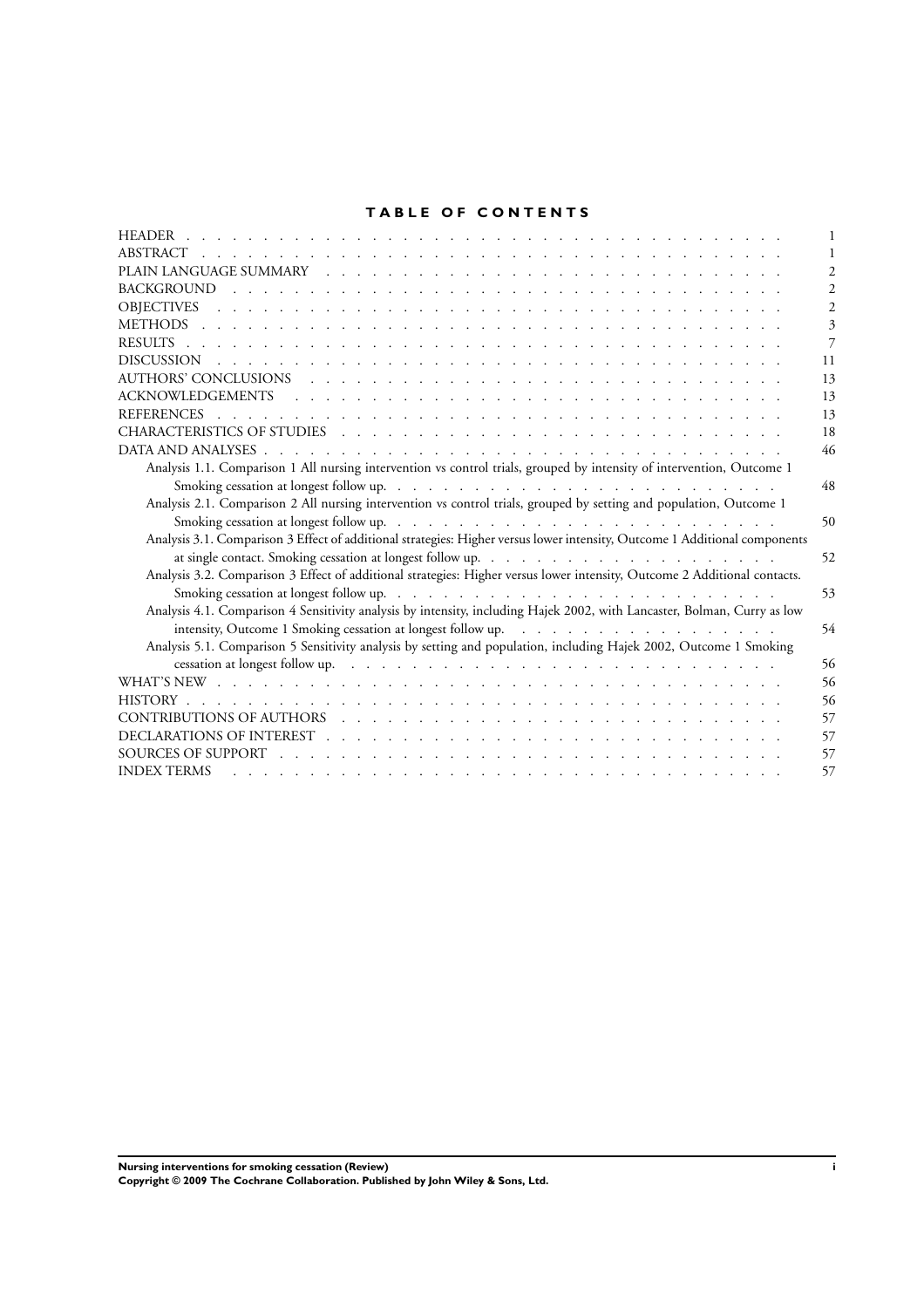# TABLE OF CONTENTS

| | |
|---|---|
| HEADER | 1 |
| ABSTRACT | 1 |
| PLAIN LANGUAGE SUMMARY | 2 |
| BACKGROUND | 2 |
| OBJECTIVES | 2 |
| METHODS | 3 |
| RESULTS | 7 |
| DISCUSSION | 11 |
| AUTHORS' CONCLUSIONS | 13 |
| ACKNOWLEDGEMENTS | 13 |
| REFERENCES | 13 |
| CHARACTERISTICS OF STUDIES | 18 |
| DATA AND ANALYSES | 46 |
| Analysis 1.1. Comparison 1 All nursing intervention vs control trials, grouped by intensity of intervention, Outcome 1 Smoking cessation at longest follow up. | 48 |
| Analysis 2.1. Comparison 2 All nursing intervention vs control trials, grouped by setting and population, Outcome 1 Smoking cessation at longest follow up. | 50 |
| Analysis 3.1. Comparison 3 Effect of additional strategies: Higher versus lower intensity, Outcome 1 Additional components at single contact. Smoking cessation at longest follow up. | 52 |
| Analysis 3.2. Comparison 3 Effect of additional strategies: Higher versus lower intensity, Outcome 2 Additional contacts. Smoking cessation at longest follow up. | 53 |
| Analysis 4.1. Comparison 4 Sensitivity analysis by intensity, including Hajek 2002, with Lancaster, Bolman, Curry as low intensity, Outcome 1 Smoking cessation at longest follow up. | 54 |
| Analysis 5.1. Comparison 5 Sensitivity analysis by setting and population, including Hajek 2002, Outcome 1 Smoking cessation at longest follow up. | 56 |
| WHAT'S NEW | 56 |
| HISTORY | 56 |
| CONTRIBUTIONS OF AUTHORS | 57 |
| DECLARATIONS OF INTEREST | 57 |
| SOURCES OF SUPPORT | 57 |
| INDEX TERMS | 57 |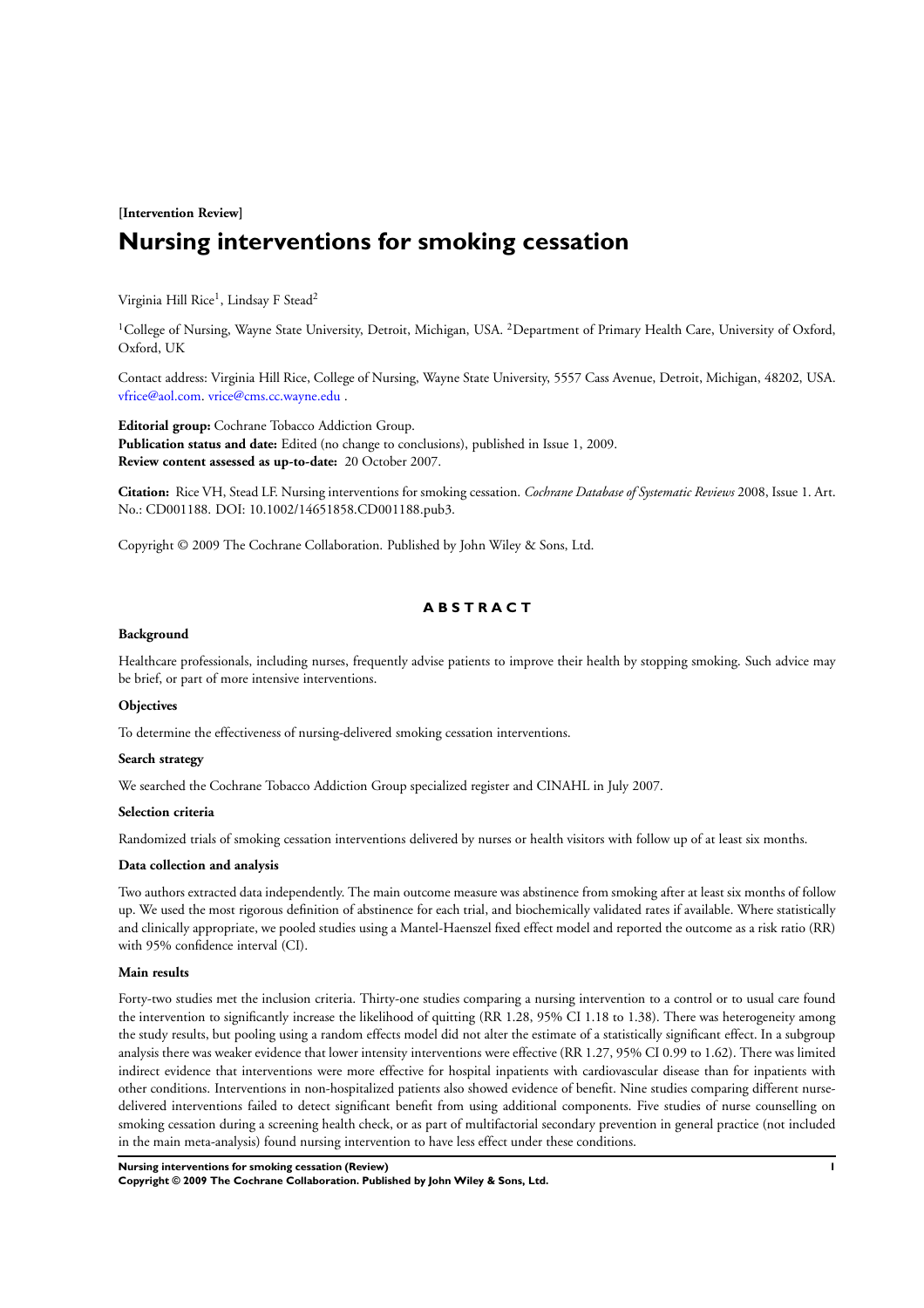**[Intervention Review]**

# Nursing interventions for smoking cessation

Virginia Hill Rice[1], Lindsay F Stead[2]

[1]College of Nursing, Wayne State University, Detroit, Michigan, USA. [2]Department of Primary Health Care, University of Oxford, Oxford, UK

Contact address: Virginia Hill Rice, College of Nursing, Wayne State University, 5557 Cass Avenue, Detroit, Michigan, 48202, USA. vfrice@aol.com. vrice@cms.cc.wayne.edu .

**Editorial group:** Cochrane Tobacco Addiction Group.
**Publication status and date:** Edited (no change to conclusions), published in Issue 1, 2009.
**Review content assessed as up-to-date:** 20 October 2007.

**Citation:** Rice VH, Stead LF. Nursing interventions for smoking cessation. *Cochrane Database of Systematic Reviews* 2008, Issue 1. Art. No.: CD001188. DOI: 10.1002/14651858.CD001188.pub3.

Copyright © 2009 The Cochrane Collaboration. Published by John Wiley & Sons, Ltd.

## ABSTRACT

### Background

Healthcare professionals, including nurses, frequently advise patients to improve their health by stopping smoking. Such advice may be brief, or part of more intensive interventions.

### Objectives

To determine the effectiveness of nursing-delivered smoking cessation interventions.

### Search strategy

We searched the Cochrane Tobacco Addiction Group specialized register and CINAHL in July 2007.

### Selection criteria

Randomized trials of smoking cessation interventions delivered by nurses or health visitors with follow up of at least six months.

### Data collection and analysis

Two authors extracted data independently. The main outcome measure was abstinence from smoking after at least six months of follow up. We used the most rigorous definition of abstinence for each trial, and biochemically validated rates if available. Where statistically and clinically appropriate, we pooled studies using a Mantel-Haenszel fixed effect model and reported the outcome as a risk ratio (RR) with 95% confidence interval (CI).

### Main results

Forty-two studies met the inclusion criteria. Thirty-one studies comparing a nursing intervention to a control or to usual care found the intervention to significantly increase the likelihood of quitting (RR 1.28, 95% CI 1.18 to 1.38). There was heterogeneity among the study results, but pooling using a random effects model did not alter the estimate of a statistically significant effect. In a subgroup analysis there was weaker evidence that lower intensity interventions were effective (RR 1.27, 95% CI 0.99 to 1.62). There was limited indirect evidence that interventions were more effective for hospital inpatients with cardiovascular disease than for inpatients with other conditions. Interventions in non-hospitalized patients also showed evidence of benefit. Nine studies comparing different nurse-delivered interventions failed to detect significant benefit from using additional components. Five studies of nurse counselling on smoking cessation during a screening health check, or as part of multifactorial secondary prevention in general practice (not included in the main meta-analysis) found nursing intervention to have less effect under these conditions.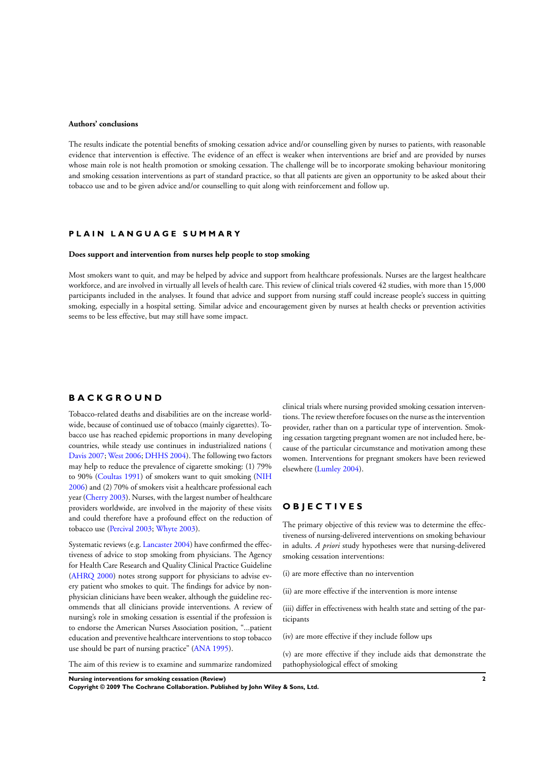**Authors' conclusions**

The results indicate the potential benefits of smoking cessation advice and/or counselling given by nurses to patients, with reasonable evidence that intervention is effective. The evidence of an effect is weaker when interventions are brief and are provided by nurses whose main role is not health promotion or smoking cessation. The challenge will be to incorporate smoking behaviour monitoring and smoking cessation interventions as part of standard practice, so that all patients are given an opportunity to be asked about their tobacco use and to be given advice and/or counselling to quit along with reinforcement and follow up.

# PLAIN LANGUAGE SUMMARY

**Does support and intervention from nurses help people to stop smoking**

Most smokers want to quit, and may be helped by advice and support from healthcare professionals. Nurses are the largest healthcare workforce, and are involved in virtually all levels of health care. This review of clinical trials covered 42 studies, with more than 15,000 participants included in the analyses. It found that advice and support from nursing staff could increase people's success in quitting smoking, especially in a hospital setting. Similar advice and encouragement given by nurses at health checks or prevention activities seems to be less effective, but may still have some impact.

# BACKGROUND

Tobacco-related deaths and disabilities are on the increase worldwide, because of continued use of tobacco (mainly cigarettes). Tobacco use has reached epidemic proportions in many developing countries, while steady use continues in industrialized nations ( Davis 2007; West 2006; DHHS 2004). The following two factors may help to reduce the prevalence of cigarette smoking: (1) 79% to 90% (Coultas 1991) of smokers want to quit smoking (NIH 2006) and (2) 70% of smokers visit a healthcare professional each year (Cherry 2003). Nurses, with the largest number of healthcare providers worldwide, are involved in the majority of these visits and could therefore have a profound effect on the reduction of tobacco use (Percival 2003; Whyte 2003).

Systematic reviews (e.g. Lancaster 2004) have confirmed the effectiveness of advice to stop smoking from physicians. The Agency for Health Care Research and Quality Clinical Practice Guideline (AHRQ 2000) notes strong support for physicians to advise every patient who smokes to quit. The findings for advice by non-physician clinicians have been weaker, although the guideline recommends that all clinicians provide interventions. A review of nursing's role in smoking cessation is essential if the profession is to endorse the American Nurses Association position, "...patient education and preventive healthcare interventions to stop tobacco use should be part of nursing practice" (ANA 1995).

The aim of this review is to examine and summarize randomized clinical trials where nursing provided smoking cessation interventions. The review therefore focuses on the nurse as the intervention provider, rather than on a particular type of intervention. Smoking cessation targeting pregnant women are not included here, because of the particular circumstance and motivation among these women. Interventions for pregnant smokers have been reviewed elsewhere (Lumley 2004).

# OBJECTIVES

The primary objective of this review was to determine the effectiveness of nursing-delivered interventions on smoking behaviour in adults. *A priori* study hypotheses were that nursing-delivered smoking cessation interventions:

(i) are more effective than no intervention

(ii) are more effective if the intervention is more intense

(iii) differ in effectiveness with health state and setting of the participants

(iv) are more effective if they include follow ups

(v) are more effective if they include aids that demonstrate the pathophysiological effect of smoking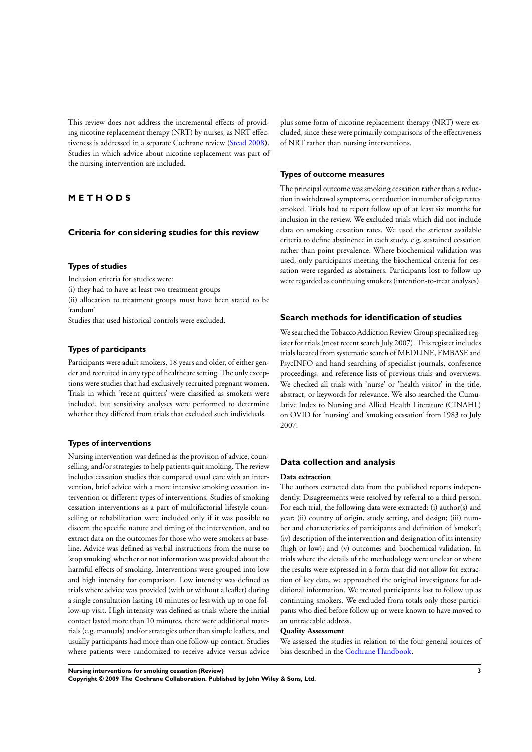This review does not address the incremental effects of providing nicotine replacement therapy (NRT) by nurses, as NRT effectiveness is addressed in a separate Cochrane review (Stead 2008). Studies in which advice about nicotine replacement was part of the nursing intervention are included.

# METHODS

## Criteria for considering studies for this review

### Types of studies

Inclusion criteria for studies were:

(i) they had to have at least two treatment groups

(ii) allocation to treatment groups must have been stated to be 'random'

Studies that used historical controls were excluded.

### Types of participants

Participants were adult smokers, 18 years and older, of either gender and recruited in any type of healthcare setting. The only exceptions were studies that had exclusively recruited pregnant women. Trials in which 'recent quitters' were classified as smokers were included, but sensitivity analyses were performed to determine whether they differed from trials that excluded such individuals.

### Types of interventions

Nursing intervention was defined as the provision of advice, counselling, and/or strategies to help patients quit smoking. The review includes cessation studies that compared usual care with an intervention, brief advice with a more intensive smoking cessation intervention or different types of interventions. Studies of smoking cessation interventions as a part of multifactorial lifestyle counselling or rehabilitation were included only if it was possible to discern the specific nature and timing of the intervention, and to extract data on the outcomes for those who were smokers at baseline. Advice was defined as verbal instructions from the nurse to 'stop smoking' whether or not information was provided about the harmful effects of smoking. Interventions were grouped into low and high intensity for comparison. Low intensity was defined as trials where advice was provided (with or without a leaflet) during a single consultation lasting 10 minutes or less with up to one follow-up visit. High intensity was defined as trials where the initial contact lasted more than 10 minutes, there were additional materials (e.g. manuals) and/or strategies other than simple leaflets, and usually participants had more than one follow-up contact. Studies where patients were randomized to receive advice versus advice plus some form of nicotine replacement therapy (NRT) were excluded, since these were primarily comparisons of the effectiveness of NRT rather than nursing interventions.

### Types of outcome measures

The principal outcome was smoking cessation rather than a reduction in withdrawal symptoms, or reduction in number of cigarettes smoked. Trials had to report follow up of at least six months for inclusion in the review. We excluded trials which did not include data on smoking cessation rates. We used the strictest available criteria to define abstinence in each study, e.g. sustained cessation rather than point prevalence. Where biochemical validation was used, only participants meeting the biochemical criteria for cessation were regarded as abstainers. Participants lost to follow up were regarded as continuing smokers (intention-to-treat analyses).

## Search methods for identification of studies

We searched the Tobacco Addiction Review Group specialized register for trials (most recent search July 2007). This register includes trials located from systematic search of MEDLINE, EMBASE and PsycINFO and hand searching of specialist journals, conference proceedings, and reference lists of previous trials and overviews. We checked all trials with 'nurse' or 'health visitor' in the title, abstract, or keywords for relevance. We also searched the Cumulative Index to Nursing and Allied Health Literature (CINAHL) on OVID for 'nursing' and 'smoking cessation' from 1983 to July 2007.

## Data collection and analysis

**Data extraction**

The authors extracted data from the published reports independently. Disagreements were resolved by referral to a third person. For each trial, the following data were extracted: (i) author(s) and year; (ii) country of origin, study setting, and design; (iii) number and characteristics of participants and definition of 'smoker'; (iv) description of the intervention and designation of its intensity (high or low); and (v) outcomes and biochemical validation. In trials where the details of the methodology were unclear or where the results were expressed in a form that did not allow for extraction of key data, we approached the original investigators for additional information. We treated participants lost to follow up as continuing smokers. We excluded from totals only those participants who died before follow up or were known to have moved to an untraceable address.

**Quality Assessment**

We assessed the studies in relation to the four general sources of bias described in the Cochrane Handbook.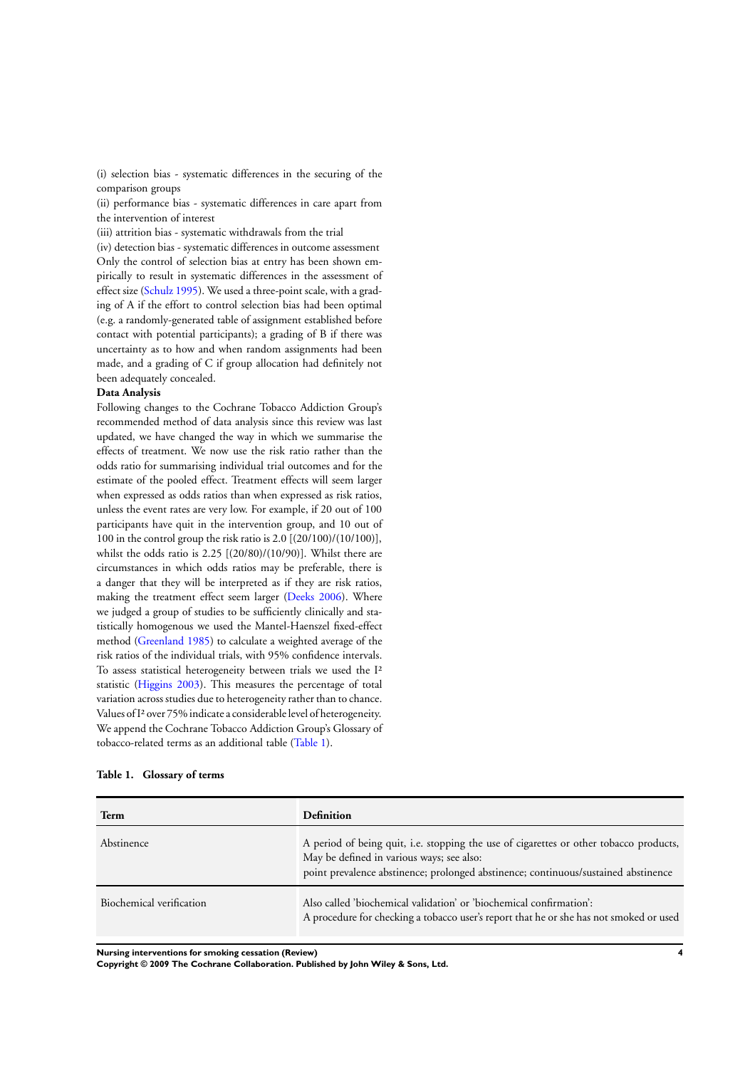(i) selection bias - systematic differences in the securing of the comparison groups

(ii) performance bias - systematic differences in care apart from the intervention of interest

(iii) attrition bias - systematic withdrawals from the trial

(iv) detection bias - systematic differences in outcome assessment

Only the control of selection bias at entry has been shown empirically to result in systematic differences in the assessment of effect size (Schulz 1995). We used a three-point scale, with a grading of A if the effort to control selection bias had been optimal (e.g. a randomly-generated table of assignment established before contact with potential participants); a grading of B if there was uncertainty as to how and when random assignments had been made, and a grading of C if group allocation had definitely not been adequately concealed.

**Data Analysis**

Following changes to the Cochrane Tobacco Addiction Group's recommended method of data analysis since this review was last updated, we have changed the way in which we summarise the effects of treatment. We now use the risk ratio rather than the odds ratio for summarising individual trial outcomes and for the estimate of the pooled effect. Treatment effects will seem larger when expressed as odds ratios than when expressed as risk ratios, unless the event rates are very low. For example, if 20 out of 100 participants have quit in the intervention group, and 10 out of 100 in the control group the risk ratio is 2.0 [(20/100)/(10/100)], whilst the odds ratio is 2.25 [(20/80)/(10/90)]. Whilst there are circumstances in which odds ratios may be preferable, there is a danger that they will be interpreted as if they are risk ratios, making the treatment effect seem larger (Deeks 2006). Where we judged a group of studies to be sufficiently clinically and statistically homogenous we used the Mantel-Haenszel fixed-effect method (Greenland 1985) to calculate a weighted average of the risk ratios of the individual trials, with 95% confidence intervals. To assess statistical heterogeneity between trials we used the $I^2$ statistic (Higgins 2003). This measures the percentage of total variation across studies due to heterogeneity rather than to chance. Values of $I^2$ over 75% indicate a considerable level of heterogeneity. We append the Cochrane Tobacco Addiction Group's Glossary of tobacco-related terms as an additional table (Table 1).

**Table 1. Glossary of terms**

| Term | Definition |
|---|---|
| Abstinence | A period of being quit, i.e. stopping the use of cigarettes or other tobacco products, May be defined in various ways; see also: point prevalence abstinence; prolonged abstinence; continuous/sustained abstinence |
| Biochemical verification | Also called 'biochemical validation' or 'biochemical confirmation': A procedure for checking a tobacco user's report that he or she has not smoked or used |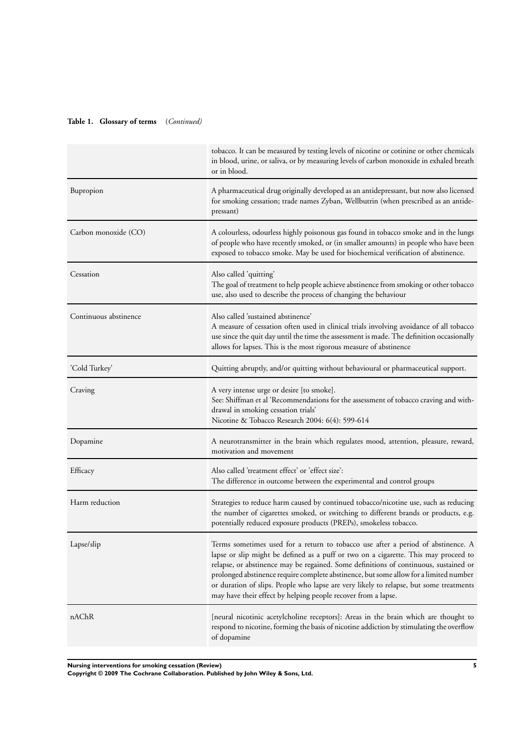**Table 1. Glossary of terms** *(Continued)*

| | |
|---|---|
| | tobacco. It can be measured by testing levels of nicotine or cotinine or other chemicals in blood, urine, or saliva, or by measuring levels of carbon monoxide in exhaled breath or in blood. |
| Bupropion | A pharmaceutical drug originally developed as an antidepressant, but now also licensed for smoking cessation; trade names Zyban, Wellbutrin (when prescribed as an antidepressant) |
| Carbon monoxide (CO) | A colourless, odourless highly poisonous gas found in tobacco smoke and in the lungs of people who have recently smoked, or (in smaller amounts) in people who have been exposed to tobacco smoke. May be used for biochemical verification of abstinence. |
| Cessation | Also called 'quitting'<br>The goal of treatment to help people achieve abstinence from smoking or other tobacco use, also used to describe the process of changing the behaviour |
| Continuous abstinence | Also called 'sustained abstinence'<br>A measure of cessation often used in clinical trials involving avoidance of all tobacco use since the quit day until the time the assessment is made. The definition occasionally allows for lapses. This is the most rigorous measure of abstinence |
| 'Cold Turkey' | Quitting abruptly, and/or quitting without behavioural or pharmaceutical support. |
| Craving | A very intense urge or desire [to smoke].<br>See: Shiffman et al 'Recommendations for the assessment of tobacco craving and withdrawal in smoking cessation trials'<br>Nicotine & Tobacco Research 2004: 6(4): 599-614 |
| Dopamine | A neurotransmitter in the brain which regulates mood, attention, pleasure, reward, motivation and movement |
| Efficacy | Also called 'treatment effect' or 'effect size':<br>The difference in outcome between the experimental and control groups |
| Harm reduction | Strategies to reduce harm caused by continued tobacco/nicotine use, such as reducing the number of cigarettes smoked, or switching to different brands or products, e.g. potentially reduced exposure products (PREPs), smokeless tobacco. |
| Lapse/slip | Terms sometimes used for a return to tobacco use after a period of abstinence. A lapse or slip might be defined as a puff or two on a cigarette. This may proceed to relapse, or abstinence may be regained. Some definitions of continuous, sustained or prolonged abstinence require complete abstinence, but some allow for a limited number or duration of slips. People who lapse are very likely to relapse, but some treatments may have their effect by helping people recover from a lapse. |
| nAChR | [neural nicotinic acetylcholine receptors]: Areas in the brain which are thought to respond to nicotine, forming the basis of nicotine addiction by stimulating the overflow of dopamine |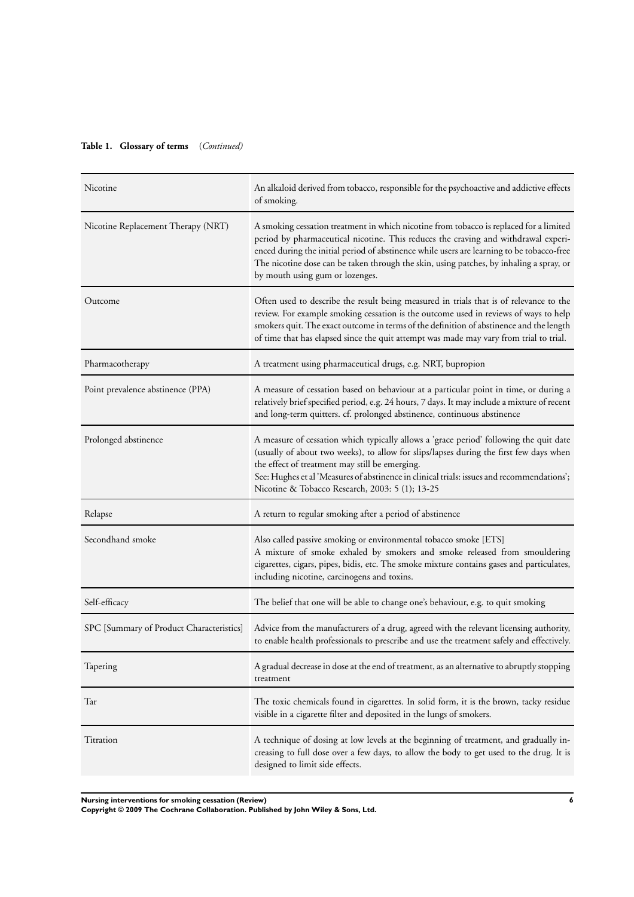**Table 1. Glossary of terms** (*Continued*)

| | |
|---|---|
| Nicotine | An alkaloid derived from tobacco, responsible for the psychoactive and addictive effects of smoking. |
| Nicotine Replacement Therapy (NRT) | A smoking cessation treatment in which nicotine from tobacco is replaced for a limited period by pharmaceutical nicotine. This reduces the craving and withdrawal experienced during the initial period of abstinence while users are learning to be tobacco-free The nicotine dose can be taken through the skin, using patches, by inhaling a spray, or by mouth using gum or lozenges. |
| Outcome | Often used to describe the result being measured in trials that is of relevance to the review. For example smoking cessation is the outcome used in reviews of ways to help smokers quit. The exact outcome in terms of the definition of abstinence and the length of time that has elapsed since the quit attempt was made may vary from trial to trial. |
| Pharmacotherapy | A treatment using pharmaceutical drugs, e.g. NRT, bupropion |
| Point prevalence abstinence (PPA) | A measure of cessation based on behaviour at a particular point in time, or during a relatively brief specified period, e.g. 24 hours, 7 days. It may include a mixture of recent and long-term quitters. cf. prolonged abstinence, continuous abstinence |
| Prolonged abstinence | A measure of cessation which typically allows a 'grace period' following the quit date (usually of about two weeks), to allow for slips/lapses during the first few days when the effect of treatment may still be emerging.<br>See: Hughes et al 'Measures of abstinence in clinical trials: issues and recommendations'; Nicotine & Tobacco Research, 2003: 5 (1); 13-25 |
| Relapse | A return to regular smoking after a period of abstinence |
| Secondhand smoke | Also called passive smoking or environmental tobacco smoke [ETS]<br>A mixture of smoke exhaled by smokers and smoke released from smouldering cigarettes, cigars, pipes, bidis, etc. The smoke mixture contains gases and particulates, including nicotine, carcinogens and toxins. |
| Self-efficacy | The belief that one will be able to change one's behaviour, e.g. to quit smoking |
| SPC [Summary of Product Characteristics] | Advice from the manufacturers of a drug, agreed with the relevant licensing authority, to enable health professionals to prescribe and use the treatment safely and effectively. |
| Tapering | A gradual decrease in dose at the end of treatment, as an alternative to abruptly stopping treatment |
| Tar | The toxic chemicals found in cigarettes. In solid form, it is the brown, tacky residue visible in a cigarette filter and deposited in the lungs of smokers. |
| Titration | A technique of dosing at low levels at the beginning of treatment, and gradually increasing to full dose over a few days, to allow the body to get used to the drug. It is designed to limit side effects. |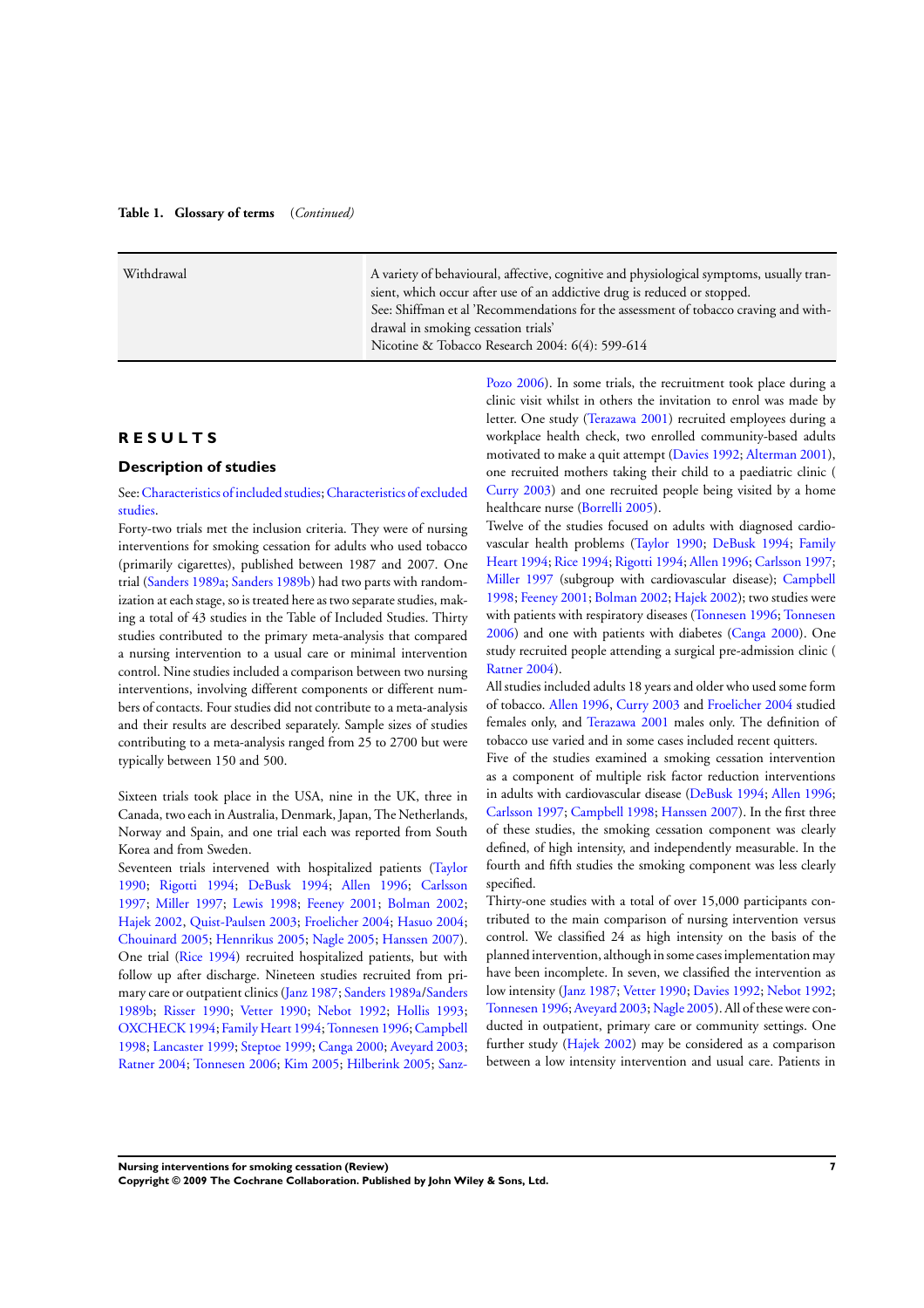**Table 1. Glossary of terms** (*Continued*)

| | |
|---|---|
| Withdrawal | A variety of behavioural, affective, cognitive and physiological symptoms, usually transient, which occur after use of an addictive drug is reduced or stopped. See: Shiffman et al 'Recommendations for the assessment of tobacco craving and withdrawal in smoking cessation trials' Nicotine & Tobacco Research 2004: 6(4): 599-614 |

# RESULTS

## Description of studies

See: Characteristics of included studies; Characteristics of excluded studies.

Forty-two trials met the inclusion criteria. They were of nursing interventions for smoking cessation for adults who used tobacco (primarily cigarettes), published between 1987 and 2007. One trial (Sanders 1989a; Sanders 1989b) had two parts with randomization at each stage, so is treated here as two separate studies, making a total of 43 studies in the Table of Included Studies. Thirty studies contributed to the primary meta-analysis that compared a nursing intervention to a usual care or minimal intervention control. Nine studies included a comparison between two nursing interventions, involving different components or different numbers of contacts. Four studies did not contribute to a meta-analysis and their results are described separately. Sample sizes of studies contributing to a meta-analysis ranged from 25 to 2700 but were typically between 150 and 500.

Sixteen trials took place in the USA, nine in the UK, three in Canada, two each in Australia, Denmark, Japan, The Netherlands, Norway and Spain, and one trial each was reported from South Korea and from Sweden.

Seventeen trials intervened with hospitalized patients (Taylor 1990; Rigotti 1994; DeBusk 1994; Allen 1996; Carlsson 1997; Miller 1997; Lewis 1998; Feeney 2001; Bolman 2002; Hajek 2002, Quist-Paulsen 2003; Froelicher 2004; Hasuo 2004; Chouinard 2005; Hennrikus 2005; Nagle 2005; Hanssen 2007). One trial (Rice 1994) recruited hospitalized patients, but with follow up after discharge. Nineteen studies recruited from primary care or outpatient clinics (Janz 1987; Sanders 1989a/Sanders 1989b; Risser 1990; Vetter 1990; Nebot 1992; Hollis 1993; OXCHECK 1994; Family Heart 1994; Tonnesen 1996; Campbell 1998; Lancaster 1999; Steptoe 1999; Canga 2000; Aveyard 2003; Ratner 2004; Tonnesen 2006; Kim 2005; Hilberink 2005; Sanz-Pozo 2006). In some trials, the recruitment took place during a clinic visit whilst in others the invitation to enrol was made by letter. One study (Terazawa 2001) recruited employees during a workplace health check, two enrolled community-based adults motivated to make a quit attempt (Davies 1992; Alterman 2001), one recruited mothers taking their child to a paediatric clinic ( Curry 2003) and one recruited people being visited by a home healthcare nurse (Borrelli 2005).

Twelve of the studies focused on adults with diagnosed cardiovascular health problems (Taylor 1990; DeBusk 1994; Family Heart 1994; Rice 1994; Rigotti 1994; Allen 1996; Carlsson 1997; Miller 1997 (subgroup with cardiovascular disease); Campbell 1998; Feeney 2001; Bolman 2002; Hajek 2002); two studies were with patients with respiratory diseases (Tonnesen 1996; Tonnesen 2006) and one with patients with diabetes (Canga 2000). One study recruited people attending a surgical pre-admission clinic ( Ratner 2004).

All studies included adults 18 years and older who used some form of tobacco. Allen 1996, Curry 2003 and Froelicher 2004 studied females only, and Terazawa 2001 males only. The definition of tobacco use varied and in some cases included recent quitters.

Five of the studies examined a smoking cessation intervention as a component of multiple risk factor reduction interventions in adults with cardiovascular disease (DeBusk 1994; Allen 1996; Carlsson 1997; Campbell 1998; Hanssen 2007). In the first three of these studies, the smoking cessation component was clearly defined, of high intensity, and independently measurable. In the fourth and fifth studies the smoking component was less clearly specified.

Thirty-one studies with a total of over 15,000 participants contributed to the main comparison of nursing intervention versus control. We classified 24 as high intensity on the basis of the planned intervention, although in some cases implementation may have been incomplete. In seven, we classified the intervention as low intensity (Janz 1987; Vetter 1990; Davies 1992; Nebot 1992; Tonnesen 1996; Aveyard 2003; Nagle 2005). All of these were conducted in outpatient, primary care or community settings. One further study (Hajek 2002) may be considered as a comparison between a low intensity intervention and usual care. Patients in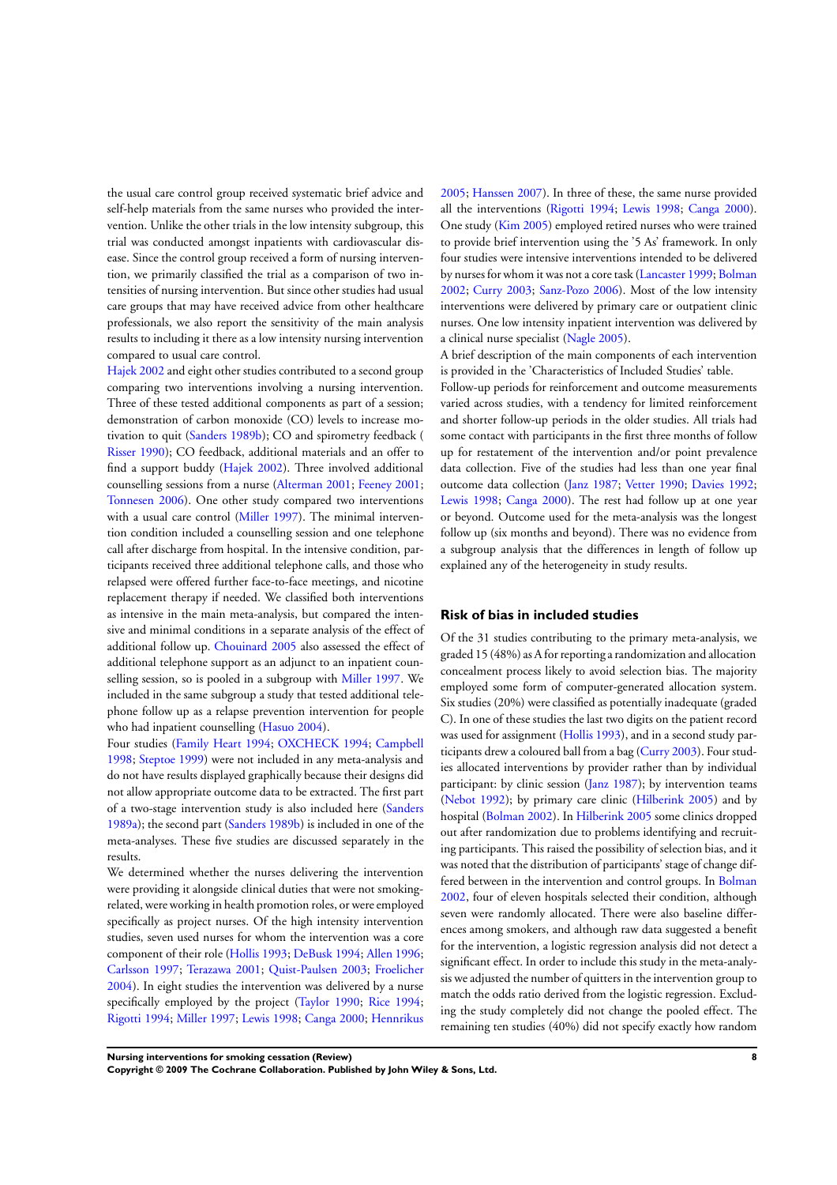the usual care control group received systematic brief advice and self-help materials from the same nurses who provided the intervention. Unlike the other trials in the low intensity subgroup, this trial was conducted amongst inpatients with cardiovascular disease. Since the control group received a form of nursing intervention, we primarily classified the trial as a comparison of two intensities of nursing intervention. But since other studies had usual care groups that may have received advice from other healthcare professionals, we also report the sensitivity of the main analysis results to including it there as a low intensity nursing intervention compared to usual care control.

Hajek 2002 and eight other studies contributed to a second group comparing two interventions involving a nursing intervention. Three of these tested additional components as part of a session; demonstration of carbon monoxide (CO) levels to increase motivation to quit (Sanders 1989b); CO and spirometry feedback (Risser 1990); CO feedback, additional materials and an offer to find a support buddy (Hajek 2002). Three involved additional counselling sessions from a nurse (Alterman 2001; Feeney 2001; Tonnesen 2006). One other study compared two interventions with a usual care control (Miller 1997). The minimal intervention condition included a counselling session and one telephone call after discharge from hospital. In the intensive condition, participants received three additional telephone calls, and those who relapsed were offered further face-to-face meetings, and nicotine replacement therapy if needed. We classified both interventions as intensive in the main meta-analysis, but compared the intensive and minimal conditions in a separate analysis of the effect of additional follow up. Chouinard 2005 also assessed the effect of additional telephone support as an adjunct to an inpatient counselling session, so is pooled in a subgroup with Miller 1997. We included in the same subgroup a study that tested additional telephone follow up as a relapse prevention intervention for people who had inpatient counselling (Hasuo 2004).

Four studies (Family Heart 1994; OXCHECK 1994; Campbell 1998; Steptoe 1999) were not included in any meta-analysis and do not have results displayed graphically because their designs did not allow appropriate outcome data to be extracted. The first part of a two-stage intervention study is also included here (Sanders 1989a); the second part (Sanders 1989b) is included in one of the meta-analyses. These five studies are discussed separately in the results.

We determined whether the nurses delivering the intervention were providing it alongside clinical duties that were not smoking-related, were working in health promotion roles, or were employed specifically as project nurses. Of the high intensity intervention studies, seven used nurses for whom the intervention was a core component of their role (Hollis 1993; DeBusk 1994; Allen 1996; Carlsson 1997; Terazawa 2001; Quist-Paulsen 2003; Froelicher 2004). In eight studies the intervention was delivered by a nurse specifically employed by the project (Taylor 1990; Rice 1994; Rigotti 1994; Miller 1997; Lewis 1998; Canga 2000; Hennrikus 2005; Hanssen 2007). In three of these, the same nurse provided all the interventions (Rigotti 1994; Lewis 1998; Canga 2000). One study (Kim 2005) employed retired nurses who were trained to provide brief intervention using the '5 As' framework. In only four studies were intensive interventions intended to be delivered by nurses for whom it was not a core task (Lancaster 1999; Bolman 2002; Curry 2003; Sanz-Pozo 2006). Most of the low intensity interventions were delivered by primary care or outpatient clinic nurses. One low intensity inpatient intervention was delivered by a clinical nurse specialist (Nagle 2005).

A brief description of the main components of each intervention is provided in the 'Characteristics of Included Studies' table.

Follow-up periods for reinforcement and outcome measurements varied across studies, with a tendency for limited reinforcement and shorter follow-up periods in the older studies. All trials had some contact with participants in the first three months of follow up for restatement of the intervention and/or point prevalence data collection. Five of the studies had less than one year final outcome data collection (Janz 1987; Vetter 1990; Davies 1992; Lewis 1998; Canga 2000). The rest had follow up at one year or beyond. Outcome used for the meta-analysis was the longest follow up (six months and beyond). There was no evidence from a subgroup analysis that the differences in length of follow up explained any of the heterogeneity in study results.

## Risk of bias in included studies

Of the 31 studies contributing to the primary meta-analysis, we graded 15 (48%) as A for reporting a randomization and allocation concealment process likely to avoid selection bias. The majority employed some form of computer-generated allocation system. Six studies (20%) were classified as potentially inadequate (graded C). In one of these studies the last two digits on the patient record was used for assignment (Hollis 1993), and in a second study participants drew a coloured ball from a bag (Curry 2003). Four studies allocated interventions by provider rather than by individual participant: by clinic session (Janz 1987); by intervention teams (Nebot 1992); by primary care clinic (Hilberink 2005) and by hospital (Bolman 2002). In Hilberink 2005 some clinics dropped out after randomization due to problems identifying and recruiting participants. This raised the possibility of selection bias, and it was noted that the distribution of participants' stage of change differed between in the intervention and control groups. In Bolman 2002, four of eleven hospitals selected their condition, although seven were randomly allocated. There were also baseline differences among smokers, and although raw data suggested a benefit for the intervention, a logistic regression analysis did not detect a significant effect. In order to include this study in the meta-analysis we adjusted the number of quitters in the intervention group to match the odds ratio derived from the logistic regression. Excluding the study completely did not change the pooled effect. The remaining ten studies (40%) did not specify exactly how random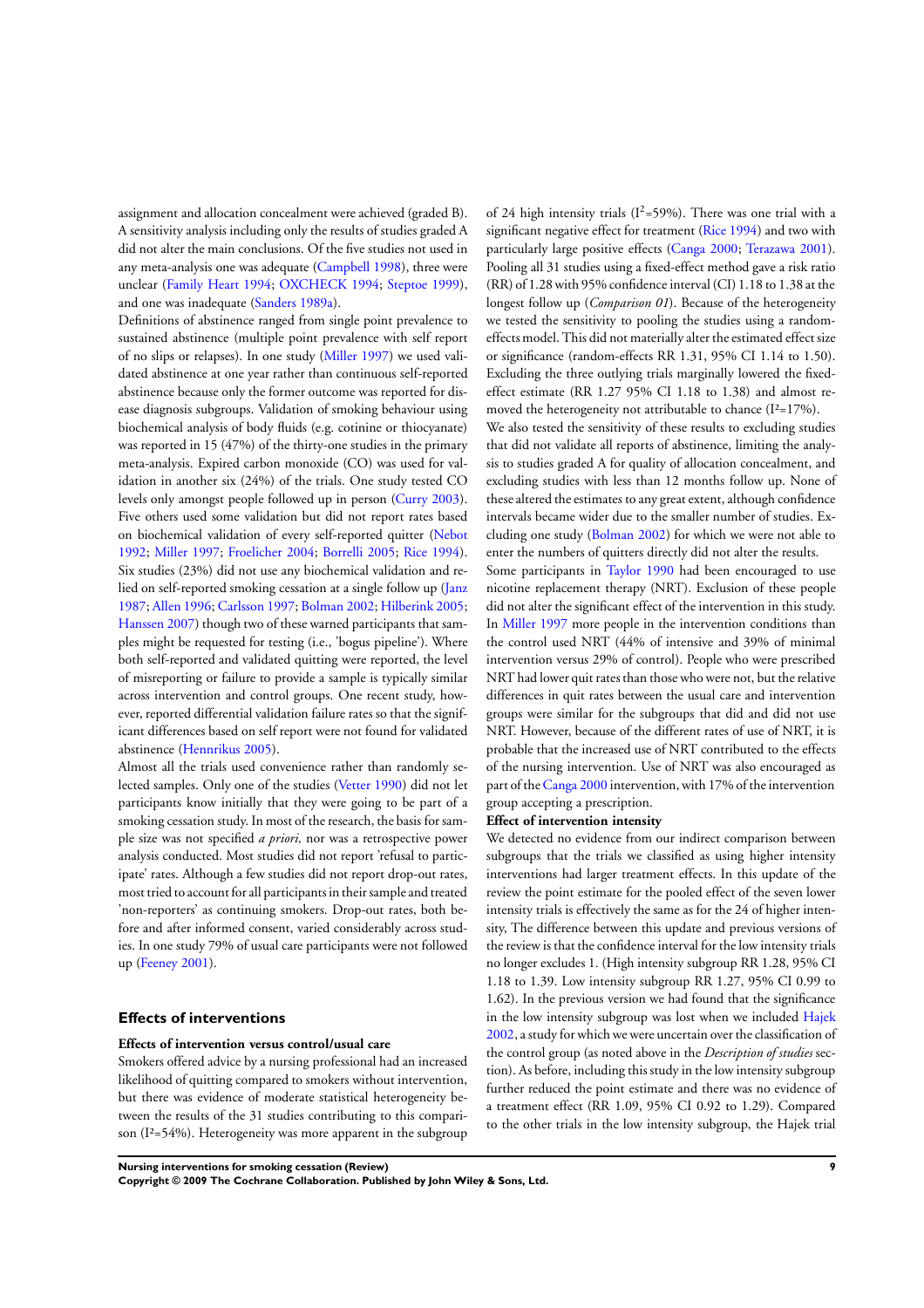assignment and allocation concealment were achieved (graded B). A sensitivity analysis including only the results of studies graded A did not alter the main conclusions. Of the five studies not used in any meta-analysis one was adequate (Campbell 1998), three were unclear (Family Heart 1994; OXCHECK 1994; Steptoe 1999), and one was inadequate (Sanders 1989a).

Definitions of abstinence ranged from single point prevalence to sustained abstinence (multiple point prevalence with self report of no slips or relapses). In one study (Miller 1997) we used validated abstinence at one year rather than continuous self-reported abstinence because only the former outcome was reported for disease diagnosis subgroups. Validation of smoking behaviour using biochemical analysis of body fluids (e.g. cotinine or thiocyanate) was reported in 15 (47%) of the thirty-one studies in the primary meta-analysis. Expired carbon monoxide (CO) was used for validation in another six (24%) of the trials. One study tested CO levels only amongst people followed up in person (Curry 2003). Five others used some validation but did not report rates based on biochemical validation of every self-reported quitter (Nebot 1992; Miller 1997; Froelicher 2004; Borrelli 2005; Rice 1994). Six studies (23%) did not use any biochemical validation and relied on self-reported smoking cessation at a single follow up (Janz 1987; Allen 1996; Carlsson 1997; Bolman 2002; Hilberink 2005; Hanssen 2007) though two of these warned participants that samples might be requested for testing (i.e., 'bogus pipeline'). Where both self-reported and validated quitting were reported, the level of misreporting or failure to provide a sample is typically similar across intervention and control groups. One recent study, however, reported differential validation failure rates so that the significant differences based on self report were not found for validated abstinence (Hennrikus 2005).

Almost all the trials used convenience rather than randomly selected samples. Only one of the studies (Vetter 1990) did not let participants know initially that they were going to be part of a smoking cessation study. In most of the research, the basis for sample size was not specified *a priori,* nor was a retrospective power analysis conducted. Most studies did not report 'refusal to participate' rates. Although a few studies did not report drop-out rates, most tried to account for all participants in their sample and treated 'non-reporters' as continuing smokers. Drop-out rates, both before and after informed consent, varied considerably across studies. In one study 79% of usual care participants were not followed up (Feeney 2001).

## Effects of interventions

### Effects of intervention versus control/usual care

Smokers offered advice by a nursing professional had an increased likelihood of quitting compared to smokers without intervention, but there was evidence of moderate statistical heterogeneity between the results of the 31 studies contributing to this comparison ($I^2$=54%). Heterogeneity was more apparent in the subgroup of 24 high intensity trials ($I^2$=59%). There was one trial with a significant negative effect for treatment (Rice 1994) and two with particularly large positive effects (Canga 2000; Terazawa 2001). Pooling all 31 studies using a fixed-effect method gave a risk ratio (RR) of 1.28 with 95% confidence interval (CI) 1.18 to 1.38 at the longest follow up (*Comparison 01*). Because of the heterogeneity we tested the sensitivity to pooling the studies using a random-effects model. This did not materially alter the estimated effect size or significance (random-effects RR 1.31, 95% CI 1.14 to 1.50). Excluding the three outlying trials marginally lowered the fixed-effect estimate (RR 1.27 95% CI 1.18 to 1.38) and almost removed the heterogeneity not attributable to chance ($I^2$=17%).

We also tested the sensitivity of these results to excluding studies that did not validate all reports of abstinence, limiting the analysis to studies graded A for quality of allocation concealment, and excluding studies with less than 12 months follow up. None of these altered the estimates to any great extent, although confidence intervals became wider due to the smaller number of studies. Excluding one study (Bolman 2002) for which we were not able to enter the numbers of quitters directly did not alter the results.

Some participants in Taylor 1990 had been encouraged to use nicotine replacement therapy (NRT). Exclusion of these people did not alter the significant effect of the intervention in this study. In Miller 1997 more people in the intervention conditions than the control used NRT (44% of intensive and 39% of minimal intervention versus 29% of control). People who were prescribed NRT had lower quit rates than those who were not, but the relative differences in quit rates between the usual care and intervention groups were similar for the subgroups that did and did not use NRT. However, because of the different rates of use of NRT, it is probable that the increased use of NRT contributed to the effects of the nursing intervention. Use of NRT was also encouraged as part of the Canga 2000 intervention, with 17% of the intervention group accepting a prescription.

### Effect of intervention intensity

We detected no evidence from our indirect comparison between subgroups that the trials we classified as using higher intensity interventions had larger treatment effects. In this update of the review the point estimate for the pooled effect of the seven lower intensity trials is effectively the same as for the 24 of higher intensity, The difference between this update and previous versions of the review is that the confidence interval for the low intensity trials no longer excludes 1. (High intensity subgroup RR 1.28, 95% CI 1.18 to 1.39. Low intensity subgroup RR 1.27, 95% CI 0.99 to 1.62). In the previous version we had found that the significance in the low intensity subgroup was lost when we included Hajek 2002, a study for which we were uncertain over the classification of the control group (as noted above in the *Description of studies* section). As before, including this study in the low intensity subgroup further reduced the point estimate and there was no evidence of a treatment effect (RR 1.09, 95% CI 0.92 to 1.29). Compared to the other trials in the low intensity subgroup, the Hajek trial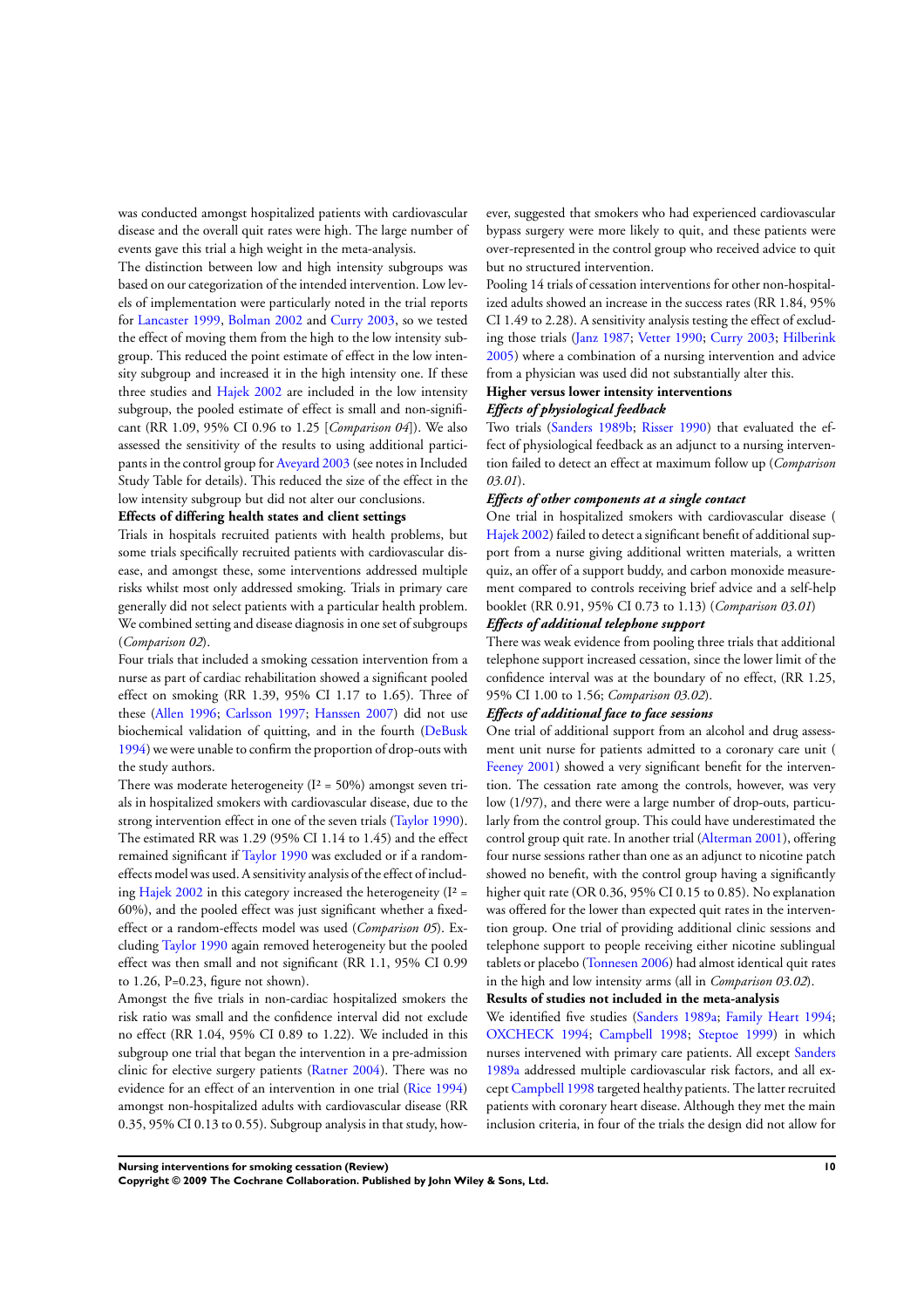was conducted amongst hospitalized patients with cardiovascular disease and the overall quit rates were high. The large number of events gave this trial a high weight in the meta-analysis.

The distinction between low and high intensity subgroups was based on our categorization of the intended intervention. Low levels of implementation were particularly noted in the trial reports for Lancaster 1999, Bolman 2002 and Curry 2003, so we tested the effect of moving them from the high to the low intensity subgroup. This reduced the point estimate of effect in the low intensity subgroup and increased it in the high intensity one. If these three studies and Hajek 2002 are included in the low intensity subgroup, the pooled estimate of effect is small and non-significant (RR 1.09, 95% CI 0.96 to 1.25 [*Comparison 04*]). We also assessed the sensitivity of the results to using additional participants in the control group for Aveyard 2003 (see notes in Included Study Table for details). This reduced the size of the effect in the low intensity subgroup but did not alter our conclusions.

**Effects of differing health states and client settings**

Trials in hospitals recruited patients with health problems, but some trials specifically recruited patients with cardiovascular disease, and amongst these, some interventions addressed multiple risks whilst most only addressed smoking. Trials in primary care generally did not select patients with a particular health problem. We combined setting and disease diagnosis in one set of subgroups (*Comparison 02*).

Four trials that included a smoking cessation intervention from a nurse as part of cardiac rehabilitation showed a significant pooled effect on smoking (RR 1.39, 95% CI 1.17 to 1.65). Three of these (Allen 1996; Carlsson 1997; Hanssen 2007) did not use biochemical validation of quitting, and in the fourth (DeBusk 1994) we were unable to confirm the proportion of drop-outs with the study authors.

There was moderate heterogeneity ($I^2$ = 50%) amongst seven trials in hospitalized smokers with cardiovascular disease, due to the strong intervention effect in one of the seven trials (Taylor 1990). The estimated RR was 1.29 (95% CI 1.14 to 1.45) and the effect remained significant if Taylor 1990 was excluded or if a random-effects model was used. A sensitivity analysis of the effect of including Hajek 2002 in this category increased the heterogeneity ($I^2$ = 60%), and the pooled effect was just significant whether a fixed-effect or a random-effects model was used (*Comparison 05*). Excluding Taylor 1990 again removed heterogeneity but the pooled effect was then small and not significant (RR 1.1, 95% CI 0.99 to 1.26, P=0.23, figure not shown).

Amongst the five trials in non-cardiac hospitalized smokers the risk ratio was small and the confidence interval did not exclude no effect (RR 1.04, 95% CI 0.89 to 1.22). We included in this subgroup one trial that began the intervention in a pre-admission clinic for elective surgery patients (Ratner 2004). There was no evidence for an effect of an intervention in one trial (Rice 1994) amongst non-hospitalized adults with cardiovascular disease (RR 0.35, 95% CI 0.13 to 0.55). Subgroup analysis in that study, however, suggested that smokers who had experienced cardiovascular bypass surgery were more likely to quit, and these patients were over-represented in the control group who received advice to quit but no structured intervention.

Pooling 14 trials of cessation interventions for other non-hospitalized adults showed an increase in the success rates (RR 1.84, 95% CI 1.49 to 2.28). A sensitivity analysis testing the effect of excluding those trials (Janz 1987; Vetter 1990; Curry 2003; Hilberink 2005) where a combination of a nursing intervention and advice from a physician was used did not substantially alter this.

**Higher versus lower intensity interventions**

***Effects of physiological feedback***

Two trials (Sanders 1989b; Risser 1990) that evaluated the effect of physiological feedback as an adjunct to a nursing intervention failed to detect an effect at maximum follow up (*Comparison 03.01*).

***Effects of other components at a single contact***

One trial in hospitalized smokers with cardiovascular disease (Hajek 2002) failed to detect a significant benefit of additional support from a nurse giving additional written materials, a written quiz, an offer of a support buddy, and carbon monoxide measurement compared to controls receiving brief advice and a self-help booklet (RR 0.91, 95% CI 0.73 to 1.13) (*Comparison 03.01*)

***Effects of additional telephone support***

There was weak evidence from pooling three trials that additional telephone support increased cessation, since the lower limit of the confidence interval was at the boundary of no effect, (RR 1.25, 95% CI 1.00 to 1.56; *Comparison 03.02*).

***Effects of additional face to face sessions***

One trial of additional support from an alcohol and drug assessment unit nurse for patients admitted to a coronary care unit (Feeney 2001) showed a very significant benefit for the intervention. The cessation rate among the controls, however, was very low (1/97), and there were a large number of drop-outs, particularly from the control group. This could have underestimated the control group quit rate. In another trial (Alterman 2001), offering four nurse sessions rather than one as an adjunct to nicotine patch showed no benefit, with the control group having a significantly higher quit rate (OR 0.36, 95% CI 0.15 to 0.85). No explanation was offered for the lower than expected quit rates in the intervention group. One trial of providing additional clinic sessions and telephone support to people receiving either nicotine sublingual tablets or placebo (Tonnesen 2006) had almost identical quit rates in the high and low intensity arms (all in *Comparison 03.02*).

**Results of studies not included in the meta-analysis**

We identified five studies (Sanders 1989a; Family Heart 1994; OXCHECK 1994; Campbell 1998; Steptoe 1999) in which nurses intervened with primary care patients. All except Sanders 1989a addressed multiple cardiovascular risk factors, and all except Campbell 1998 targeted healthy patients. The latter recruited patients with coronary heart disease. Although they met the main inclusion criteria, in four of the trials the design did not allow for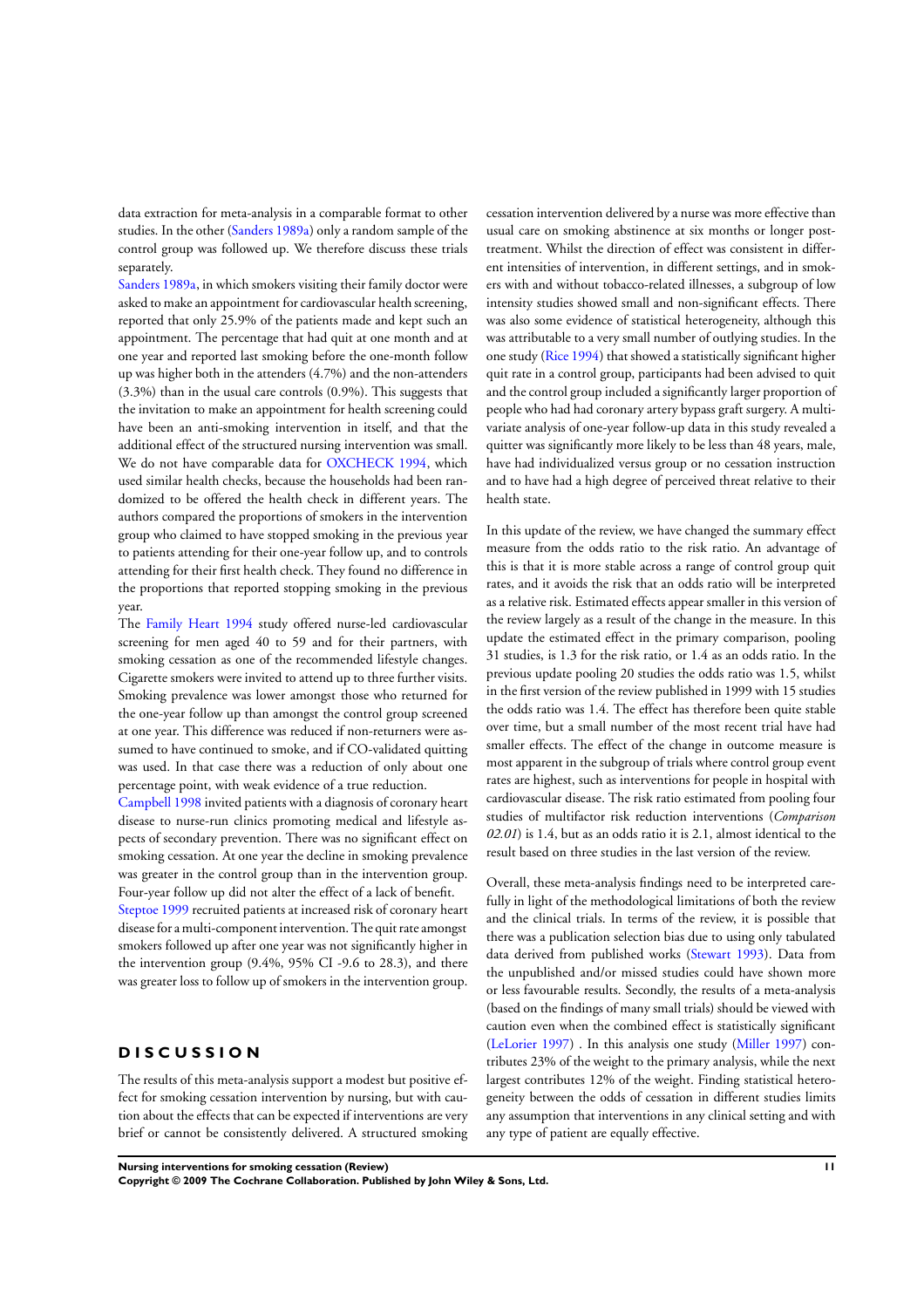data extraction for meta-analysis in a comparable format to other studies. In the other (Sanders 1989a) only a random sample of the control group was followed up. We therefore discuss these trials separately.

Sanders 1989a, in which smokers visiting their family doctor were asked to make an appointment for cardiovascular health screening, reported that only 25.9% of the patients made and kept such an appointment. The percentage that had quit at one month and at one year and reported last smoking before the one-month follow up was higher both in the attenders (4.7%) and the non-attenders (3.3%) than in the usual care controls (0.9%). This suggests that the invitation to make an appointment for health screening could have been an anti-smoking intervention in itself, and that the additional effect of the structured nursing intervention was small. We do not have comparable data for OXCHECK 1994, which used similar health checks, because the households had been randomized to be offered the health check in different years. The authors compared the proportions of smokers in the intervention group who claimed to have stopped smoking in the previous year to patients attending for their one-year follow up, and to controls attending for their first health check. They found no difference in the proportions that reported stopping smoking in the previous year.

The Family Heart 1994 study offered nurse-led cardiovascular screening for men aged 40 to 59 and for their partners, with smoking cessation as one of the recommended lifestyle changes. Cigarette smokers were invited to attend up to three further visits. Smoking prevalence was lower amongst those who returned for the one-year follow up than amongst the control group screened at one year. This difference was reduced if non-returners were assumed to have continued to smoke, and if CO-validated quitting was used. In that case there was a reduction of only about one percentage point, with weak evidence of a true reduction.

Campbell 1998 invited patients with a diagnosis of coronary heart disease to nurse-run clinics promoting medical and lifestyle aspects of secondary prevention. There was no significant effect on smoking cessation. At one year the decline in smoking prevalence was greater in the control group than in the intervention group. Four-year follow up did not alter the effect of a lack of benefit.

Steptoe 1999 recruited patients at increased risk of coronary heart disease for a multi-component intervention. The quit rate amongst smokers followed up after one year was not significantly higher in the intervention group (9.4%, 95% CI -9.6 to 28.3), and there was greater loss to follow up of smokers in the intervention group.

# DISCUSSION

The results of this meta-analysis support a modest but positive effect for smoking cessation intervention by nursing, but with caution about the effects that can be expected if interventions are very brief or cannot be consistently delivered. A structured smoking cessation intervention delivered by a nurse was more effective than usual care on smoking abstinence at six months or longer post-treatment. Whilst the direction of effect was consistent in different intensities of intervention, in different settings, and in smokers with and without tobacco-related illnesses, a subgroup of low intensity studies showed small and non-significant effects. There was also some evidence of statistical heterogeneity, although this was attributable to a very small number of outlying studies. In the one study (Rice 1994) that showed a statistically significant higher quit rate in a control group, participants had been advised to quit and the control group included a significantly larger proportion of people who had had coronary artery bypass graft surgery. A multivariate analysis of one-year follow-up data in this study revealed a quitter was significantly more likely to be less than 48 years, male, have had individualized versus group or no cessation instruction and to have had a high degree of perceived threat relative to their health state.

In this update of the review, we have changed the summary effect measure from the odds ratio to the risk ratio. An advantage of this is that it is more stable across a range of control group quit rates, and it avoids the risk that an odds ratio will be interpreted as a relative risk. Estimated effects appear smaller in this version of the review largely as a result of the change in the measure. In this update the estimated effect in the primary comparison, pooling 31 studies, is 1.3 for the risk ratio, or 1.4 as an odds ratio. In the previous update pooling 20 studies the odds ratio was 1.5, whilst in the first version of the review published in 1999 with 15 studies the odds ratio was 1.4. The effect has therefore been quite stable over time, but a small number of the most recent trial have had smaller effects. The effect of the change in outcome measure is most apparent in the subgroup of trials where control group event rates are highest, such as interventions for people in hospital with cardiovascular disease. The risk ratio estimated from pooling four studies of multifactor risk reduction interventions (*Comparison 02.01*) is 1.4, but as an odds ratio it is 2.1, almost identical to the result based on three studies in the last version of the review.

Overall, these meta-analysis findings need to be interpreted carefully in light of the methodological limitations of both the review and the clinical trials. In terms of the review, it is possible that there was a publication selection bias due to using only tabulated data derived from published works (Stewart 1993). Data from the unpublished and/or missed studies could have shown more or less favourable results. Secondly, the results of a meta-analysis (based on the findings of many small trials) should be viewed with caution even when the combined effect is statistically significant (LeLorier 1997) . In this analysis one study (Miller 1997) contributes 23% of the weight to the primary analysis, while the next largest contributes 12% of the weight. Finding statistical heterogeneity between the odds of cessation in different studies limits any assumption that interventions in any clinical setting and with any type of patient are equally effective.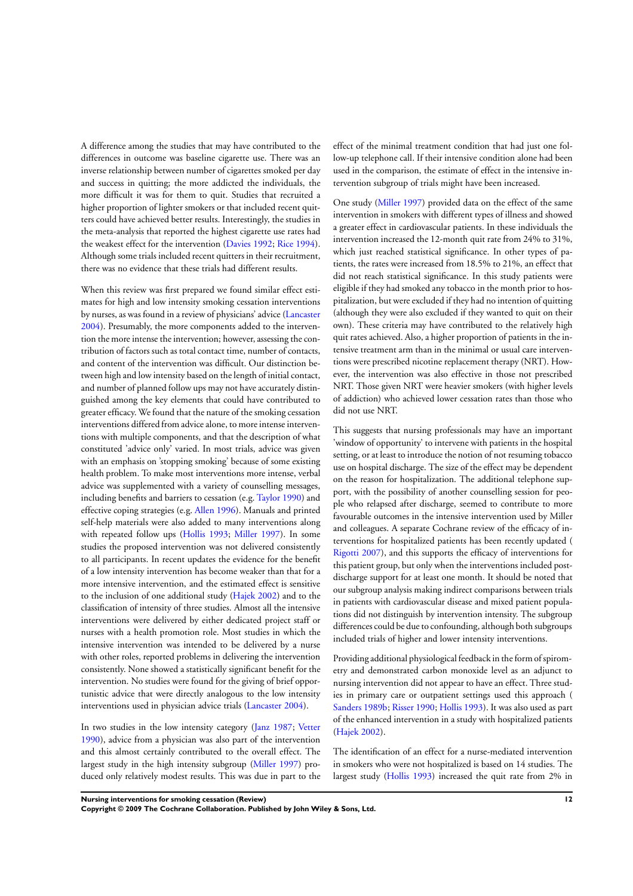A difference among the studies that may have contributed to the differences in outcome was baseline cigarette use. There was an inverse relationship between number of cigarettes smoked per day and success in quitting; the more addicted the individuals, the more difficult it was for them to quit. Studies that recruited a higher proportion of lighter smokers or that included recent quitters could have achieved better results. Interestingly, the studies in the meta-analysis that reported the highest cigarette use rates had the weakest effect for the intervention (Davies 1992; Rice 1994). Although some trials included recent quitters in their recruitment, there was no evidence that these trials had different results.

When this review was first prepared we found similar effect estimates for high and low intensity smoking cessation interventions by nurses, as was found in a review of physicians' advice (Lancaster 2004). Presumably, the more components added to the intervention the more intense the intervention; however, assessing the contribution of factors such as total contact time, number of contacts, and content of the intervention was difficult. Our distinction between high and low intensity based on the length of initial contact, and number of planned follow ups may not have accurately distinguished among the key elements that could have contributed to greater efficacy. We found that the nature of the smoking cessation interventions differed from advice alone, to more intense interventions with multiple components, and that the description of what constituted 'advice only' varied. In most trials, advice was given with an emphasis on 'stopping smoking' because of some existing health problem. To make most interventions more intense, verbal advice was supplemented with a variety of counselling messages, including benefits and barriers to cessation (e.g. Taylor 1990) and effective coping strategies (e.g. Allen 1996). Manuals and printed self-help materials were also added to many interventions along with repeated follow ups (Hollis 1993; Miller 1997). In some studies the proposed intervention was not delivered consistently to all participants. In recent updates the evidence for the benefit of a low intensity intervention has become weaker than that for a more intensive intervention, and the estimated effect is sensitive to the inclusion of one additional study (Hajek 2002) and to the classification of intensity of three studies. Almost all the intensive interventions were delivered by either dedicated project staff or nurses with a health promotion role. Most studies in which the intensive intervention was intended to be delivered by a nurse with other roles, reported problems in delivering the intervention consistently. None showed a statistically significant benefit for the intervention. No studies were found for the giving of brief opportunistic advice that were directly analogous to the low intensity interventions used in physician advice trials (Lancaster 2004).

In two studies in the low intensity category (Janz 1987; Vetter 1990), advice from a physician was also part of the intervention and this almost certainly contributed to the overall effect. The largest study in the high intensity subgroup (Miller 1997) produced only relatively modest results. This was due in part to the effect of the minimal treatment condition that had just one follow-up telephone call. If their intensive condition alone had been used in the comparison, the estimate of effect in the intensive intervention subgroup of trials might have been increased.

One study (Miller 1997) provided data on the effect of the same intervention in smokers with different types of illness and showed a greater effect in cardiovascular patients. In these individuals the intervention increased the 12-month quit rate from 24% to 31%, which just reached statistical significance. In other types of patients, the rates were increased from 18.5% to 21%, an effect that did not reach statistical significance. In this study patients were eligible if they had smoked any tobacco in the month prior to hospitalization, but were excluded if they had no intention of quitting (although they were also excluded if they wanted to quit on their own). These criteria may have contributed to the relatively high quit rates achieved. Also, a higher proportion of patients in the intensive treatment arm than in the minimal or usual care interventions were prescribed nicotine replacement therapy (NRT). However, the intervention was also effective in those not prescribed NRT. Those given NRT were heavier smokers (with higher levels of addiction) who achieved lower cessation rates than those who did not use NRT.

This suggests that nursing professionals may have an important 'window of opportunity' to intervene with patients in the hospital setting, or at least to introduce the notion of not resuming tobacco use on hospital discharge. The size of the effect may be dependent on the reason for hospitalization. The additional telephone support, with the possibility of another counselling session for people who relapsed after discharge, seemed to contribute to more favourable outcomes in the intensive intervention used by Miller and colleagues. A separate Cochrane review of the efficacy of interventions for hospitalized patients has been recently updated (Rigotti 2007), and this supports the efficacy of interventions for this patient group, but only when the interventions included post-discharge support for at least one month. It should be noted that our subgroup analysis making indirect comparisons between trials in patients with cardiovascular disease and mixed patient populations did not distinguish by intervention intensity. The subgroup differences could be due to confounding, although both subgroups included trials of higher and lower intensity interventions.

Providing additional physiological feedback in the form of spirometry and demonstrated carbon monoxide level as an adjunct to nursing intervention did not appear to have an effect. Three studies in primary care or outpatient settings used this approach (Sanders 1989b; Risser 1990; Hollis 1993). It was also used as part of the enhanced intervention in a study with hospitalized patients (Hajek 2002).

The identification of an effect for a nurse-mediated intervention in smokers who were not hospitalized is based on 14 studies. The largest study (Hollis 1993) increased the quit rate from 2% in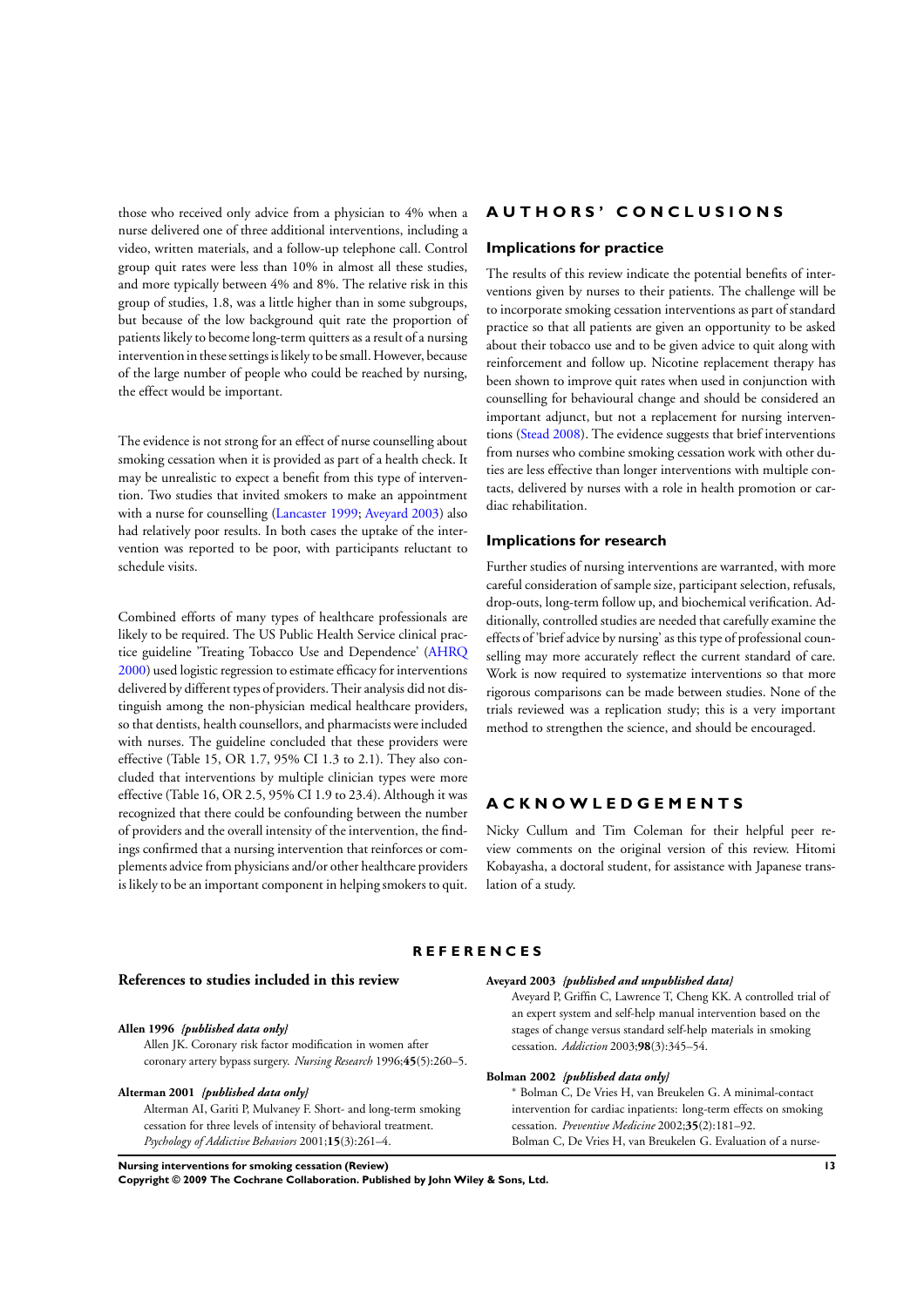those who received only advice from a physician to 4% when a nurse delivered one of three additional interventions, including a video, written materials, and a follow-up telephone call. Control group quit rates were less than 10% in almost all these studies, and more typically between 4% and 8%. The relative risk in this group of studies, 1.8, was a little higher than in some subgroups, but because of the low background quit rate the proportion of patients likely to become long-term quitters as a result of a nursing intervention in these settings is likely to be small. However, because of the large number of people who could be reached by nursing, the effect would be important.

The evidence is not strong for an effect of nurse counselling about smoking cessation when it is provided as part of a health check. It may be unrealistic to expect a benefit from this type of intervention. Two studies that invited smokers to make an appointment with a nurse for counselling (Lancaster 1999; Aveyard 2003) also had relatively poor results. In both cases the uptake of the intervention was reported to be poor, with participants reluctant to schedule visits.

Combined efforts of many types of healthcare professionals are likely to be required. The US Public Health Service clinical practice guideline 'Treating Tobacco Use and Dependence' (AHRQ 2000) used logistic regression to estimate efficacy for interventions delivered by different types of providers. Their analysis did not distinguish among the non-physician medical healthcare providers, so that dentists, health counsellors, and pharmacists were included with nurses. The guideline concluded that these providers were effective (Table 15, OR 1.7, 95% CI 1.3 to 2.1). They also concluded that interventions by multiple clinician types were more effective (Table 16, OR 2.5, 95% CI 1.9 to 23.4). Although it was recognized that there could be confounding between the number of providers and the overall intensity of the intervention, the findings confirmed that a nursing intervention that reinforces or complements advice from physicians and/or other healthcare providers is likely to be an important component in helping smokers to quit.

# AUTHORS' CONCLUSIONS

## Implications for practice

The results of this review indicate the potential benefits of interventions given by nurses to their patients. The challenge will be to incorporate smoking cessation interventions as part of standard practice so that all patients are given an opportunity to be asked about their tobacco use and to be given advice to quit along with reinforcement and follow up. Nicotine replacement therapy has been shown to improve quit rates when used in conjunction with counselling for behavioural change and should be considered an important adjunct, but not a replacement for nursing interventions (Stead 2008). The evidence suggests that brief interventions from nurses who combine smoking cessation work with other duties are less effective than longer interventions with multiple contacts, delivered by nurses with a role in health promotion or cardiac rehabilitation.

## Implications for research

Further studies of nursing interventions are warranted, with more careful consideration of sample size, participant selection, refusals, drop-outs, long-term follow up, and biochemical verification. Additionally, controlled studies are needed that carefully examine the effects of 'brief advice by nursing' as this type of professional counselling may more accurately reflect the current standard of care. Work is now required to systematize interventions so that more rigorous comparisons can be made between studies. None of the trials reviewed was a replication study; this is a very important method to strengthen the science, and should be encouraged.

# ACKNOWLEDGEMENTS

Nicky Cullum and Tim Coleman for their helpful peer review comments on the original version of this review. Hitomi Kobayasha, a doctoral student, for assistance with Japanese translation of a study.

# REFERENCES

## References to studies included in this review

**Allen 1996** *{published data only}*

Allen JK. Coronary risk factor modification in women after coronary artery bypass surgery. *Nursing Research* 1996;**45**(5):260–5.

**Alterman 2001** *{published data only}*

Alterman AI, Gariti P, Mulvaney F. Short- and long-term smoking cessation for three levels of intensity of behavioral treatment. *Psychology of Addictive Behaviors* 2001;**15**(3):261–4.

**Aveyard 2003** *{published and unpublished data}*

Aveyard P, Griffin C, Lawrence T, Cheng KK. A controlled trial of an expert system and self-help manual intervention based on the stages of change versus standard self-help materials in smoking cessation. *Addiction* 2003;**98**(3):345–54.

**Bolman 2002** *{published data only}*

* Bolman C, De Vries H, van Breukelen G. A minimal-contact intervention for cardiac inpatients: long-term effects on smoking cessation. *Preventive Medicine* 2002;**35**(2):181–92.

Bolman C, De Vries H, van Breukelen G. Evaluation of a nurse-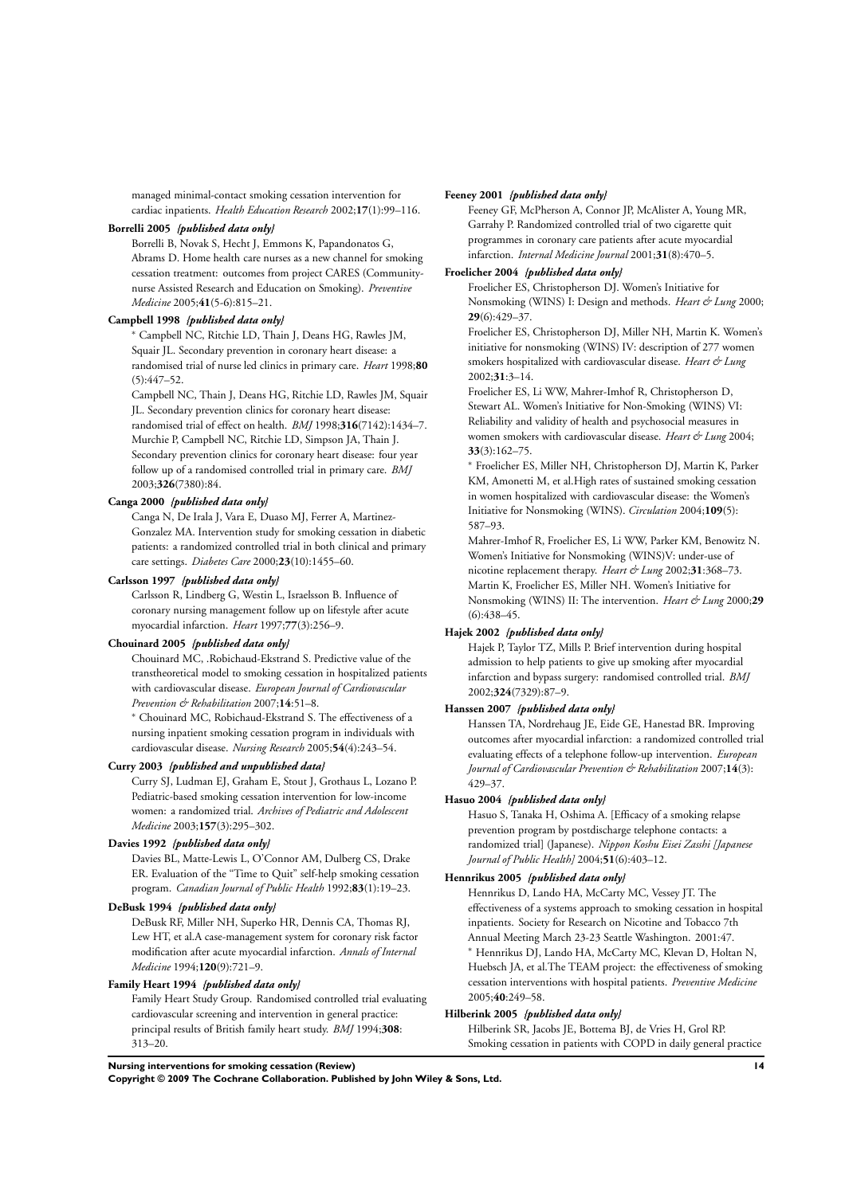managed minimal-contact smoking cessation intervention for cardiac inpatients. *Health Education Research* 2002;**17**(1):99–116.

**Borrelli 2005** *{published data only}*

Borrelli B, Novak S, Hecht J, Emmons K, Papandonatos G, Abrams D. Home health care nurses as a new channel for smoking cessation treatment: outcomes from project CARES (Community-nurse Assisted Research and Education on Smoking). *Preventive Medicine* 2005;**41**(5-6):815–21.

**Campbell 1998** *{published data only}*

* Campbell NC, Ritchie LD, Thain J, Deans HG, Rawles JM, Squair JL. Secondary prevention in coronary heart disease: a randomised trial of nurse led clinics in primary care. *Heart* 1998;**80**(5):447–52.

Campbell NC, Thain J, Deans HG, Ritchie LD, Rawles JM, Squair JL. Secondary prevention clinics for coronary heart disease: randomised trial of effect on health. *BMJ* 1998;**316**(7142):1434–7.

Murchie P, Campbell NC, Ritchie LD, Simpson JA, Thain J. Secondary prevention clinics for coronary heart disease: four year follow up of a randomised controlled trial in primary care. *BMJ* 2003;**326**(7380):84.

**Canga 2000** *{published data only}*

Canga N, De Irala J, Vara E, Duaso MJ, Ferrer A, Martinez-Gonzalez MA. Intervention study for smoking cessation in diabetic patients: a randomized controlled trial in both clinical and primary care settings. *Diabetes Care* 2000;**23**(10):1455–60.

**Carlsson 1997** *{published data only}*

Carlsson R, Lindberg G, Westin L, Israelsson B. Influence of coronary nursing management follow up on lifestyle after acute myocardial infarction. *Heart* 1997;**77**(3):256–9.

**Chouinard 2005** *{published data only}*

Chouinard MC, .Robichaud-Ekstrand S. Predictive value of the transtheoretical model to smoking cessation in hospitalized patients with cardiovascular disease. *European Journal of Cardiovascular Prevention & Rehabilitation* 2007;**14**:51–8.

* Chouinard MC, Robichaud-Ekstrand S. The effectiveness of a nursing inpatient smoking cessation program in individuals with cardiovascular disease. *Nursing Research* 2005;**54**(4):243–54.

**Curry 2003** *{published and unpublished data}*

Curry SJ, Ludman EJ, Graham E, Stout J, Grothaus L, Lozano P. Pediatric-based smoking cessation intervention for low-income women: a randomized trial. *Archives of Pediatric and Adolescent Medicine* 2003;**157**(3):295–302.

**Davies 1992** *{published data only}*

Davies BL, Matte-Lewis L, O'Connor AM, Dulberg CS, Drake ER. Evaluation of the "Time to Quit" self-help smoking cessation program. *Canadian Journal of Public Health* 1992;**83**(1):19–23.

**DeBusk 1994** *{published data only}*

DeBusk RF, Miller NH, Superko HR, Dennis CA, Thomas RJ, Lew HT, et al.A case-management system for coronary risk factor modification after acute myocardial infarction. *Annals of Internal Medicine* 1994;**120**(9):721–9.

**Family Heart 1994** *{published data only}*

Family Heart Study Group. Randomised controlled trial evaluating cardiovascular screening and intervention in general practice: principal results of British family heart study. *BMJ* 1994;**308**:313–20.

**Feeney 2001** *{published data only}*

Feeney GF, McPherson A, Connor JP, McAlister A, Young MR, Garrahy P. Randomized controlled trial of two cigarette quit programmes in coronary care patients after acute myocardial infarction. *Internal Medicine Journal* 2001;**31**(8):470–5.

**Froelicher 2004** *{published data only}*

Froelicher ES, Christopherson DJ. Women's Initiative for Nonsmoking (WINS) I: Design and methods. *Heart & Lung* 2000;**29**(6):429–37.

Froelicher ES, Christopherson DJ, Miller NH, Martin K. Women's initiative for nonsmoking (WINS) IV: description of 277 women smokers hospitalized with cardiovascular disease. *Heart & Lung* 2002;**31**:3–14.

Froelicher ES, Li WW, Mahrer-Imhof R, Christopherson D, Stewart AL. Women's Initiative for Non-Smoking (WINS) VI: Reliability and validity of health and psychosocial measures in women smokers with cardiovascular disease. *Heart & Lung* 2004;**33**(3):162–75.

* Froelicher ES, Miller NH, Christopherson DJ, Martin K, Parker KM, Amonetti M, et al.High rates of sustained smoking cessation in women hospitalized with cardiovascular disease: the Women's Initiative for Nonsmoking (WINS). *Circulation* 2004;**109**(5):587–93.

Mahrer-Imhof R, Froelicher ES, Li WW, Parker KM, Benowitz N. Women's Initiative for Nonsmoking (WINS)V: under-use of nicotine replacement therapy. *Heart & Lung* 2002;**31**:368–73.

Martin K, Froelicher ES, Miller NH. Women's Initiative for Nonsmoking (WINS) II: The intervention. *Heart & Lung* 2000;**29**(6):438–45.

**Hajek 2002** *{published data only}*

Hajek P, Taylor TZ, Mills P. Brief intervention during hospital admission to help patients to give up smoking after myocardial infarction and bypass surgery: randomised controlled trial. *BMJ* 2002;**324**(7329):87–9.

**Hanssen 2007** *{published data only}*

Hanssen TA, Nordrehaug JE, Eide GE, Hanestad BR. Improving outcomes after myocardial infarction: a randomized controlled trial evaluating effects of a telephone follow-up intervention. *European Journal of Cardiovascular Prevention & Rehabilitation* 2007;**14**(3):429–37.

**Hasuo 2004** *{published data only}*

Hasuo S, Tanaka H, Oshima A. [Efficacy of a smoking relapse prevention program by postdischarge telephone contacts: a randomized trial] (Japanese). *Nippon Koshu Eisei Zasshi [Japanese Journal of Public Health]* 2004;**51**(6):403–12.

**Hennrikus 2005** *{published data only}*

Hennrikus D, Lando HA, McCarty MC, Vessey JT. The effectiveness of a systems approach to smoking cessation in hospital inpatients. Society for Research on Nicotine and Tobacco 7th Annual Meeting March 23-23 Seattle Washington. 2001:47.

* Hennrikus DJ, Lando HA, McCarty MC, Klevan D, Holtan N, Huebsch JA, et al.The TEAM project: the effectiveness of smoking cessation interventions with hospital patients. *Preventive Medicine* 2005;**40**:249–58.

**Hilberink 2005** *{published data only}*

Hilberink SR, Jacobs JE, Bottema BJ, de Vries H, Grol RP. Smoking cessation in patients with COPD in daily general practice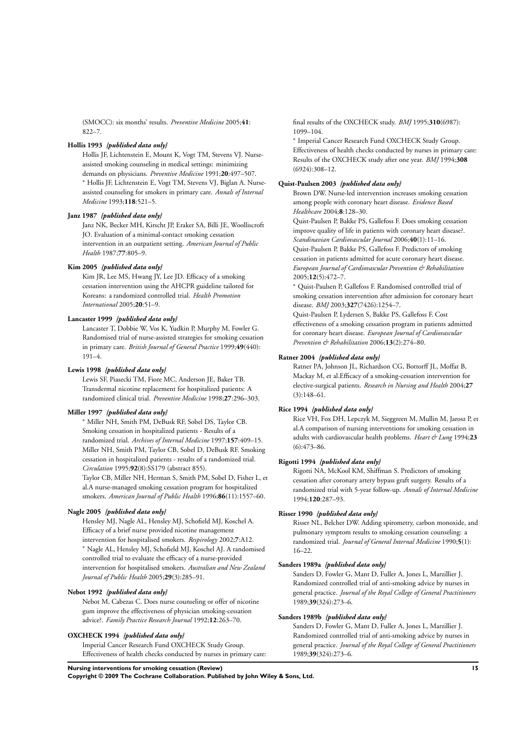(SMOCC): six months' results. *Preventive Medicine* 2005;**41**: 822–7.

**Hollis 1993** *{published data only}*

Hollis JF, Lichtenstein E, Mount K, Vogt TM, Stevens VJ. Nurse-assisted smoking counseling in medical settings: minimizing demands on physicians. *Preventive Medicine* 1991;**20**:497–507.
* Hollis JF, Lichtenstein E, Vogt TM, Stevens VJ, Biglan A. Nurse-assisted counseling for smokers in primary care. *Annals of Internal Medicine* 1993;**118**:521–5.

**Janz 1987** *{published data only}*

Janz NK, Becker MH, Kirscht JP, Eraker SA, Billi JE, Woolliscroft JO. Evaluation of a minimal-contact smoking cessation intervention in an outpatient setting. *American Journal of Public Health* 1987;**77**:805–9.

**Kim 2005** *{published data only}*

Kim JR, Lee MS, Hwang JY, Lee JD. Efficacy of a smoking cessation intervention using the AHCPR guideline tailored for Koreans: a randomized controlled trial. *Health Promotion International* 2005;**20**:51–9.

**Lancaster 1999** *{published data only}*

Lancaster T, Dobbie W, Vos K, Yudkin P, Murphy M, Fowler G. Randomised trial of nurse-assisted strategies for smoking cessation in primary care. *British Journal of General Practice* 1999;**49**(440): 191–4.

**Lewis 1998** *{published data only}*

Lewis SF, Piasecki TM, Fiore MC, Anderson JE, Baker TB. Transdermal nicotine replacement for hospitalized patients: A randomized clinical trial. *Preventive Medicine* 1998;**27**:296–303.

**Miller 1997** *{published data only}*

* Miller NH, Smith PM, DeBusk RF, Sobel DS, Taylor CB. Smoking cessation in hospitalized patients - Results of a randomized trial. *Archives of Internal Medicine* 1997;**157**:409–15.
Miller NH, Smith PM, Taylor CB, Sobel D, DeBusk RF. Smoking cessation in hospitalized patients - results of a randomized trial. *Circulation* 1995;**92**(8):SS179 (abstract 855).
Taylor CB, Miller NH, Herman S, Smith PM, Sobel D, Fisher L, et al.A nurse-managed smoking cessation program for hospitalized smokers. *American Journal of Public Health* 1996;**86**(11):1557–60.

**Nagle 2005** *{published data only}*

Hensley MJ, Nagle AL, Hensley MJ, Schofield MJ, Koschel A. Efficacy of a brief nurse provided nicotine management intervention for hospitalised smokers. *Respirology* 2002;**7**:A12.
* Nagle AL, Hensley MJ, Schofield MJ, Koschel AJ. A randomised controlled trial to evaluate the efficacy of a nurse-provided intervention for hospitalised smokers. *Australian and New Zealand Journal of Public Health* 2005;**29**(3):285–91.

**Nebot 1992** *{published data only}*

Nebot M, Cabezas C. Does nurse counseling or offer of nicotine gum improve the effectiveness of physician smoking-cessation advice?. *Family Practice Research Journal* 1992;**12**:263–70.

**OXCHECK 1994** *{published data only}*

Imperial Cancer Research Fund OXCHECK Study Group. Effectiveness of health checks conducted by nurses in primary care: final results of the OXCHECK study. *BMJ* 1995;**310**(6987): 1099–104.
* Imperial Cancer Research Fund OXCHECK Study Group. Effectiveness of health checks conducted by nurses in primary care: Results of the OXCHECK study after one year. *BMJ* 1994;**308** (6924):308–12.

**Quist-Paulsen 2003** *{published data only}*

Brown DW. Nurse-led intervention increases smoking cessation among people with coronary heart disease. *Evidence Based Healthcare* 2004;**8**:128–30.
Quist-Paulsen P, Bakke PS, Gallefoss F. Does smoking cessation improve quality of life in patients with coronary heart disease?. *Scandinavian Cardiovascular Journal* 2006;**40**(1):11–16.
Quist-Paulsen P, Bakke PS, Gallefoss F. Predictors of smoking cessation in patients admitted for acute coronary heart disease. *European Journal of Cardiovascular Prevention & Rehabilitation* 2005;**12**(5):472–7.
* Quist-Paulsen P, Gallefoss F. Randomised controlled trial of smoking cessation intervention after admission for coronary heart disease. *BMJ* 2003;**327**(7426):1254–7.
Quist-Paulsen P, Lydersen S, Bakke PS, Gallefoss F. Cost effectiveness of a smoking cessation program in patients admitted for coronary heart disease. *European Journal of Cardiovascular Prevention & Rehabilitation* 2006;**13**(2):274–80.

**Ratner 2004** *{published data only}*

Ratner PA, Johnson JL, Richardson CG, Bottorff JL, Moffat B, Mackay M, et al.Efficacy of a smoking-cessation intervention for elective-surgical patients. *Research in Nursing and Health* 2004;**27** (3):148–61.

**Rice 1994** *{published data only}*

Rice VH, Fox DH, Lepczyk M, Sieggreen M, Mullin M, Jarosz P, et al.A comparison of nursing interventions for smoking cessation in adults with cardiovascular health problems. *Heart & Lung* 1994;**23** (6):473–86.

**Rigotti 1994** *{published data only}*

Rigotti NA, McKool KM, Shiffman S. Predictors of smoking cessation after coronary artery bypass graft surgery. Results of a randomized trial with 5-year follow-up. *Annals of Internal Medicine* 1994;**120**:287–93.

**Risser 1990** *{published data only}*

Risser NL, Belcher DW. Adding spirometry, carbon monoxide, and pulmonary symptom results to smoking cessation counseling: a randomized trial. *Journal of General Internal Medicine* 1990;**5**(1): 16–22.

**Sanders 1989a** *{published data only}*

Sanders D, Fowler G, Mant D, Fuller A, Jones L, Marzillier J. Randomized controlled trial of anti-smoking advice by nurses in general practice. *Journal of the Royal College of General Practitioners* 1989;**39**(324):273–6.

**Sanders 1989b** *{published data only}*

Sanders D, Fowler G, Mant D, Fuller A, Jones L, Marzillier J. Randomized controlled trial of anti-smoking advice by nurses in general practice. *Journal of the Royal College of General Practitioners* 1989;**39**(324):273–6.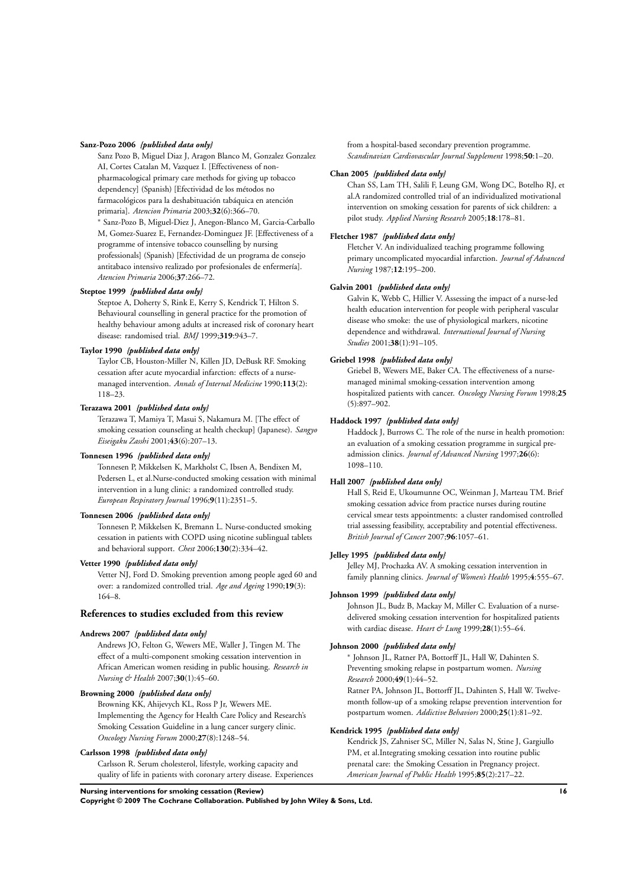**Sanz-Pozo 2006** *{published data only}*

Sanz Pozo B, Miguel Diaz J, Aragon Blanco M, Gonzalez Gonzalez AI, Cortes Catalan M, Vazquez I. [Effectiveness of non-pharmacological primary care methods for giving up tobacco dependency] (Spanish) [Efectividad de los métodos no farmacológicos para la deshabituación tabáquica en atención primaria]. *Atencion Primaria* 2003;**32**(6):366–70.

* Sanz-Pozo B, Miguel-Diez J, Anegon-Blanco M, Garcia-Carballo M, Gomez-Suarez E, Fernandez-Dominguez JF. [Effectiveness of a programme of intensive tobacco counselling by nursing professionals] (Spanish) [Efectividad de un programa de consejo antitabaco intensivo realizado por profesionales de enfermería]. *Atencion Primaria* 2006;**37**:266–72.

**Steptoe 1999** *{published data only}*

Steptoe A, Doherty S, Rink E, Kerry S, Kendrick T, Hilton S. Behavioural counselling in general practice for the promotion of healthy behaviour among adults at increased risk of coronary heart disease: randomised trial. *BMJ* 1999;**319**:943–7.

**Taylor 1990** *{published data only}*

Taylor CB, Houston-Miller N, Killen JD, DeBusk RF. Smoking cessation after acute myocardial infarction: effects of a nurse-managed intervention. *Annals of Internal Medicine* 1990;**113**(2): 118–23.

**Terazawa 2001** *{published data only}*

Terazawa T, Mamiya T, Masui S, Nakamura M. [The effect of smoking cessation counseling at health checkup] (Japanese). *Sangyo Eiseigaku Zasshi* 2001;**43**(6):207–13.

**Tonnesen 1996** *{published data only}*

Tonnesen P, Mikkelsen K, Markholst C, Ibsen A, Bendixen M, Pedersen L, et al.Nurse-conducted smoking cessation with minimal intervention in a lung clinic: a randomized controlled study. *European Respiratory Journal* 1996;**9**(11):2351–5.

**Tonnesen 2006** *{published data only}*

Tonnesen P, Mikkelsen K, Bremann L. Nurse-conducted smoking cessation in patients with COPD using nicotine sublingual tablets and behavioral support. *Chest* 2006;**130**(2):334–42.

**Vetter 1990** *{published data only}*

Vetter NJ, Ford D. Smoking prevention among people aged 60 and over: a randomized controlled trial. *Age and Ageing* 1990;**19**(3): 164–8.

## References to studies excluded from this review

**Andrews 2007** *{published data only}*

Andrews JO, Felton G, Wewers ME, Waller J, Tingen M. The effect of a multi-component smoking cessation intervention in African American women residing in public housing. *Research in Nursing & Health* 2007;**30**(1):45–60.

**Browning 2000** *{published data only}*

Browning KK, Ahijevych KL, Ross P Jr, Wewers ME. Implementing the Agency for Health Care Policy and Research's Smoking Cessation Guideline in a lung cancer surgery clinic. *Oncology Nursing Forum* 2000;**27**(8):1248–54.

**Carlsson 1998** *{published data only}*

Carlsson R. Serum cholesterol, lifestyle, working capacity and quality of life in patients with coronary artery disease. Experiences from a hospital-based secondary prevention programme. *Scandinavian Cardiovascular Journal Supplement* 1998;**50**:1–20.

**Chan 2005** *{published data only}*

Chan SS, Lam TH, Salili F, Leung GM, Wong DC, Botelho RJ, et al.A randomized controlled trial of an individualized motivational intervention on smoking cessation for parents of sick children: a pilot study. *Applied Nursing Research* 2005;**18**:178–81.

**Fletcher 1987** *{published data only}*

Fletcher V. An individualized teaching programme following primary uncomplicated myocardial infarction. *Journal of Advanced Nursing* 1987;**12**:195–200.

**Galvin 2001** *{published data only}*

Galvin K, Webb C, Hillier V. Assessing the impact of a nurse-led health education intervention for people with peripheral vascular disease who smoke: the use of physiological markers, nicotine dependence and withdrawal. *International Journal of Nursing Studies* 2001;**38**(1):91–105.

**Griebel 1998** *{published data only}*

Griebel B, Wewers ME, Baker CA. The effectiveness of a nurse-managed minimal smoking-cessation intervention among hospitalized patients with cancer. *Oncology Nursing Forum* 1998;**25** (5):897–902.

**Haddock 1997** *{published data only}*

Haddock J, Burrows C. The role of the nurse in health promotion: an evaluation of a smoking cessation programme in surgical pre-admission clinics. *Journal of Advanced Nursing* 1997;**26**(6): 1098–110.

**Hall 2007** *{published data only}*

Hall S, Reid E, Ukoumunne OC, Weinman J, Marteau TM. Brief smoking cessation advice from practice nurses during routine cervical smear tests appointments: a cluster randomised controlled trial assessing feasibility, acceptability and potential effectiveness. *British Journal of Cancer* 2007;**96**:1057–61.

**Jelley 1995** *{published data only}*

Jelley MJ, Prochazka AV. A smoking cessation intervention in family planning clinics. *Journal of Women's Health* 1995;**4**:555–67.

**Johnson 1999** *{published data only}*

Johnson JL, Budz B, Mackay M, Miller C. Evaluation of a nurse-delivered smoking cessation intervention for hospitalized patients with cardiac disease. *Heart & Lung* 1999;**28**(1):55–64.

**Johnson 2000** *{published data only}*

* Johnson JL, Ratner PA, Bottorff JL, Hall W, Dahinten S. Preventing smoking relapse in postpartum women. *Nursing Research* 2000;**49**(1):44–52.

Ratner PA, Johnson JL, Bottorff JL, Dahinten S, Hall W. Twelve-month follow-up of a smoking relapse prevention intervention for postpartum women. *Addictive Behaviors* 2000;**25**(1):81–92.

**Kendrick 1995** *{published data only}*

Kendrick JS, Zahniser SC, Miller N, Salas N, Stine J, Gargiullo PM, et al.Integrating smoking cessation into routine public prenatal care: the Smoking Cessation in Pregnancy project. *American Journal of Public Health* 1995;**85**(2):217–22.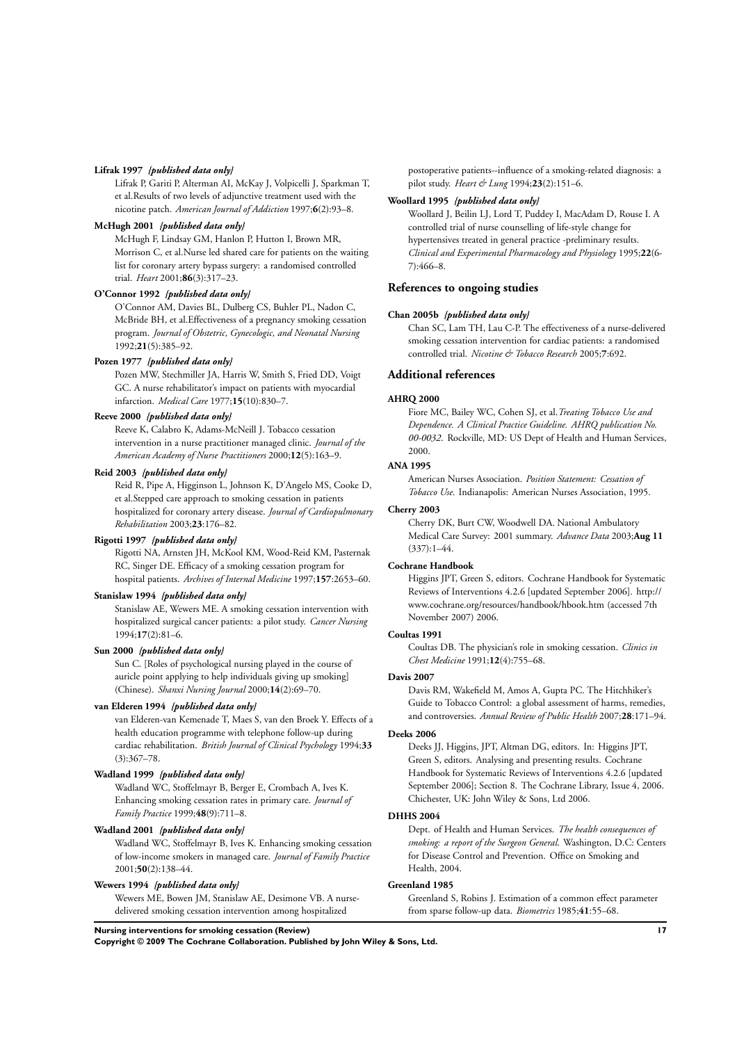**Lifrak 1997** *{published data only}*

Lifrak P, Gariti P, Alterman AI, McKay J, Volpicelli J, Sparkman T, et al.Results of two levels of adjunctive treatment used with the nicotine patch. *American Journal of Addiction* 1997;**6**(2):93–8.

**McHugh 2001** *{published data only}*

McHugh F, Lindsay GM, Hanlon P, Hutton I, Brown MR, Morrison C, et al.Nurse led shared care for patients on the waiting list for coronary artery bypass surgery: a randomised controlled trial. *Heart* 2001;**86**(3):317–23.

**O'Connor 1992** *{published data only}*

O'Connor AM, Davies BL, Dulberg CS, Buhler PL, Nadon C, McBride BH, et al.Effectiveness of a pregnancy smoking cessation program. *Journal of Obstetric, Gynecologic, and Neonatal Nursing* 1992;**21**(5):385–92.

**Pozen 1977** *{published data only}*

Pozen MW, Stechmiller JA, Harris W, Smith S, Fried DD, Voigt GC. A nurse rehabilitator's impact on patients with myocardial infarction. *Medical Care* 1977;**15**(10):830–7.

**Reeve 2000** *{published data only}*

Reeve K, Calabro K, Adams-McNeill J. Tobacco cessation intervention in a nurse practitioner managed clinic. *Journal of the American Academy of Nurse Practitioners* 2000;**12**(5):163–9.

**Reid 2003** *{published data only}*

Reid R, Pipe A, Higginson L, Johnson K, D'Angelo MS, Cooke D, et al.Stepped care approach to smoking cessation in patients hospitalized for coronary artery disease. *Journal of Cardiopulmonary Rehabilitation* 2003;**23**:176–82.

**Rigotti 1997** *{published data only}*

Rigotti NA, Arnsten JH, McKool KM, Wood-Reid KM, Pasternak RC, Singer DE. Efficacy of a smoking cessation program for hospital patients. *Archives of Internal Medicine* 1997;**157**:2653–60.

**Stanislaw 1994** *{published data only}*

Stanislaw AE, Wewers ME. A smoking cessation intervention with hospitalized surgical cancer patients: a pilot study. *Cancer Nursing* 1994;**17**(2):81–6.

**Sun 2000** *{published data only}*

Sun C. [Roles of psychological nursing played in the course of auricle point applying to help individuals giving up smoking] (Chinese). *Shanxi Nursing Journal* 2000;**14**(2):69–70.

**van Elderen 1994** *{published data only}*

van Elderen-van Kemenade T, Maes S, van den Broek Y. Effects of a health education programme with telephone follow-up during cardiac rehabilitation. *British Journal of Clinical Psychology* 1994;**33** (3):367–78.

**Wadland 1999** *{published data only}*

Wadland WC, Stoffelmayr B, Berger E, Crombach A, Ives K. Enhancing smoking cessation rates in primary care. *Journal of Family Practice* 1999;**48**(9):711–8.

**Wadland 2001** *{published data only}*

Wadland WC, Stoffelmayr B, Ives K. Enhancing smoking cessation of low-income smokers in managed care. *Journal of Family Practice* 2001;**50**(2):138–44.

**Wewers 1994** *{published data only}*

Wewers ME, Bowen JM, Stanislaw AE, Desimone VB. A nurse-delivered smoking cessation intervention among hospitalized postoperative patients--influence of a smoking-related diagnosis: a pilot study. *Heart & Lung* 1994;**23**(2):151–6.

**Woollard 1995** *{published data only}*

Woollard J, Beilin LJ, Lord T, Puddey I, MacAdam D, Rouse I. A controlled trial of nurse counselling of life-style change for hypertensives treated in general practice -preliminary results. *Clinical and Experimental Pharmacology and Physiology* 1995;**22**(6-7):466–8.

## References to ongoing studies

**Chan 2005b** *{published data only}*

Chan SC, Lam TH, Lau C-P. The effectiveness of a nurse-delivered smoking cessation intervention for cardiac patients: a randomised controlled trial. *Nicotine & Tobacco Research* 2005;**7**:692.

## Additional references

**AHRQ 2000**

Fiore MC, Bailey WC, Cohen SJ, et al.*Treating Tobacco Use and Dependence. A Clinical Practice Guideline. AHRQ publication No. 00-0032*. Rockville, MD: US Dept of Health and Human Services, 2000.

**ANA 1995**

American Nurses Association. *Position Statement: Cessation of Tobacco Use*. Indianapolis: American Nurses Association, 1995.

**Cherry 2003**

Cherry DK, Burt CW, Woodwell DA. National Ambulatory Medical Care Survey: 2001 summary. *Advance Data* 2003;**Aug 11** (337):1–44.

**Cochrane Handbook**

Higgins JPT, Green S, editors. Cochrane Handbook for Systematic Reviews of Interventions 4.2.6 [updated September 2006]. http://www.cochrane.org/resources/handbook/hbook.htm (accessed 7th November 2007) 2006.

**Coultas 1991**

Coultas DB. The physician's role in smoking cessation. *Clinics in Chest Medicine* 1991;**12**(4):755–68.

**Davis 2007**

Davis RM, Wakefield M, Amos A, Gupta PC. The Hitchhiker's Guide to Tobacco Control: a global assessment of harms, remedies, and controversies. *Annual Review of Public Health* 2007;**28**:171–94.

**Deeks 2006**

Deeks JJ, Higgins, JPT, Altman DG, editors. In: Higgins JPT, Green S, editors. Analysing and presenting results. Cochrane Handbook for Systematic Reviews of Interventions 4.2.6 [updated September 2006]; Section 8. The Cochrane Library, Issue 4, 2006. Chichester, UK: John Wiley & Sons, Ltd 2006.

**DHHS 2004**

Dept. of Health and Human Services. *The health consequences of smoking: a report of the Surgeon General*. Washington, D.C: Centers for Disease Control and Prevention. Office on Smoking and Health, 2004.

**Greenland 1985**

Greenland S, Robins J. Estimation of a common effect parameter from sparse follow-up data. *Biometrics* 1985;**41**:55–68.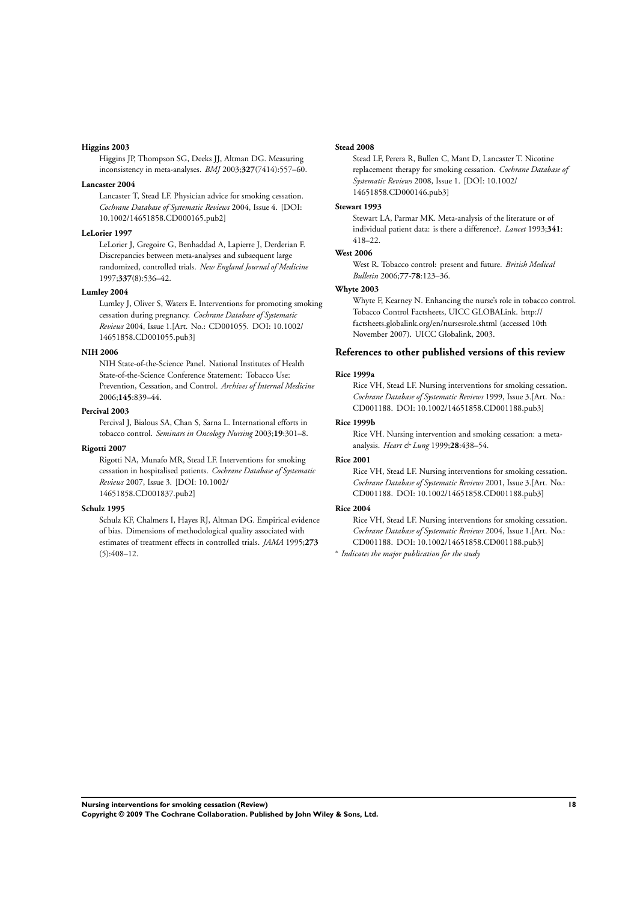**Higgins 2003**

Higgins JP, Thompson SG, Deeks JJ, Altman DG. Measuring inconsistency in meta-analyses. *BMJ* 2003;**327**(7414):557–60.

**Lancaster 2004**

Lancaster T, Stead LF. Physician advice for smoking cessation. *Cochrane Database of Systematic Reviews* 2004, Issue 4. [DOI: 10.1002/14651858.CD000165.pub2]

**LeLorier 1997**

LeLorier J, Gregoire G, Benhaddad A, Lapierre J, Derderian F. Discrepancies between meta-analyses and subsequent large randomized, controlled trials. *New England Journal of Medicine* 1997;**337**(8):536–42.

**Lumley 2004**

Lumley J, Oliver S, Waters E. Interventions for promoting smoking cessation during pregnancy. *Cochrane Database of Systematic Reviews* 2004, Issue 1.[Art. No.: CD001055. DOI: 10.1002/14651858.CD001055.pub3]

**NIH 2006**

NIH State-of-the-Science Panel. National Institutes of Health State-of-the-Science Conference Statement: Tobacco Use: Prevention, Cessation, and Control. *Archives of Internal Medicine* 2006;**145**:839–44.

**Percival 2003**

Percival J, Bialous SA, Chan S, Sarna L. International efforts in tobacco control. *Seminars in Oncology Nursing* 2003;**19**:301–8.

**Rigotti 2007**

Rigotti NA, Munafo MR, Stead LF. Interventions for smoking cessation in hospitalised patients. *Cochrane Database of Systematic Reviews* 2007, Issue 3. [DOI: 10.1002/14651858.CD001837.pub2]

**Schulz 1995**

Schulz KF, Chalmers I, Hayes RJ, Altman DG. Empirical evidence of bias. Dimensions of methodological quality associated with estimates of treatment effects in controlled trials. *JAMA* 1995;**273**(5):408–12.

**Stead 2008**

Stead LF, Perera R, Bullen C, Mant D, Lancaster T. Nicotine replacement therapy for smoking cessation. *Cochrane Database of Systematic Reviews* 2008, Issue 1. [DOI: 10.1002/14651858.CD000146.pub3]

**Stewart 1993**

Stewart LA, Parmar MK. Meta-analysis of the literature or of individual patient data: is there a difference?. *Lancet* 1993;**341**: 418–22.

**West 2006**

West R. Tobacco control: present and future. *British Medical Bulletin* 2006;**77-78**:123–36.

**Whyte 2003**

Whyte F, Kearney N. Enhancing the nurse's role in tobacco control. Tobacco Control Factsheets, UICC GLOBALink. http://factsheets.globalink.org/en/nursesrole.shtml (accessed 10th November 2007). UICC Globalink, 2003.

## References to other published versions of this review

**Rice 1999a**

Rice VH, Stead LF. Nursing interventions for smoking cessation. *Cochrane Database of Systematic Reviews* 1999, Issue 3.[Art. No.: CD001188. DOI: 10.1002/14651858.CD001188.pub3]

**Rice 1999b**

Rice VH. Nursing intervention and smoking cessation: a meta-analysis. *Heart & Lung* 1999;**28**:438–54.

**Rice 2001**

Rice VH, Stead LF. Nursing interventions for smoking cessation. *Cochrane Database of Systematic Reviews* 2001, Issue 3.[Art. No.: CD001188. DOI: 10.1002/14651858.CD001188.pub3]

**Rice 2004**

Rice VH, Stead LF. Nursing interventions for smoking cessation. *Cochrane Database of Systematic Reviews* 2004, Issue 1.[Art. No.: CD001188. DOI: 10.1002/14651858.CD001188.pub3]

\* *Indicates the major publication for the study*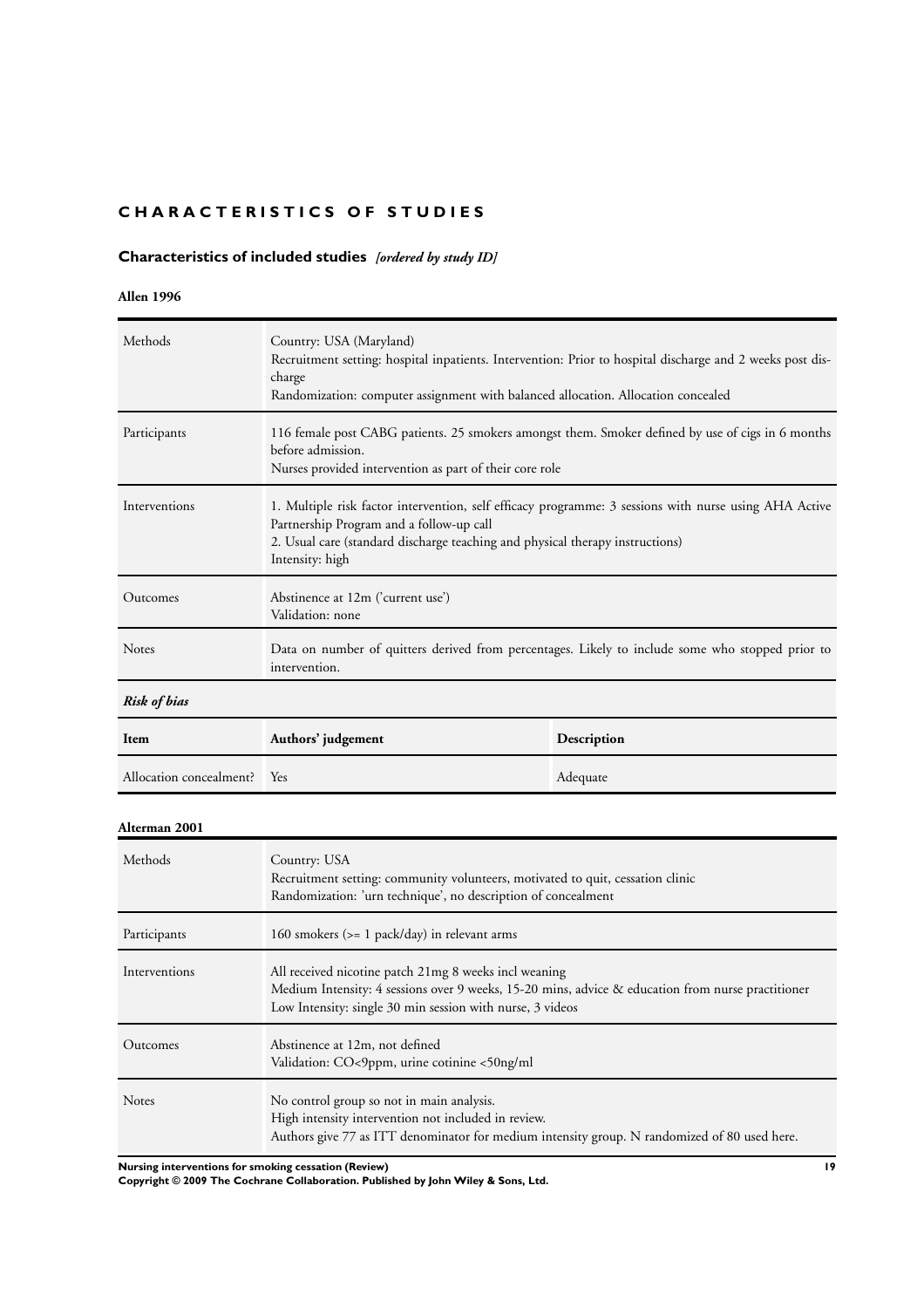# CHARACTERISTICS OF STUDIES

## Characteristics of included studies *[ordered by study ID]*

### Allen 1996

| | |
|---|---|
| Methods | Country: USA (Maryland)<br>Recruitment setting: hospital inpatients. Intervention: Prior to hospital discharge and 2 weeks post discharge<br>Randomization: computer assignment with balanced allocation. Allocation concealed |
| Participants | 116 female post CABG patients. 25 smokers amongst them. Smoker defined by use of cigs in 6 months before admission.<br>Nurses provided intervention as part of their core role |
| Interventions | 1. Multiple risk factor intervention, self efficacy programme: 3 sessions with nurse using AHA Active Partnership Program and a follow-up call<br>2. Usual care (standard discharge teaching and physical therapy instructions)<br>Intensity: high |
| Outcomes | Abstinence at 12m ('current use')<br>Validation: none |
| Notes | Data on number of quitters derived from percentages. Likely to include some who stopped prior to intervention. |

***Risk of bias***

| Item | Authors' judgement | Description |
|---|---|---|
| Allocation concealment? | Yes | Adequate |

### Alterman 2001

| | |
|---|---|
| Methods | Country: USA<br>Recruitment setting: community volunteers, motivated to quit, cessation clinic<br>Randomization: 'urn technique', no description of concealment |
| Participants | 160 smokers (>= 1 pack/day) in relevant arms |
| Interventions | All received nicotine patch 21mg 8 weeks incl weaning<br>Medium Intensity: 4 sessions over 9 weeks, 15-20 mins, advice & education from nurse practitioner<br>Low Intensity: single 30 min session with nurse, 3 videos |
| Outcomes | Abstinence at 12m, not defined<br>Validation: CO<9ppm, urine cotinine <50ng/ml |
| Notes | No control group so not in main analysis.<br>High intensity intervention not included in review.<br>Authors give 77 as ITT denominator for medium intensity group. N randomized of 80 used here. |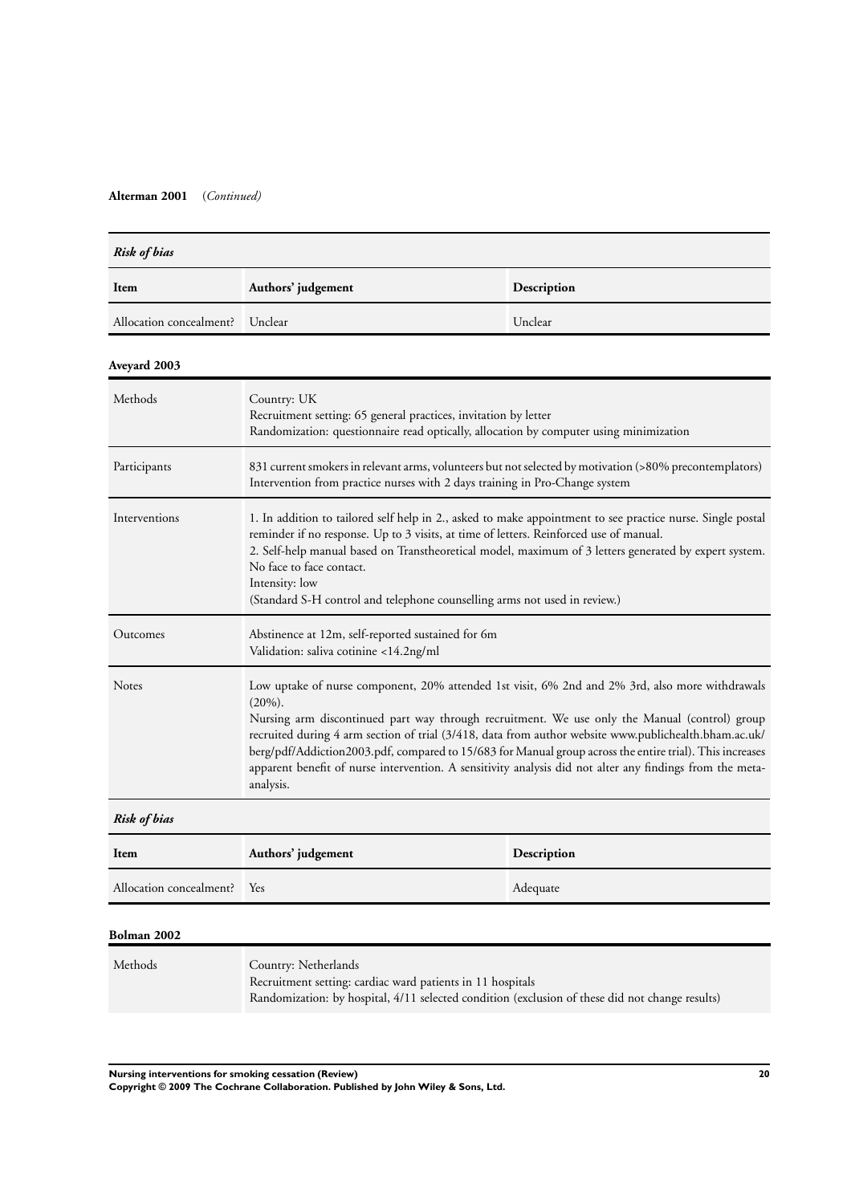**Alterman 2001** (*Continued*)

*Risk of bias*

| Item | Authors' judgement | Description |
|---|---|---|
| Allocation concealment? | Unclear | Unclear |

**Aveyard 2003**

| | |
|---|---|
| Methods | Country: UK<br>Recruitment setting: 65 general practices, invitation by letter<br>Randomization: questionnaire read optically, allocation by computer using minimization |
| Participants | 831 current smokers in relevant arms, volunteers but not selected by motivation (>80% precontemplators)<br>Intervention from practice nurses with 2 days training in Pro-Change system |
| Interventions | 1. In addition to tailored self help in 2., asked to make appointment to see practice nurse. Single postal reminder if no response. Up to 3 visits, at time of letters. Reinforced use of manual.<br>2. Self-help manual based on Transtheoretical model, maximum of 3 letters generated by expert system. No face to face contact.<br>Intensity: low<br>(Standard S-H control and telephone counselling arms not used in review.) |
| Outcomes | Abstinence at 12m, self-reported sustained for 6m<br>Validation: saliva cotinine <14.2ng/ml |
| Notes | Low uptake of nurse component, 20% attended 1st visit, 6% 2nd and 2% 3rd, also more withdrawals (20%).<br>Nursing arm discontinued part way through recruitment. We use only the Manual (control) group recruited during 4 arm section of trial (3/418, data from author website www.publichealth.bham.ac.uk/berg/pdf/Addiction2003.pdf, compared to 15/683 for Manual group across the entire trial). This increases apparent benefit of nurse intervention. A sensitivity analysis did not alter any findings from the meta-analysis. |

*Risk of bias*

| Item | Authors' judgement | Description |
|---|---|---|
| Allocation concealment? | Yes | Adequate |

**Bolman 2002**

| | |
|---|---|
| Methods | Country: Netherlands<br>Recruitment setting: cardiac ward patients in 11 hospitals<br>Randomization: by hospital, 4/11 selected condition (exclusion of these did not change results) |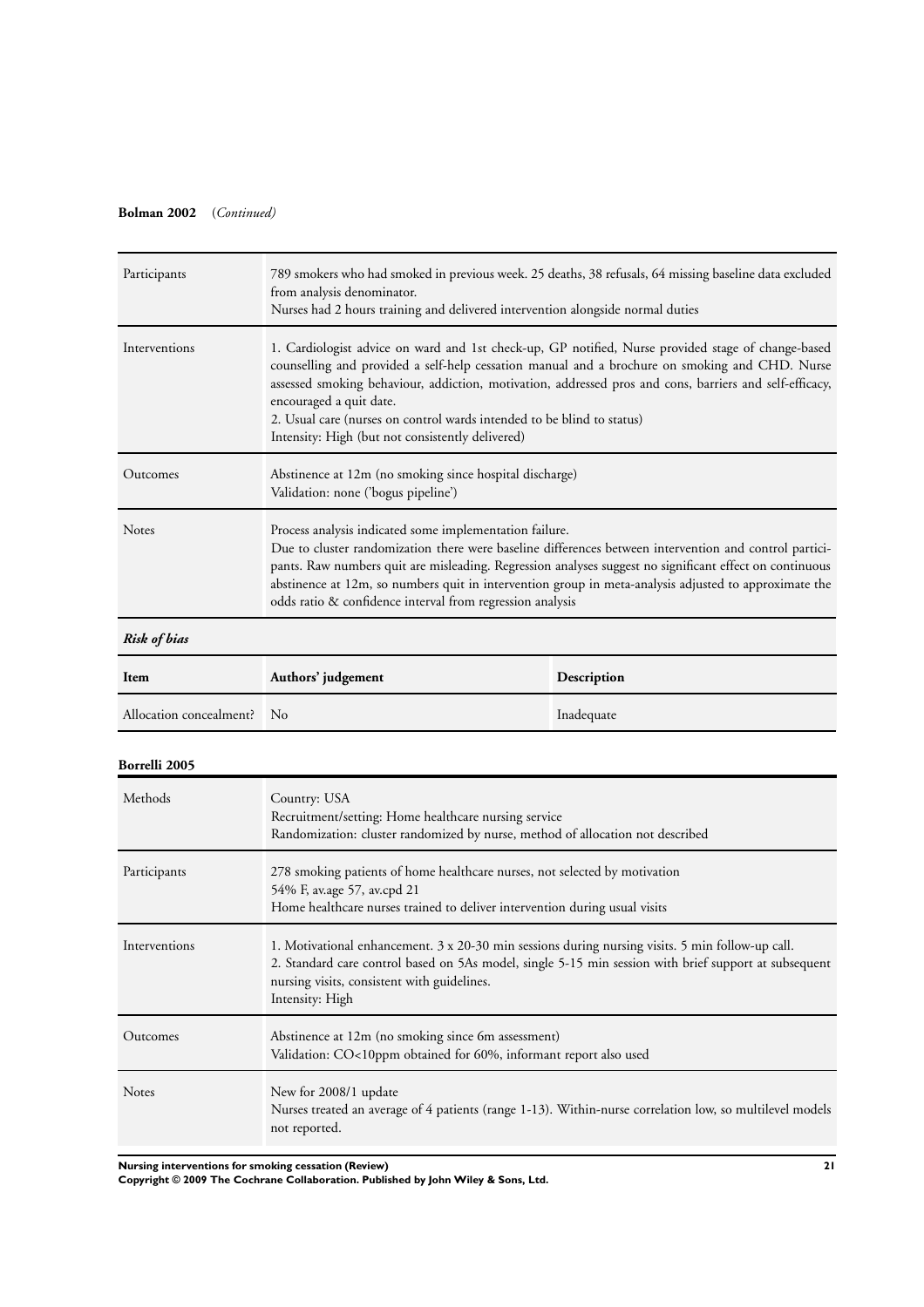**Bolman 2002** (*Continued*)

| | |
|---|---|
| Participants | 789 smokers who had smoked in previous week. 25 deaths, 38 refusals, 64 missing baseline data excluded from analysis denominator.<br>Nurses had 2 hours training and delivered intervention alongside normal duties |
| Interventions | 1. Cardiologist advice on ward and 1st check-up, GP notified, Nurse provided stage of change-based counselling and provided a self-help cessation manual and a brochure on smoking and CHD. Nurse assessed smoking behaviour, addiction, motivation, addressed pros and cons, barriers and self-efficacy, encouraged a quit date.<br>2. Usual care (nurses on control wards intended to be blind to status)<br>Intensity: High (but not consistently delivered) |
| Outcomes | Abstinence at 12m (no smoking since hospital discharge)<br>Validation: none ('bogus pipeline') |
| Notes | Process analysis indicated some implementation failure.<br>Due to cluster randomization there were baseline differences between intervention and control participants. Raw numbers quit are misleading. Regression analyses suggest no significant effect on continuous abstinence at 12m, so numbers quit in intervention group in meta-analysis adjusted to approximate the odds ratio & confidence interval from regression analysis |

***Risk of bias***

| Item | Authors' judgement | Description |
|---|---|---|
| Allocation concealment? | No | Inadequate |

**Borrelli 2005**

| | |
|---|---|
| Methods | Country: USA<br>Recruitment/setting: Home healthcare nursing service<br>Randomization: cluster randomized by nurse, method of allocation not described |
| Participants | 278 smoking patients of home healthcare nurses, not selected by motivation<br>54% F, av.age 57, av.cpd 21<br>Home healthcare nurses trained to deliver intervention during usual visits |
| Interventions | 1. Motivational enhancement. 3 x 20-30 min sessions during nursing visits. 5 min follow-up call.<br>2. Standard care control based on 5As model, single 5-15 min session with brief support at subsequent nursing visits, consistent with guidelines.<br>Intensity: High |
| Outcomes | Abstinence at 12m (no smoking since 6m assessment)<br>Validation: CO<10ppm obtained for 60%, informant report also used |
| Notes | New for 2008/1 update<br>Nurses treated an average of 4 patients (range 1-13). Within-nurse correlation low, so multilevel models not reported. |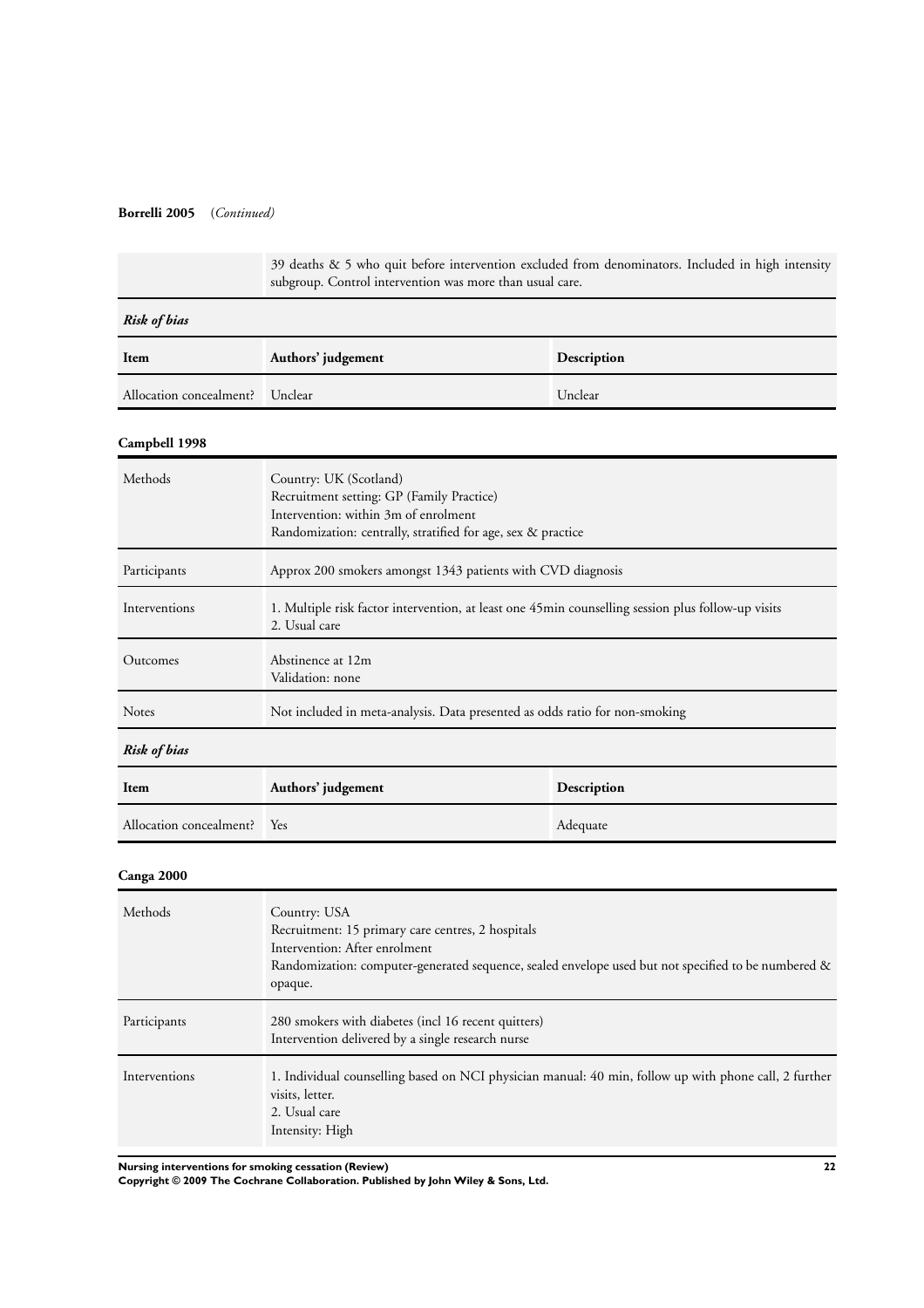**Borrelli 2005** (*Continued*)

| | |
|---|---|
| | 39 deaths & 5 who quit before intervention excluded from denominators. Included in high intensity subgroup. Control intervention was more than usual care. |

*Risk of bias*

| Item | Authors' judgement | Description |
|---|---|---|
| Allocation concealment? | Unclear | Unclear |

**Campbell 1998**

| | |
|---|---|
| Methods | Country: UK (Scotland)<br>Recruitment setting: GP (Family Practice)<br>Intervention: within 3m of enrolment<br>Randomization: centrally, stratified for age, sex & practice |
| Participants | Approx 200 smokers amongst 1343 patients with CVD diagnosis |
| Interventions | 1. Multiple risk factor intervention, at least one 45min counselling session plus follow-up visits<br>2. Usual care |
| Outcomes | Abstinence at 12m<br>Validation: none |
| Notes | Not included in meta-analysis. Data presented as odds ratio for non-smoking |

*Risk of bias*

| Item | Authors' judgement | Description |
|---|---|---|
| Allocation concealment? | Yes | Adequate |

**Canga 2000**

| | |
|---|---|
| Methods | Country: USA<br>Recruitment: 15 primary care centres, 2 hospitals<br>Intervention: After enrolment<br>Randomization: computer-generated sequence, sealed envelope used but not specified to be numbered & opaque. |
| Participants | 280 smokers with diabetes (incl 16 recent quitters)<br>Intervention delivered by a single research nurse |
| Interventions | 1. Individual counselling based on NCI physician manual: 40 min, follow up with phone call, 2 further visits, letter.<br>2. Usual care<br>Intensity: High |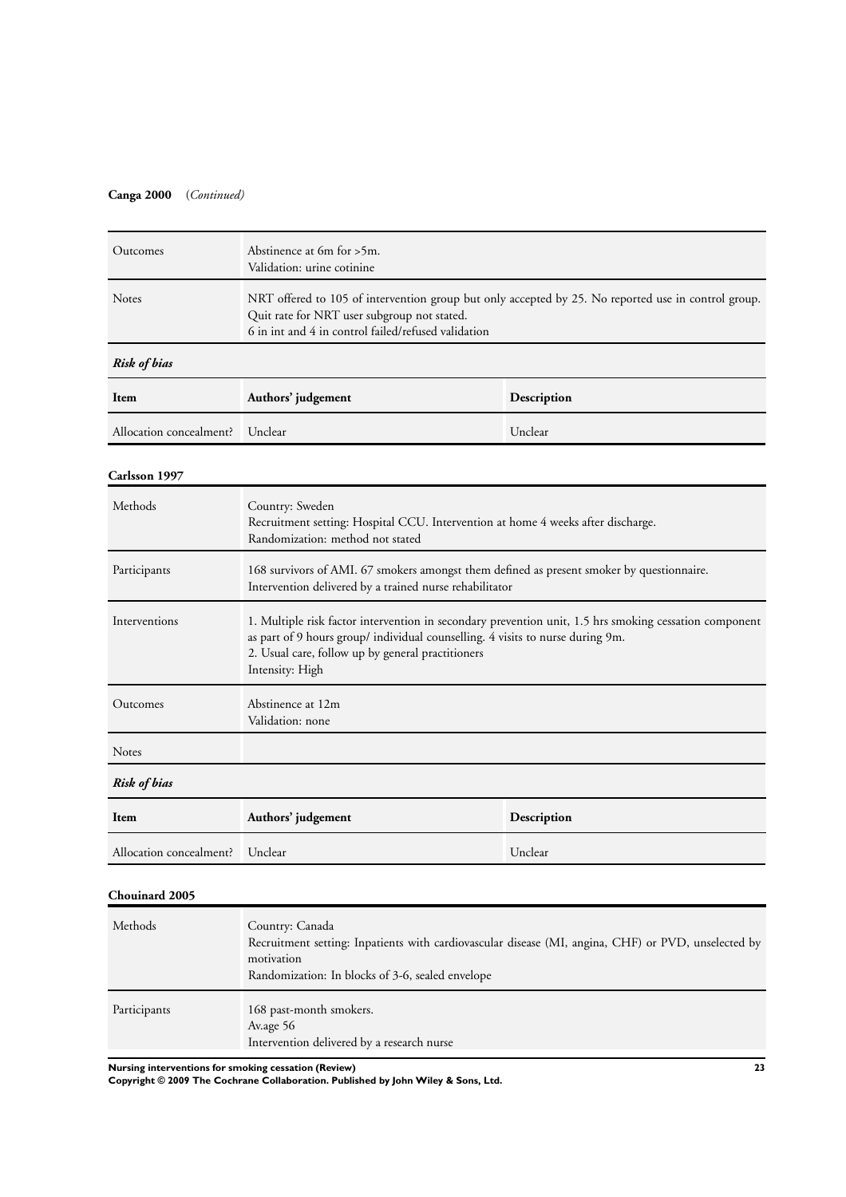**Canga 2000** (*Continued*)

| | |
|---|---|
| Outcomes | Abstinence at 6m for >5m.<br>Validation: urine cotinine |
| Notes | NRT offered to 105 of intervention group but only accepted by 25. No reported use in control group.<br>Quit rate for NRT user subgroup not stated.<br>6 in int and 4 in control failed/refused validation |

***Risk of bias***

| Item | Authors' judgement | Description |
|---|---|---|
| Allocation concealment? | Unclear | Unclear |

**Carlsson 1997**

| | |
|---|---|
| Methods | Country: Sweden<br>Recruitment setting: Hospital CCU. Intervention at home 4 weeks after discharge.<br>Randomization: method not stated |
| Participants | 168 survivors of AMI. 67 smokers amongst them defined as present smoker by questionnaire.<br>Intervention delivered by a trained nurse rehabilitator |
| Interventions | 1. Multiple risk factor intervention in secondary prevention unit, 1.5 hrs smoking cessation component as part of 9 hours group/ individual counselling. 4 visits to nurse during 9m.<br>2. Usual care, follow up by general practitioners<br>Intensity: High |
| Outcomes | Abstinence at 12m<br>Validation: none |
| Notes | |

***Risk of bias***

| Item | Authors' judgement | Description |
|---|---|---|
| Allocation concealment? | Unclear | Unclear |

**Chouinard 2005**

| | |
|---|---|
| Methods | Country: Canada<br>Recruitment setting: Inpatients with cardiovascular disease (MI, angina, CHF) or PVD, unselected by motivation<br>Randomization: In blocks of 3-6, sealed envelope |
| Participants | 168 past-month smokers.<br>Av.age 56<br>Intervention delivered by a research nurse |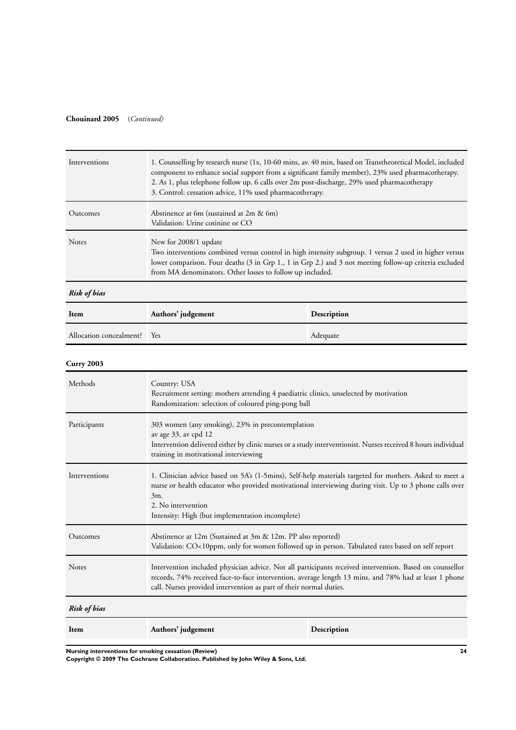**Chouinard 2005** (*Continued*)

| | |
|---|---|
| Interventions | 1. Counselling by research nurse (1x, 10-60 mins, av. 40 min, based on Transtheoretical Model, included component to enhance social support from a significant family member), 23% used pharmacotherapy.<br>2. As 1, plus telephone follow up, 6 calls over 2m post-discharge, 29% used pharmacotherapy<br>3. Control: cessation advice, 11% used pharmacotherapy. |
| Outcomes | Abstinence at 6m (sustained at 2m & 6m)<br>Validation: Urine cotinine or CO |
| Notes | New for 2008/1 update<br>Two interventions combined versus control in high intensity subgroup. 1 versus 2 used in higher versus lower comparison. Four deaths (3 in Grp 1., 1 in Grp 2.) and 3 not meeting follow-up criteria excluded from MA denominators. Other losses to follow up included. |

*Risk of bias*

| Item | Authors' judgement | Description |
|---|---|---|
| Allocation concealment? | Yes | Adequate |

**Curry 2003**

| | |
|---|---|
| Methods | Country: USA<br>Recruitment setting: mothers attending 4 paediatric clinics, unselected by motivation<br>Randomization: selection of coloured ping-pong ball |
| Participants | 303 women (any smoking), 23% in precontemplation<br>av age 33, av cpd 12<br>Intervention delivered either by clinic nurses or a study interventionist. Nurses received 8 hours individual training in motivational interviewing |
| Interventions | 1. Clinician advice based on 5A's (1-5mins), Self-help materials targeted for mothers. Asked to meet a nurse or health educator who provided motivational interviewing during visit. Up to 3 phone calls over 3m.<br>2. No intervention<br>Intensity: High (but implementation incomplete) |
| Outcomes | Abstinence at 12m (Sustained at 3m & 12m. PP also reported)<br>Validation: CO<10ppm, only for women followed up in person. Tabulated rates based on self report |
| Notes | Intervention included physician advice. Not all participants received intervention. Based on counsellor records, 74% received face-to-face intervention, average length 13 mins, and 78% had at least 1 phone call. Nurses provided intervention as part of their normal duties. |

*Risk of bias*

| Item | Authors' judgement | Description |
|---|---|---|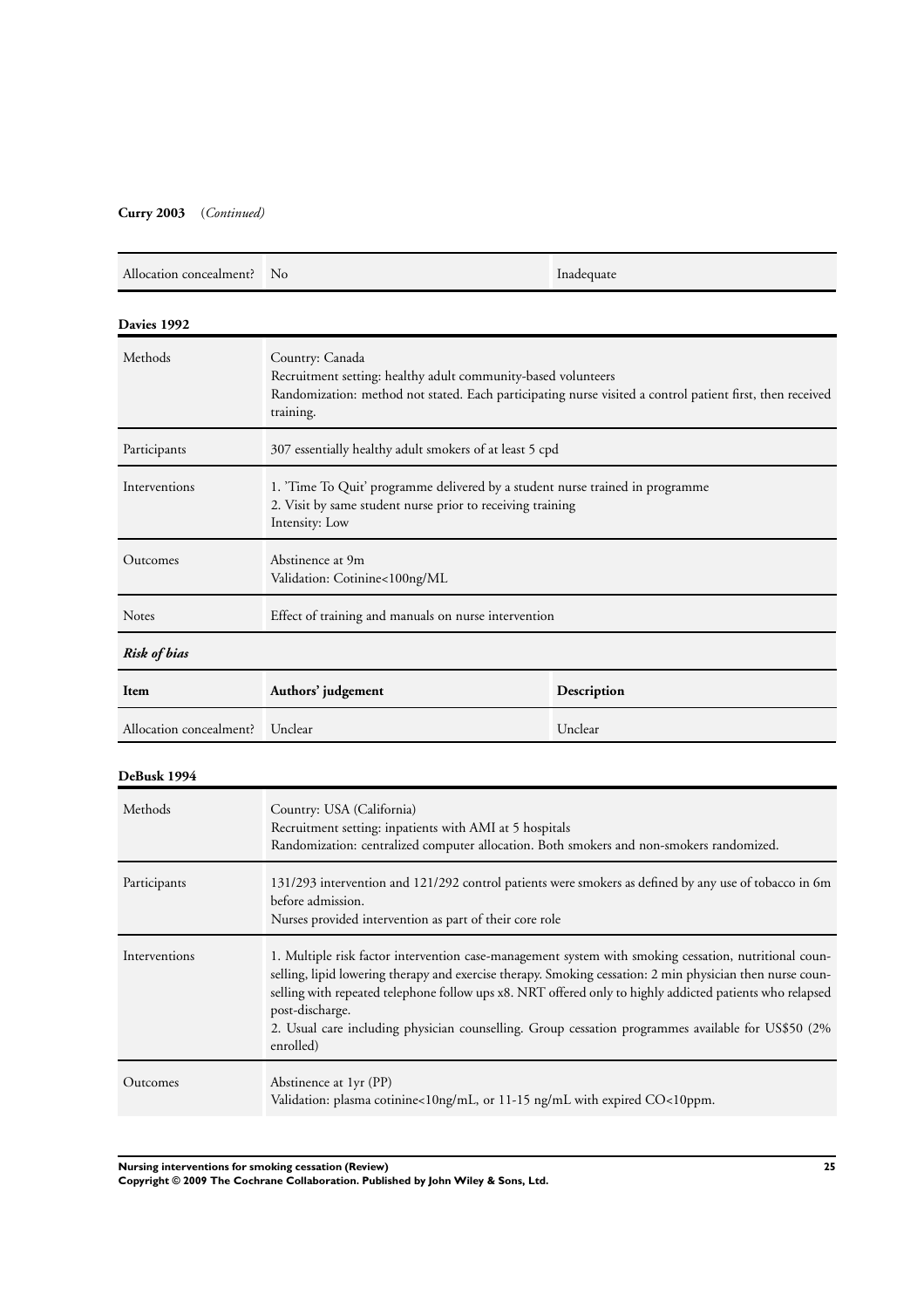**Curry 2003** (*Continued*)

| | | |
|---|---|---|
| Allocation concealment? | No | Inadequate |

**Davies 1992**

| | |
|---|---|
| Methods | Country: Canada<br>Recruitment setting: healthy adult community-based volunteers<br>Randomization: method not stated. Each participating nurse visited a control patient first, then received training. |
| Participants | 307 essentially healthy adult smokers of at least 5 cpd |
| Interventions | 1. 'Time To Quit' programme delivered by a student nurse trained in programme<br>2. Visit by same student nurse prior to receiving training<br>Intensity: Low |
| Outcomes | Abstinence at 9m<br>Validation: Cotinine<100ng/ML |
| Notes | Effect of training and manuals on nurse intervention |

***Risk of bias***

| Item | Authors' judgement | Description |
|---|---|---|
| Allocation concealment? | Unclear | Unclear |

**DeBusk 1994**

| | |
|---|---|
| Methods | Country: USA (California)<br>Recruitment setting: inpatients with AMI at 5 hospitals<br>Randomization: centralized computer allocation. Both smokers and non-smokers randomized. |
| Participants | 131/293 intervention and 121/292 control patients were smokers as defined by any use of tobacco in 6m before admission.<br>Nurses provided intervention as part of their core role |
| Interventions | 1. Multiple risk factor intervention case-management system with smoking cessation, nutritional counselling, lipid lowering therapy and exercise therapy. Smoking cessation: 2 min physician then nurse counselling with repeated telephone follow ups x8. NRT offered only to highly addicted patients who relapsed post-discharge.<br>2. Usual care including physician counselling. Group cessation programmes available for US$50 (2% enrolled) |
| Outcomes | Abstinence at 1yr (PP)<br>Validation: plasma cotinine<10ng/mL, or 11-15 ng/mL with expired CO<10ppm. |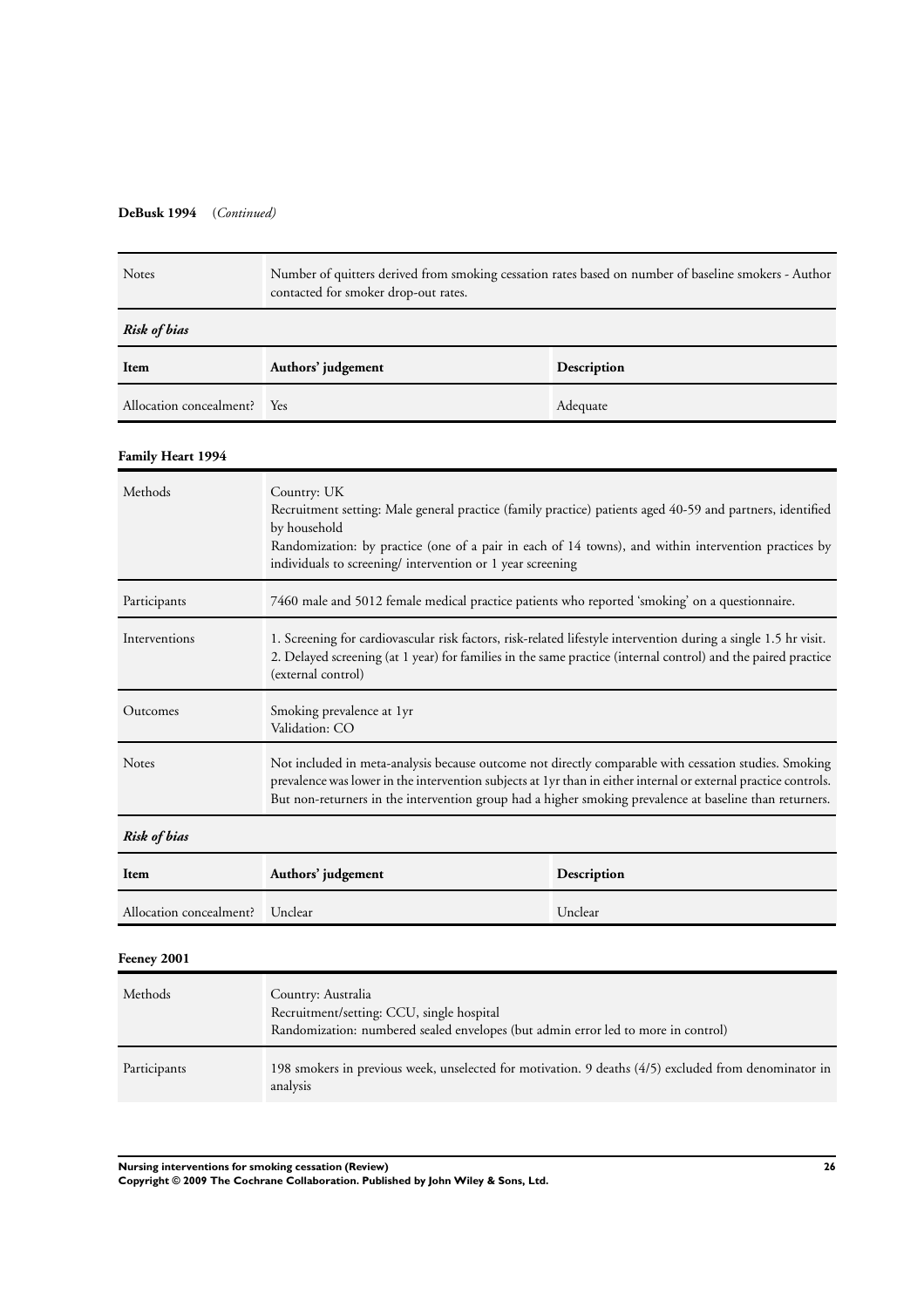**DeBusk 1994** (*Continued*)

| | |
|---|---|
| Notes | Number of quitters derived from smoking cessation rates based on number of baseline smokers - Author contacted for smoker drop-out rates. |

*Risk of bias*

| Item | Authors' judgement | Description |
|---|---|---|
| Allocation concealment? | Yes | Adequate |

**Family Heart 1994**

| | |
|---|---|
| Methods | Country: UK<br>Recruitment setting: Male general practice (family practice) patients aged 40-59 and partners, identified by household<br>Randomization: by practice (one of a pair in each of 14 towns), and within intervention practices by individuals to screening/ intervention or 1 year screening |
| Participants | 7460 male and 5012 female medical practice patients who reported 'smoking' on a questionnaire. |
| Interventions | 1. Screening for cardiovascular risk factors, risk-related lifestyle intervention during a single 1.5 hr visit.<br>2. Delayed screening (at 1 year) for families in the same practice (internal control) and the paired practice (external control) |
| Outcomes | Smoking prevalence at 1yr<br>Validation: CO |
| Notes | Not included in meta-analysis because outcome not directly comparable with cessation studies. Smoking prevalence was lower in the intervention subjects at 1yr than in either internal or external practice controls. But non-returners in the intervention group had a higher smoking prevalence at baseline than returners. |

*Risk of bias*

| Item | Authors' judgement | Description |
|---|---|---|
| Allocation concealment? | Unclear | Unclear |

**Feeney 2001**

| | |
|---|---|
| Methods | Country: Australia<br>Recruitment/setting: CCU, single hospital<br>Randomization: numbered sealed envelopes (but admin error led to more in control) |
| Participants | 198 smokers in previous week, unselected for motivation. 9 deaths (4/5) excluded from denominator in analysis |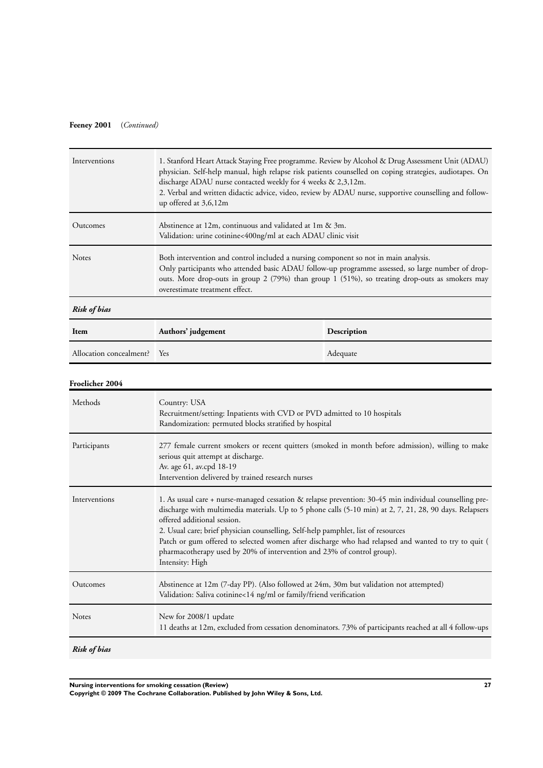**Feeney 2001** (*Continued*)

| | |
|---|---|
| Interventions | 1. Stanford Heart Attack Staying Free programme. Review by Alcohol & Drug Assessment Unit (ADAU) physician. Self-help manual, high relapse risk patients counselled on coping strategies, audiotapes. On discharge ADAU nurse contacted weekly for 4 weeks & 2,3,12m.<br>2. Verbal and written didactic advice, video, review by ADAU nurse, supportive counselling and follow-up offered at 3,6,12m |
| Outcomes | Abstinence at 12m, continuous and validated at 1m & 3m.<br>Validation: urine cotinine<400ng/ml at each ADAU clinic visit |
| Notes | Both intervention and control included a nursing component so not in main analysis.<br>Only participants who attended basic ADAU follow-up programme assessed, so large number of drop-outs. More drop-outs in group 2 (79%) than group 1 (51%), so treating drop-outs as smokers may overestimate treatment effect. |

***Risk of bias***

| Item | Authors' judgement | Description |
|---|---|---|
| Allocation concealment? | Yes | Adequate |

**Froelicher 2004**

| | |
|---|---|
| Methods | Country: USA<br>Recruitment/setting: Inpatients with CVD or PVD admitted to 10 hospitals<br>Randomization: permuted blocks stratified by hospital |
| Participants | 277 female current smokers or recent quitters (smoked in month before admission), willing to make serious quit attempt at discharge.<br>Av. age 61, av.cpd 18-19<br>Intervention delivered by trained research nurses |
| Interventions | 1. As usual care + nurse-managed cessation & relapse prevention: 30-45 min individual counselling pre-discharge with multimedia materials. Up to 5 phone calls (5-10 min) at 2, 7, 21, 28, 90 days. Relapsers offered additional session.<br>2. Usual care; brief physician counselling, Self-help pamphlet, list of resources<br>Patch or gum offered to selected women after discharge who had relapsed and wanted to try to quit ( pharmacotherapy used by 20% of intervention and 23% of control group).<br>Intensity: High |
| Outcomes | Abstinence at 12m (7-day PP). (Also followed at 24m, 30m but validation not attempted)<br>Validation: Saliva cotinine<14 ng/ml or family/friend verification |
| Notes | New for 2008/1 update<br>11 deaths at 12m, excluded from cessation denominators. 73% of participants reached at all 4 follow-ups |

***Risk of bias***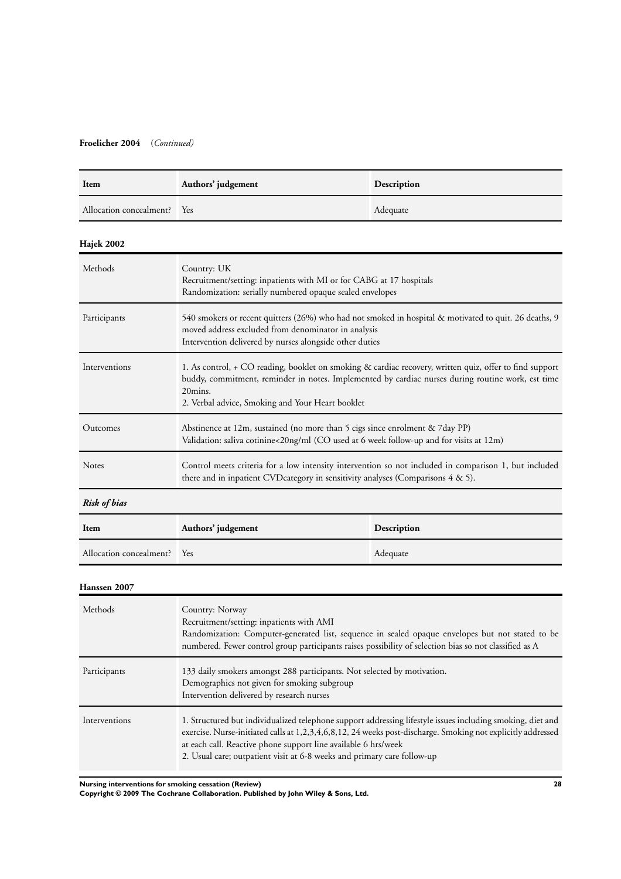**Froelicher 2004** (*Continued*)

| Item | Authors' judgement | Description |
|---|---|---|
| Allocation concealment? | Yes | Adequate |

**Hajek 2002**

| | |
|---|---|
| Methods | Country: UK<br>Recruitment/setting: inpatients with MI or for CABG at 17 hospitals<br>Randomization: serially numbered opaque sealed envelopes |
| Participants | 540 smokers or recent quitters (26%) who had not smoked in hospital & motivated to quit. 26 deaths, 9 moved address excluded from denominator in analysis<br>Intervention delivered by nurses alongside other duties |
| Interventions | 1. As control, + CO reading, booklet on smoking & cardiac recovery, written quiz, offer to find support buddy, commitment, reminder in notes. Implemented by cardiac nurses during routine work, est time 20mins.<br>2. Verbal advice, Smoking and Your Heart booklet |
| Outcomes | Abstinence at 12m, sustained (no more than 5 cigs since enrolment & 7day PP)<br>Validation: saliva cotinine<20ng/ml (CO used at 6 week follow-up and for visits at 12m) |
| Notes | Control meets criteria for a low intensity intervention so not included in comparison 1, but included there and in inpatient CVDcategory in sensitivity analyses (Comparisons 4 & 5). |

***Risk of bias***

| Item | Authors' judgement | Description |
|---|---|---|
| Allocation concealment? | Yes | Adequate |

**Hanssen 2007**

| | |
|---|---|
| Methods | Country: Norway<br>Recruitment/setting: inpatients with AMI<br>Randomization: Computer-generated list, sequence in sealed opaque envelopes but not stated to be numbered. Fewer control group participants raises possibility of selection bias so not classified as A |
| Participants | 133 daily smokers amongst 288 participants. Not selected by motivation.<br>Demographics not given for smoking subgroup<br>Intervention delivered by research nurses |
| Interventions | 1. Structured but individualized telephone support addressing lifestyle issues including smoking, diet and exercise. Nurse-initiated calls at 1,2,3,4,6,8,12, 24 weeks post-discharge. Smoking not explicitly addressed at each call. Reactive phone support line available 6 hrs/week<br>2. Usual care; outpatient visit at 6-8 weeks and primary care follow-up |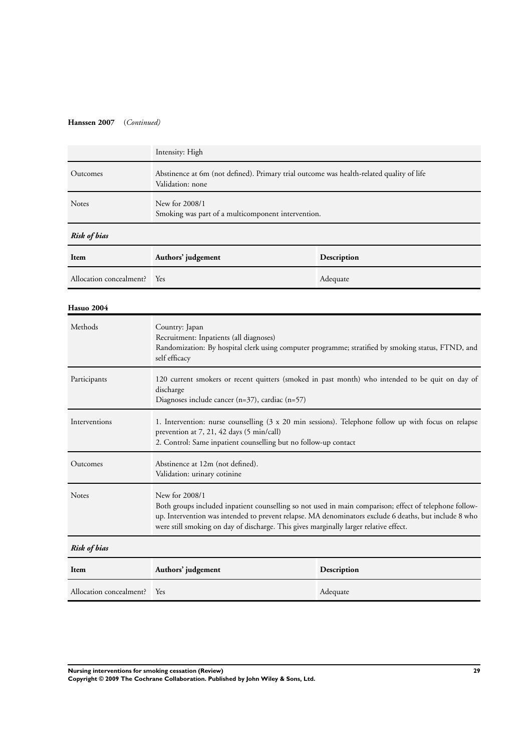**Hanssen 2007** (*Continued)*

| | |
|---|---|
| | Intensity: High |
| Outcomes | Abstinence at 6m (not defined). Primary trial outcome was health-related quality of life<br>Validation: none |
| Notes | New for 2008/1<br>Smoking was part of a multicomponent intervention. |

***Risk of bias***

| Item | Authors' judgement | Description |
|---|---|---|
| Allocation concealment? | Yes | Adequate |

**Hasuo 2004**

| | |
|---|---|
| Methods | Country: Japan<br>Recruitment: Inpatients (all diagnoses)<br>Randomization: By hospital clerk using computer programme; stratified by smoking status, FTND, and self efficacy |
| Participants | 120 current smokers or recent quitters (smoked in past month) who intended to be quit on day of discharge<br>Diagnoses include cancer (n=37), cardiac (n=57) |
| Interventions | 1. Intervention: nurse counselling (3 x 20 min sessions). Telephone follow up with focus on relapse prevention at 7, 21, 42 days (5 min/call)<br>2. Control: Same inpatient counselling but no follow-up contact |
| Outcomes | Abstinence at 12m (not defined).<br>Validation: urinary cotinine |
| Notes | New for 2008/1<br>Both groups included inpatient counselling so not used in main comparison; effect of telephone follow-up. Intervention was intended to prevent relapse. MA denominators exclude 6 deaths, but include 8 who were still smoking on day of discharge. This gives marginally larger relative effect. |

***Risk of bias***

| Item | Authors' judgement | Description |
|---|---|---|
| Allocation concealment? | Yes | Adequate |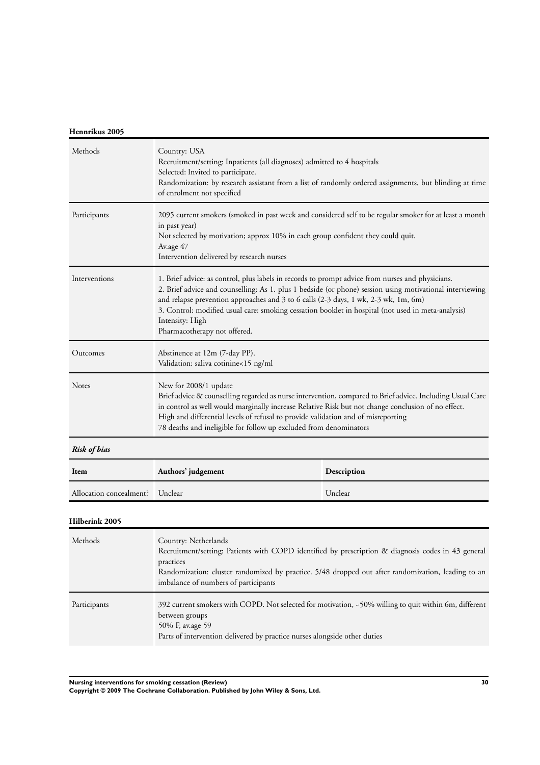**Hennrikus 2005**

| | |
|---|---|
| Methods | Country: USA<br>Recruitment/setting: Inpatients (all diagnoses) admitted to 4 hospitals<br>Selected: Invited to participate.<br>Randomization: by research assistant from a list of randomly ordered assignments, but blinding at time of enrolment not specified |
| Participants | 2095 current smokers (smoked in past week and considered self to be regular smoker for at least a month in past year)<br>Not selected by motivation; approx 10% in each group confident they could quit.<br>Av.age 47<br>Intervention delivered by research nurses |
| Interventions | 1. Brief advice: as control, plus labels in records to prompt advice from nurses and physicians.<br>2. Brief advice and counselling: As 1. plus 1 bedside (or phone) session using motivational interviewing and relapse prevention approaches and 3 to 6 calls (2-3 days, 1 wk, 2-3 wk, 1m, 6m)<br>3. Control: modified usual care: smoking cessation booklet in hospital (not used in meta-analysis)<br>Intensity: High<br>Pharmacotherapy not offered. |
| Outcomes | Abstinence at 12m (7-day PP).<br>Validation: saliva cotinine<15 ng/ml |
| Notes | New for 2008/1 update<br>Brief advice & counselling regarded as nurse intervention, compared to Brief advice. Including Usual Care in control as well would marginally increase Relative Risk but not change conclusion of no effect.<br>High and differential levels of refusal to provide validation and of misreporting<br>78 deaths and ineligible for follow up excluded from denominators |

***Risk of bias***

| Item | Authors' judgement | Description |
|---|---|---|
| Allocation concealment? | Unclear | Unclear |

**Hilberink 2005**

| | |
|---|---|
| Methods | Country: Netherlands<br>Recruitment/setting: Patients with COPD identified by prescription & diagnosis codes in 43 general practices<br>Randomization: cluster randomized by practice. 5/48 dropped out after randomization, leading to an imbalance of numbers of participants |
| Participants | 392 current smokers with COPD. Not selected for motivation, ~50% willing to quit within 6m, different between groups<br>50% F, av.age 59<br>Parts of intervention delivered by practice nurses alongside other duties |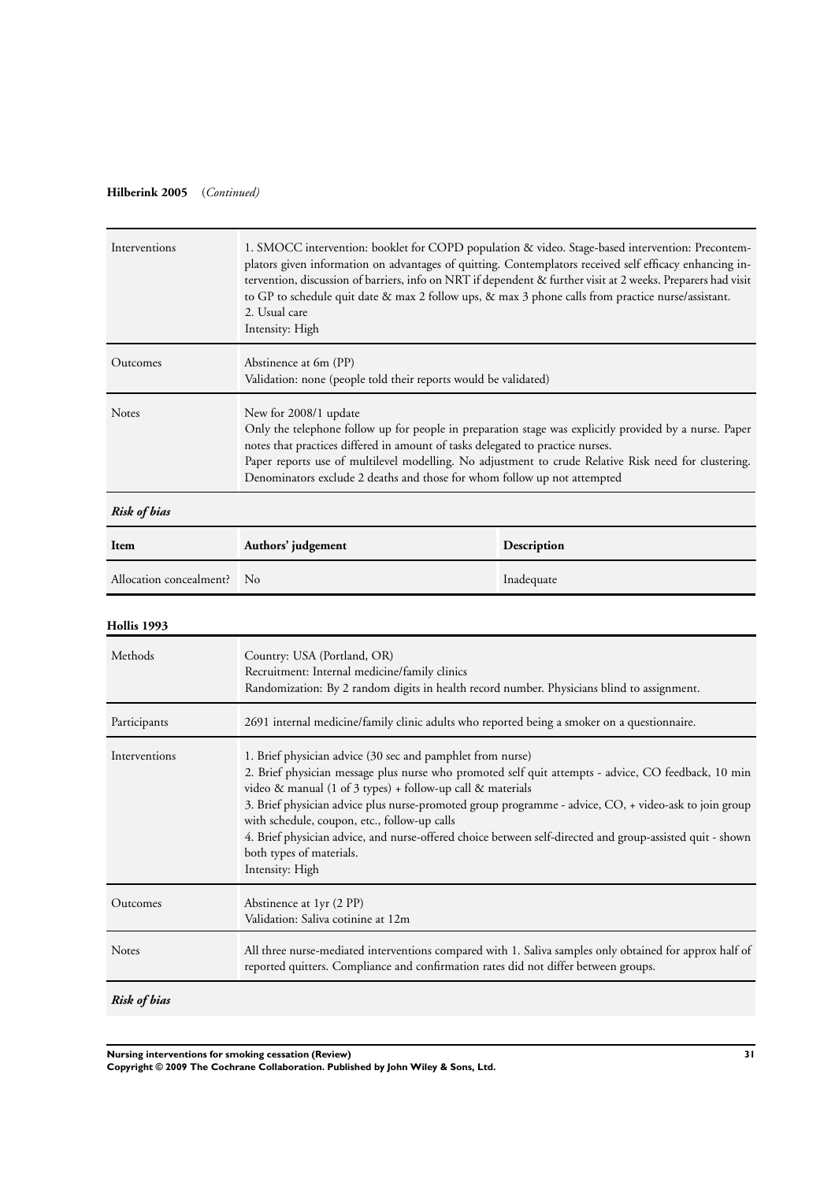**Hilberink 2005** (*Continued*)

| | |
|---|---|
| Interventions | 1. SMOCC intervention: booklet for COPD population & video. Stage-based intervention: Precontemplators given information on advantages of quitting. Contemplators received self efficacy enhancing intervention, discussion of barriers, info on NRT if dependent & further visit at 2 weeks. Preparers had visit to GP to schedule quit date & max 2 follow ups, & max 3 phone calls from practice nurse/assistant.<br>2. Usual care<br>Intensity: High |
| Outcomes | Abstinence at 6m (PP)<br>Validation: none (people told their reports would be validated) |
| Notes | New for 2008/1 update<br>Only the telephone follow up for people in preparation stage was explicitly provided by a nurse. Paper notes that practices differed in amount of tasks delegated to practice nurses.<br>Paper reports use of multilevel modelling. No adjustment to crude Relative Risk need for clustering. Denominators exclude 2 deaths and those for whom follow up not attempted |

***Risk of bias***

| Item | Authors' judgement | Description |
|---|---|---|
| Allocation concealment? | No | Inadequate |

**Hollis 1993**

| | |
|---|---|
| Methods | Country: USA (Portland, OR)<br>Recruitment: Internal medicine/family clinics<br>Randomization: By 2 random digits in health record number. Physicians blind to assignment. |
| Participants | 2691 internal medicine/family clinic adults who reported being a smoker on a questionnaire. |
| Interventions | 1. Brief physician advice (30 sec and pamphlet from nurse)<br>2. Brief physician message plus nurse who promoted self quit attempts - advice, CO feedback, 10 min video & manual (1 of 3 types) + follow-up call & materials<br>3. Brief physician advice plus nurse-promoted group programme - advice, CO, + video-ask to join group with schedule, coupon, etc., follow-up calls<br>4. Brief physician advice, and nurse-offered choice between self-directed and group-assisted quit - shown both types of materials.<br>Intensity: High |
| Outcomes | Abstinence at 1yr (2 PP)<br>Validation: Saliva cotinine at 12m |
| Notes | All three nurse-mediated interventions compared with 1. Saliva samples only obtained for approx half of reported quitters. Compliance and confirmation rates did not differ between groups. |

***Risk of bias***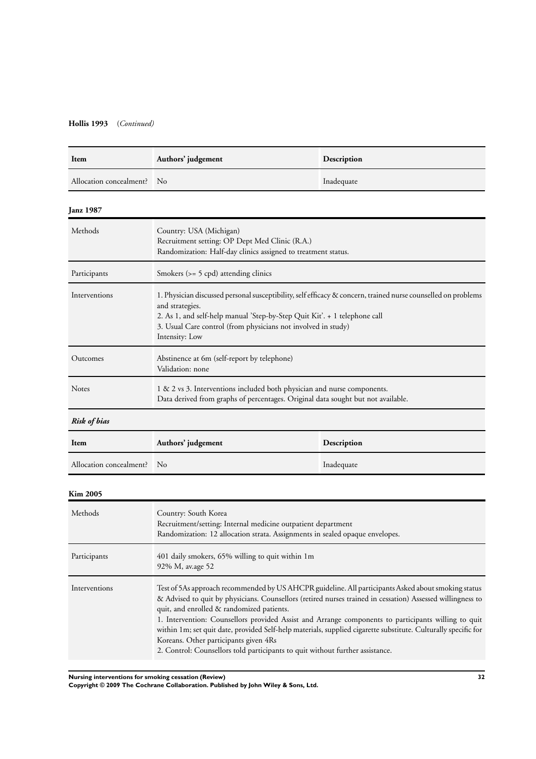**Hollis 1993** (*Continued*)

| Item | Authors' judgement | Description |
|---|---|---|
| Allocation concealment? | No | Inadequate |

**Janz 1987**

| | |
|---|---|
| Methods | Country: USA (Michigan)<br>Recruitment setting: OP Dept Med Clinic (R.A.)<br>Randomization: Half-day clinics assigned to treatment status. |
| Participants | Smokers (>= 5 cpd) attending clinics |
| Interventions | 1. Physician discussed personal susceptibility, self efficacy & concern, trained nurse counselled on problems and strategies.<br>2. As 1, and self-help manual 'Step-by-Step Quit Kit'. + 1 telephone call<br>3. Usual Care control (from physicians not involved in study)<br>Intensity: Low |
| Outcomes | Abstinence at 6m (self-report by telephone)<br>Validation: none |
| Notes | 1 & 2 vs 3. Interventions included both physician and nurse components.<br>Data derived from graphs of percentages. Original data sought but not available. |

***Risk of bias***

| Item | Authors' judgement | Description |
|---|---|---|
| Allocation concealment? | No | Inadequate |

**Kim 2005**

| | |
|---|---|
| Methods | Country: South Korea<br>Recruitment/setting: Internal medicine outpatient department<br>Randomization: 12 allocation strata. Assignments in sealed opaque envelopes. |
| Participants | 401 daily smokers, 65% willing to quit within 1m<br>92% M, av.age 52 |
| Interventions | Test of 5As approach recommended by US AHCPR guideline. All participants Asked about smoking status & Advised to quit by physicians. Counsellors (retired nurses trained in cessation) Assessed willingness to quit, and enrolled & randomized patients.<br>1. Intervention: Counsellors provided Assist and Arrange components to participants willing to quit within 1m; set quit date, provided Self-help materials, supplied cigarette substitute. Culturally specific for Koreans. Other participants given 4Rs<br>2. Control: Counsellors told participants to quit without further assistance. |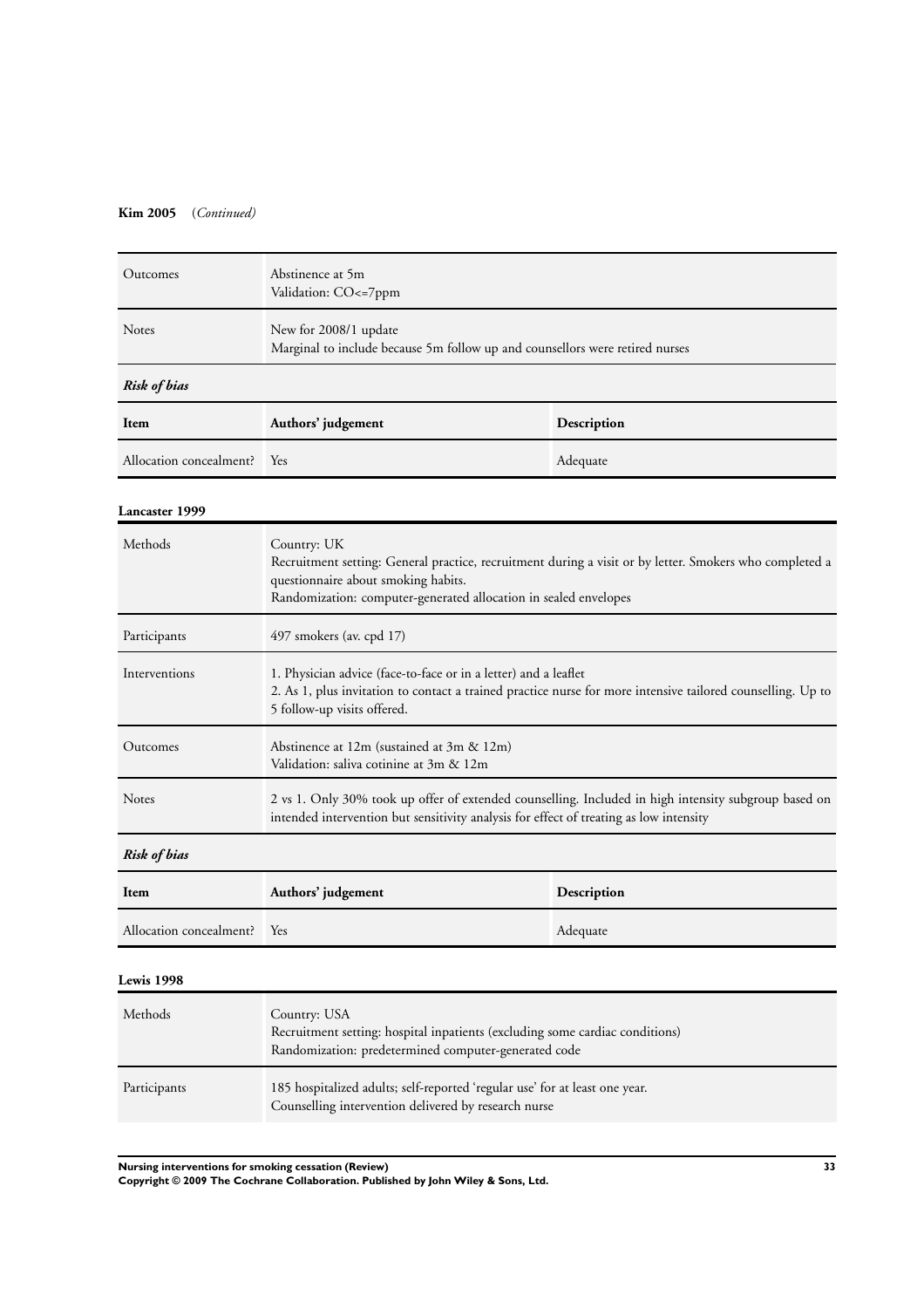**Kim 2005** (*Continued)*

| | |
|---|---|
| Outcomes | Abstinence at 5m<br>Validation: CO<=7ppm |
| Notes | New for 2008/1 update<br>Marginal to include because 5m follow up and counsellors were retired nurses |

***Risk of bias***

| Item | Authors' judgement | Description |
|---|---|---|
| Allocation concealment? | Yes | Adequate |

**Lancaster 1999**

| | |
|---|---|
| Methods | Country: UK<br>Recruitment setting: General practice, recruitment during a visit or by letter. Smokers who completed a questionnaire about smoking habits.<br>Randomization: computer-generated allocation in sealed envelopes |
| Participants | 497 smokers (av. cpd 17) |
| Interventions | 1. Physician advice (face-to-face or in a letter) and a leaflet<br>2. As 1, plus invitation to contact a trained practice nurse for more intensive tailored counselling. Up to 5 follow-up visits offered. |
| Outcomes | Abstinence at 12m (sustained at 3m & 12m)<br>Validation: saliva cotinine at 3m & 12m |
| Notes | 2 vs 1. Only 30% took up offer of extended counselling. Included in high intensity subgroup based on intended intervention but sensitivity analysis for effect of treating as low intensity |

***Risk of bias***

| Item | Authors' judgement | Description |
|---|---|---|
| Allocation concealment? | Yes | Adequate |

**Lewis 1998**

| | |
|---|---|
| Methods | Country: USA<br>Recruitment setting: hospital inpatients (excluding some cardiac conditions)<br>Randomization: predetermined computer-generated code |
| Participants | 185 hospitalized adults; self-reported 'regular use' for at least one year.<br>Counselling intervention delivered by research nurse |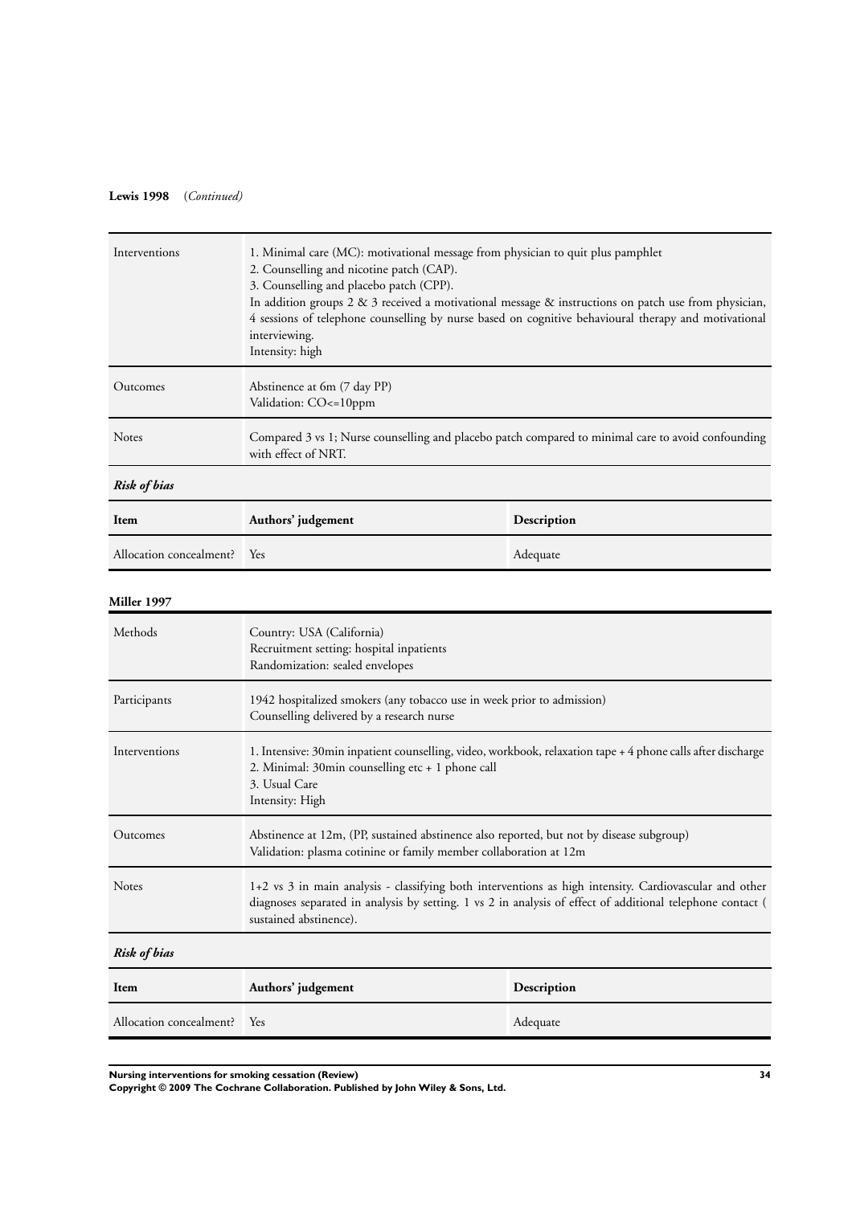**Lewis 1998** (*Continued)*

| | |
|---|---|
| Interventions | 1. Minimal care (MC): motivational message from physician to quit plus pamphlet<br>2. Counselling and nicotine patch (CAP).<br>3. Counselling and placebo patch (CPP).<br>In addition groups 2 & 3 received a motivational message & instructions on patch use from physician, 4 sessions of telephone counselling by nurse based on cognitive behavioural therapy and motivational interviewing.<br>Intensity: high |
| Outcomes | Abstinence at 6m (7 day PP)<br>Validation: CO<=10ppm |
| Notes | Compared 3 vs 1; Nurse counselling and placebo patch compared to minimal care to avoid confounding with effect of NRT. |

***Risk of bias***

| Item | Authors' judgement | Description |
|---|---|---|
| Allocation concealment? | Yes | Adequate |

**Miller 1997**

| | |
|---|---|
| Methods | Country: USA (California)<br>Recruitment setting: hospital inpatients<br>Randomization: sealed envelopes |
| Participants | 1942 hospitalized smokers (any tobacco use in week prior to admission)<br>Counselling delivered by a research nurse |
| Interventions | 1. Intensive: 30min inpatient counselling, video, workbook, relaxation tape + 4 phone calls after discharge<br>2. Minimal: 30min counselling etc + 1 phone call<br>3. Usual Care<br>Intensity: High |
| Outcomes | Abstinence at 12m, (PP, sustained abstinence also reported, but not by disease subgroup)<br>Validation: plasma cotinine or family member collaboration at 12m |
| Notes | 1+2 vs 3 in main analysis - classifying both interventions as high intensity. Cardiovascular and other diagnoses separated in analysis by setting. 1 vs 2 in analysis of effect of additional telephone contact ( sustained abstinence). |

***Risk of bias***

| Item | Authors' judgement | Description |
|---|---|---|
| Allocation concealment? | Yes | Adequate |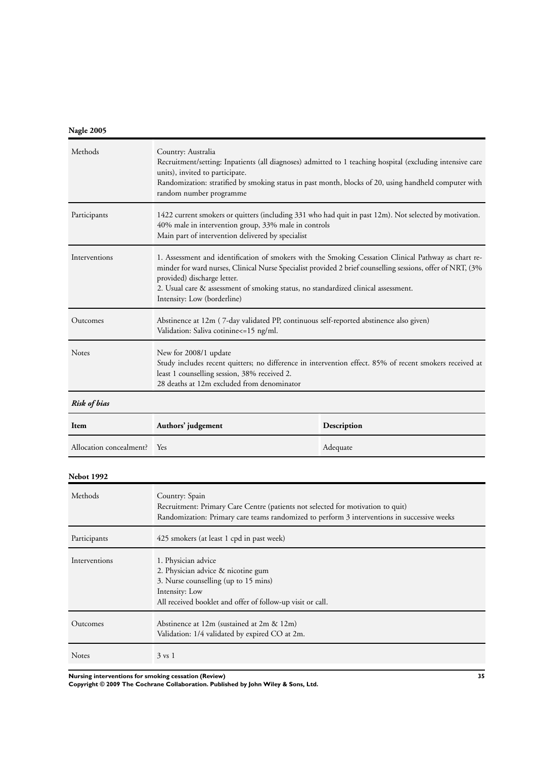**Nagle 2005**

| | |
|---|---|
| Methods | Country: Australia<br>Recruitment/setting: Inpatients (all diagnoses) admitted to 1 teaching hospital (excluding intensive care units), invited to participate.<br>Randomization: stratified by smoking status in past month, blocks of 20, using handheld computer with random number programme |
| Participants | 1422 current smokers or quitters (including 331 who had quit in past 12m). Not selected by motivation.<br>40% male in intervention group, 33% male in controls<br>Main part of intervention delivered by specialist |
| Interventions | 1. Assessment and identification of smokers with the Smoking Cessation Clinical Pathway as chart reminder for ward nurses, Clinical Nurse Specialist provided 2 brief counselling sessions, offer of NRT, (3% provided) discharge letter.<br>2. Usual care & assessment of smoking status, no standardized clinical assessment.<br>Intensity: Low (borderline) |
| Outcomes | Abstinence at 12m ( 7-day validated PP, continuous self-reported abstinence also given)<br>Validation: Saliva cotinine<=15 ng/ml. |
| Notes | New for 2008/1 update<br>Study includes recent quitters; no difference in intervention effect. 85% of recent smokers received at least 1 counselling session, 38% received 2.<br>28 deaths at 12m excluded from denominator |

***Risk of bias***

| Item | Authors' judgement | Description |
|---|---|---|
| Allocation concealment? | Yes | Adequate |

**Nebot 1992**

| | |
|---|---|
| Methods | Country: Spain<br>Recruitment: Primary Care Centre (patients not selected for motivation to quit)<br>Randomization: Primary care teams randomized to perform 3 interventions in successive weeks |
| Participants | 425 smokers (at least 1 cpd in past week) |
| Interventions | 1. Physician advice<br>2. Physician advice & nicotine gum<br>3. Nurse counselling (up to 15 mins)<br>Intensity: Low<br>All received booklet and offer of follow-up visit or call. |
| Outcomes | Abstinence at 12m (sustained at 2m & 12m)<br>Validation: 1/4 validated by expired CO at 2m. |
| Notes | 3 vs 1 |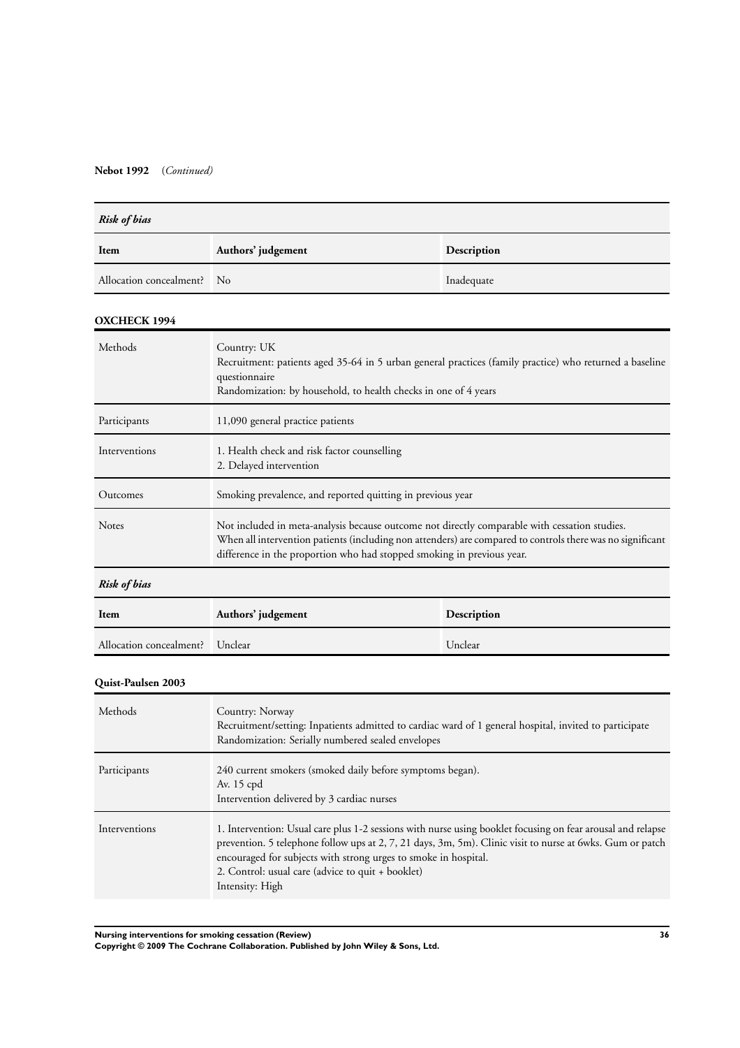**Nebot 1992** (*Continued)*

| *Risk of bias* | | |
|---|---|---|
| **Item** | **Authors' judgement** | **Description** |
| Allocation concealment? | No | Inadequate |

**OXCHECK 1994**

| | |
|---|---|
| Methods | Country: UK<br>Recruitment: patients aged 35-64 in 5 urban general practices (family practice) who returned a baseline questionnaire<br>Randomization: by household, to health checks in one of 4 years |
| Participants | 11,090 general practice patients |
| Interventions | 1. Health check and risk factor counselling<br>2. Delayed intervention |
| Outcomes | Smoking prevalence, and reported quitting in previous year |
| Notes | Not included in meta-analysis because outcome not directly comparable with cessation studies.<br>When all intervention patients (including non attenders) are compared to controls there was no significant difference in the proportion who had stopped smoking in previous year. |

| *Risk of bias* | | |
|---|---|---|
| **Item** | **Authors' judgement** | **Description** |
| Allocation concealment? | Unclear | Unclear |

**Quist-Paulsen 2003**

| | |
|---|---|
| Methods | Country: Norway<br>Recruitment/setting: Inpatients admitted to cardiac ward of 1 general hospital, invited to participate<br>Randomization: Serially numbered sealed envelopes |
| Participants | 240 current smokers (smoked daily before symptoms began).<br>Av. 15 cpd<br>Intervention delivered by 3 cardiac nurses |
| Interventions | 1. Intervention: Usual care plus 1-2 sessions with nurse using booklet focusing on fear arousal and relapse prevention. 5 telephone follow ups at 2, 7, 21 days, 3m, 5m). Clinic visit to nurse at 6wks. Gum or patch encouraged for subjects with strong urges to smoke in hospital.<br>2. Control: usual care (advice to quit + booklet)<br>Intensity: High |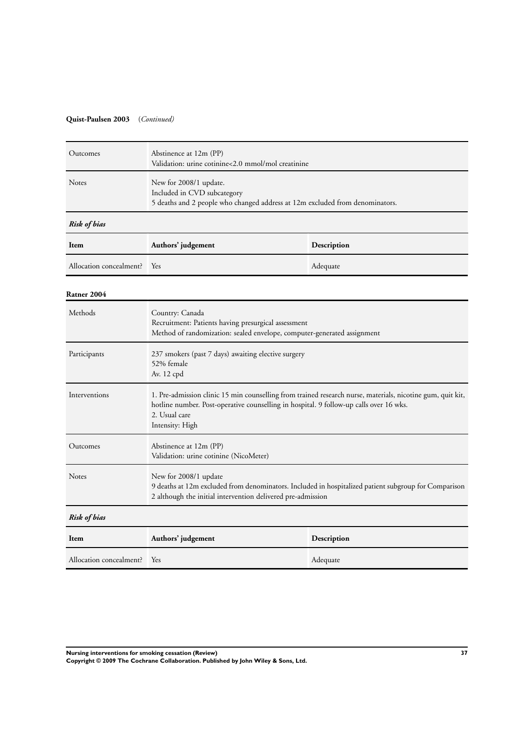**Quist-Paulsen 2003** (*Continued)*

| | |
|---|---|
| Outcomes | Abstinence at 12m (PP)<br>Validation: urine cotinine<2.0 mmol/mol creatinine |
| Notes | New for 2008/1 update.<br>Included in CVD subcategory<br>5 deaths and 2 people who changed address at 12m excluded from denominators. |

***Risk of bias***

| Item | Authors' judgement | Description |
|---|---|---|
| Allocation concealment? | Yes | Adequate |

**Ratner 2004**

| | |
|---|---|
| Methods | Country: Canada<br>Recruitment: Patients having presurgical assessment<br>Method of randomization: sealed envelope, computer-generated assignment |
| Participants | 237 smokers (past 7 days) awaiting elective surgery<br>52% female<br>Av. 12 cpd |
| Interventions | 1. Pre-admission clinic 15 min counselling from trained research nurse, materials, nicotine gum, quit kit, hotline number. Post-operative counselling in hospital. 9 follow-up calls over 16 wks.<br>2. Usual care<br>Intensity: High |
| Outcomes | Abstinence at 12m (PP)<br>Validation: urine cotinine (NicoMeter) |
| Notes | New for 2008/1 update<br>9 deaths at 12m excluded from denominators. Included in hospitalized patient subgroup for Comparison 2 although the initial intervention delivered pre-admission |

***Risk of bias***

| Item | Authors' judgement | Description |
|---|---|---|
| Allocation concealment? | Yes | Adequate |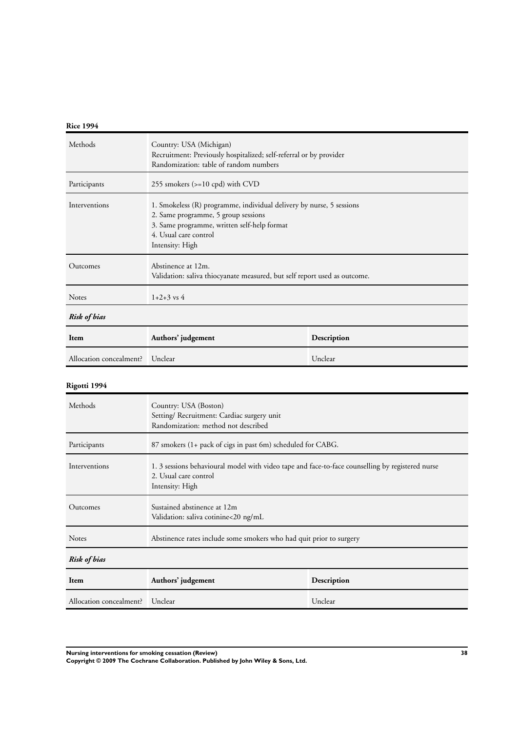**Rice 1994**

| Methods | Country: USA (Michigan)<br>Recruitment: Previously hospitalized; self-referral or by provider<br>Randomization: table of random numbers |
|---|---|
| Participants | 255 smokers (>=10 cpd) with CVD |
| Interventions | 1. Smokeless (R) programme, individual delivery by nurse, 5 sessions<br>2. Same programme, 5 group sessions<br>3. Same programme, written self-help format<br>4. Usual care control<br>Intensity: High |
| Outcomes | Abstinence at 12m.<br>Validation: saliva thiocyanate measured, but self report used as outcome. |
| Notes | 1+2+3 vs 4 |

***Risk of bias***

| Item | Authors' judgement | Description |
|---|---|---|
| Allocation concealment? | Unclear | Unclear |

**Rigotti 1994**

| Methods | Country: USA (Boston)<br>Setting/ Recruitment: Cardiac surgery unit<br>Randomization: method not described |
|---|---|
| Participants | 87 smokers (1+ pack of cigs in past 6m) scheduled for CABG. |
| Interventions | 1. 3 sessions behavioural model with video tape and face-to-face counselling by registered nurse<br>2. Usual care control<br>Intensity: High |
| Outcomes | Sustained abstinence at 12m<br>Validation: saliva cotinine<20 ng/mL |
| Notes | Abstinence rates include some smokers who had quit prior to surgery |

***Risk of bias***

| Item | Authors' judgement | Description |
|---|---|---|
| Allocation concealment? | Unclear | Unclear |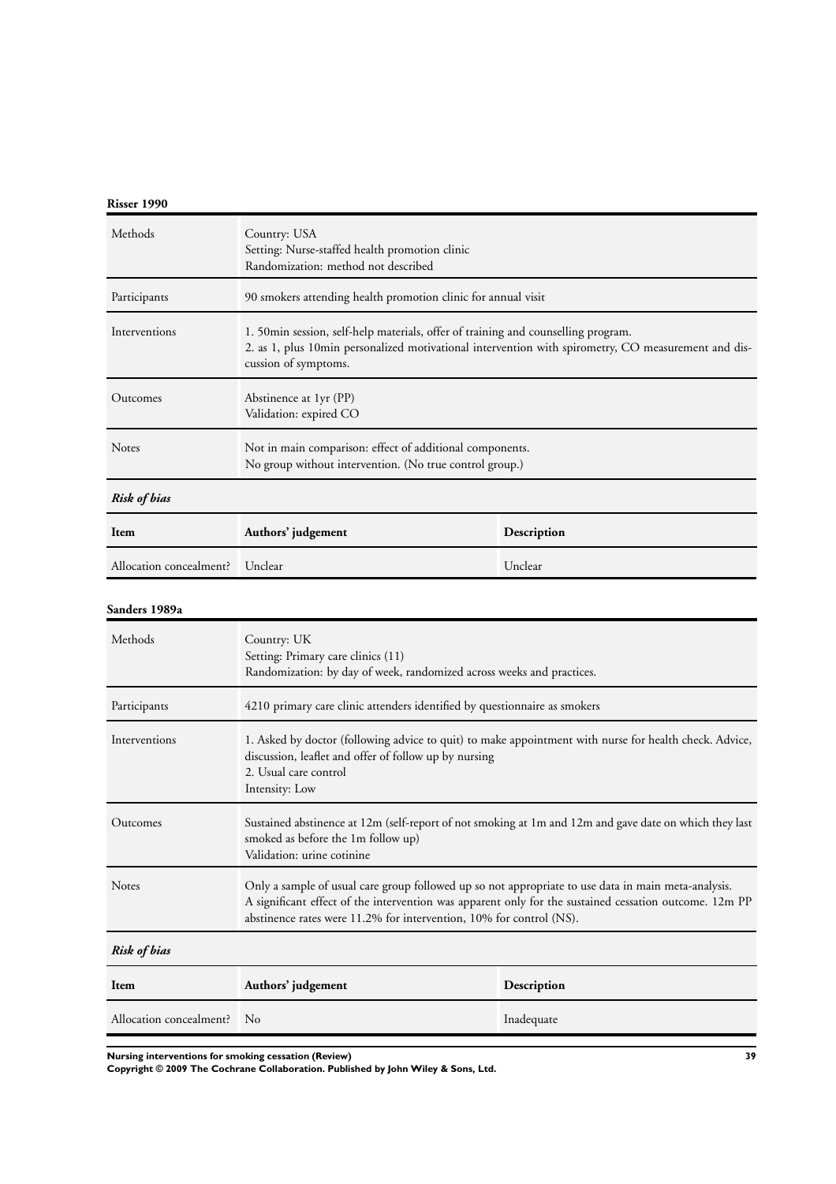**Risser 1990**

| Methods | Country: USA<br>Setting: Nurse-staffed health promotion clinic<br>Randomization: method not described |
|---|---|
| Participants | 90 smokers attending health promotion clinic for annual visit |
| Interventions | 1. 50min session, self-help materials, offer of training and counselling program.<br>2. as 1, plus 10min personalized motivational intervention with spirometry, CO measurement and discussion of symptoms. |
| Outcomes | Abstinence at 1yr (PP)<br>Validation: expired CO |
| Notes | Not in main comparison: effect of additional components.<br>No group without intervention. (No true control group.) |

*Risk of bias*

| Item | Authors' judgement | Description |
|---|---|---|
| Allocation concealment? | Unclear | Unclear |

**Sanders 1989a**

| Methods | Country: UK<br>Setting: Primary care clinics (11)<br>Randomization: by day of week, randomized across weeks and practices. |
|---|---|
| Participants | 4210 primary care clinic attenders identified by questionnaire as smokers |
| Interventions | 1. Asked by doctor (following advice to quit) to make appointment with nurse for health check. Advice, discussion, leaflet and offer of follow up by nursing<br>2. Usual care control<br>Intensity: Low |
| Outcomes | Sustained abstinence at 12m (self-report of not smoking at 1m and 12m and gave date on which they last smoked as before the 1m follow up)<br>Validation: urine cotinine |
| Notes | Only a sample of usual care group followed up so not appropriate to use data in main meta-analysis.<br>A significant effect of the intervention was apparent only for the sustained cessation outcome. 12m PP abstinence rates were 11.2% for intervention, 10% for control (NS). |

*Risk of bias*

| Item | Authors' judgement | Description |
|---|---|---|
| Allocation concealment? | No | Inadequate |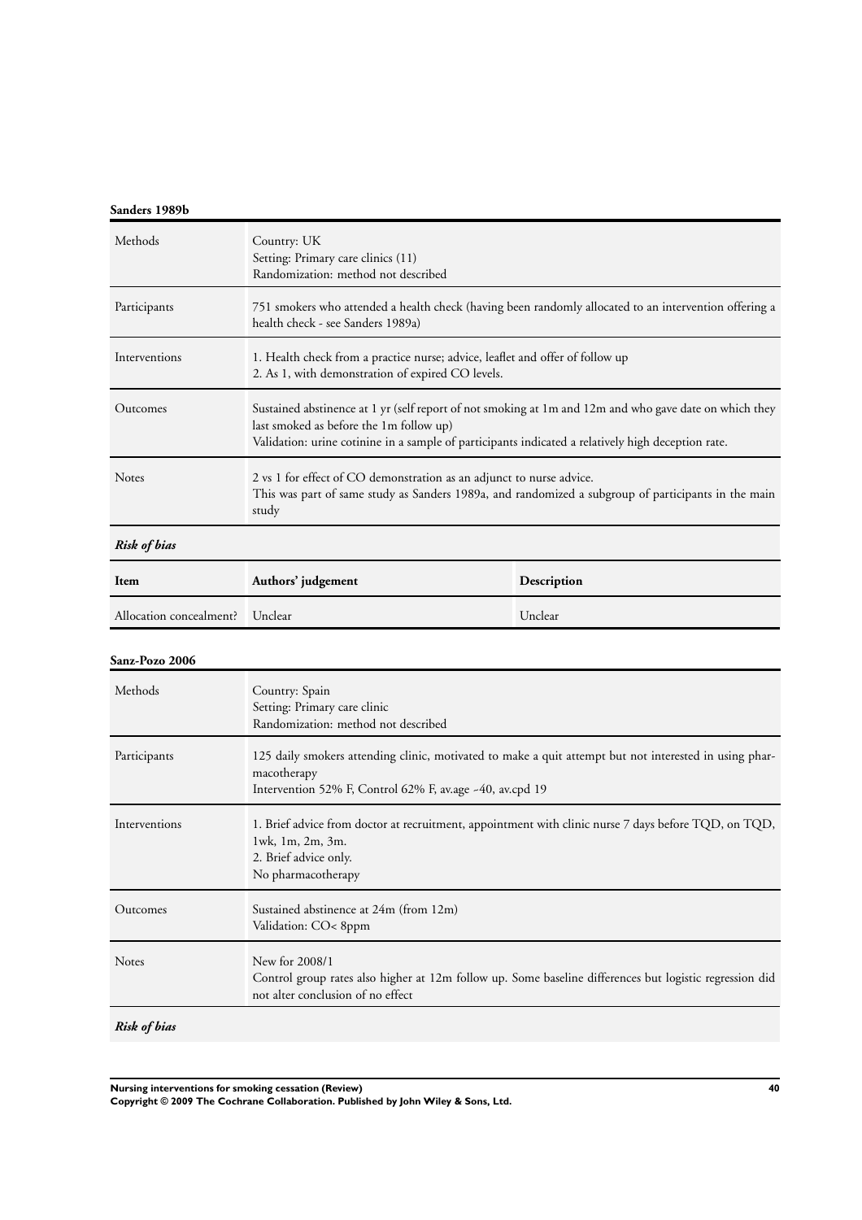**Sanders 1989b**

| Methods | Country: UK<br>Setting: Primary care clinics (11)<br>Randomization: method not described |
|---|---|
| Participants | 751 smokers who attended a health check (having been randomly allocated to an intervention offering a health check - see Sanders 1989a) |
| Interventions | 1. Health check from a practice nurse; advice, leaflet and offer of follow up<br>2. As 1, with demonstration of expired CO levels. |
| Outcomes | Sustained abstinence at 1 yr (self report of not smoking at 1m and 12m and who gave date on which they last smoked as before the 1m follow up)<br>Validation: urine cotinine in a sample of participants indicated a relatively high deception rate. |
| Notes | 2 vs 1 for effect of CO demonstration as an adjunct to nurse advice.<br>This was part of same study as Sanders 1989a, and randomized a subgroup of participants in the main study |

***Risk of bias***

| Item | Authors' judgement | Description |
|---|---|---|
| Allocation concealment? | Unclear | Unclear |

**Sanz-Pozo 2006**

| Methods | Country: Spain<br>Setting: Primary care clinic<br>Randomization: method not described |
|---|---|
| Participants | 125 daily smokers attending clinic, motivated to make a quit attempt but not interested in using pharmacotherapy<br>Intervention 52% F, Control 62% F, av.age ~40, av.cpd 19 |
| Interventions | 1. Brief advice from doctor at recruitment, appointment with clinic nurse 7 days before TQD, on TQD, 1wk, 1m, 2m, 3m.<br>2. Brief advice only.<br>No pharmacotherapy |
| Outcomes | Sustained abstinence at 24m (from 12m)<br>Validation: CO< 8ppm |
| Notes | New for 2008/1<br>Control group rates also higher at 12m follow up. Some baseline differences but logistic regression did not alter conclusion of no effect |

***Risk of bias***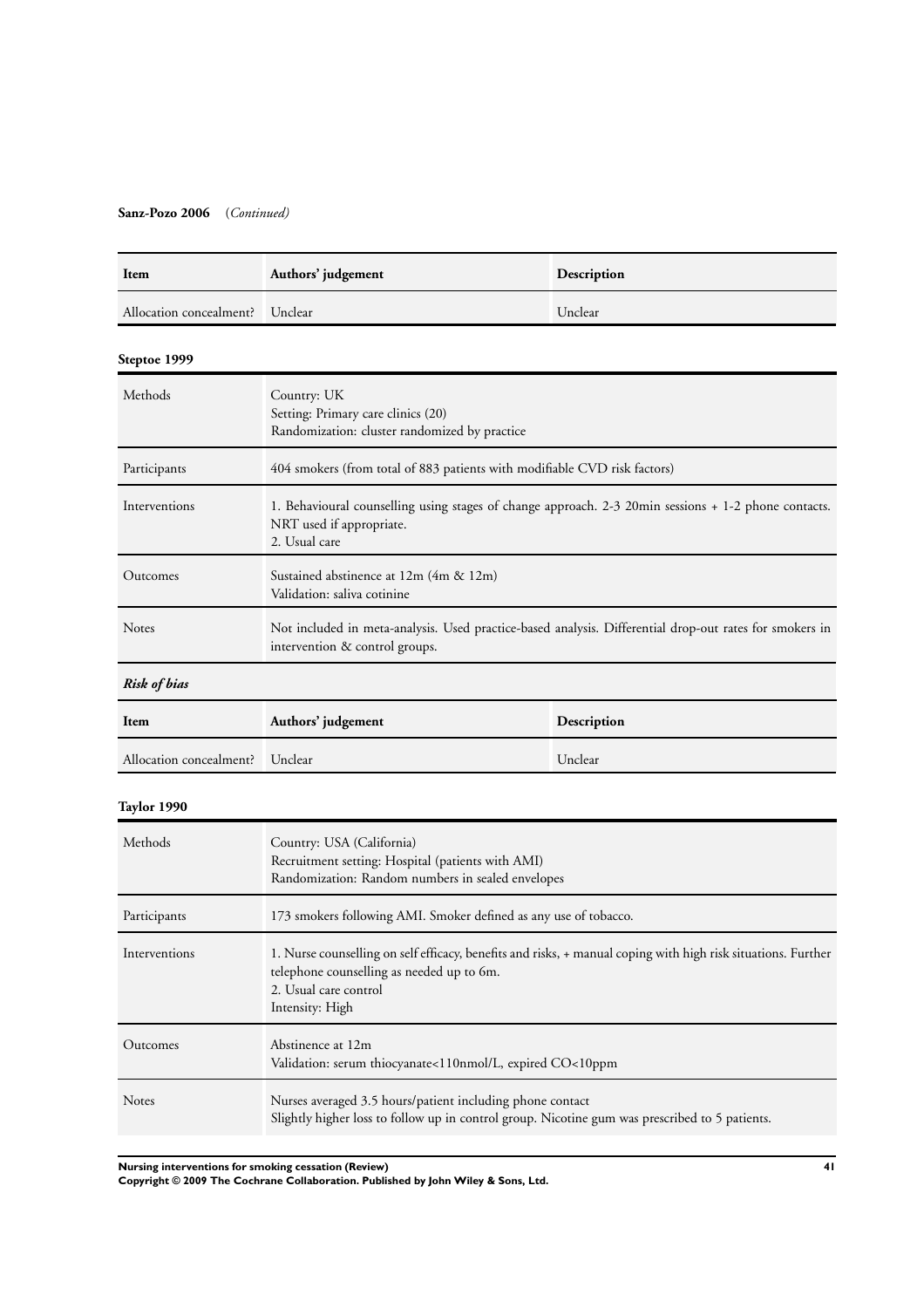**Sanz-Pozo 2006** (*Continued*)

| Item | Authors' judgement | Description |
|---|---|---|
| Allocation concealment? | Unclear | Unclear |

**Steptoe 1999**

| | |
|---|---|
| Methods | Country: UK<br>Setting: Primary care clinics (20)<br>Randomization: cluster randomized by practice |
| Participants | 404 smokers (from total of 883 patients with modifiable CVD risk factors) |
| Interventions | 1. Behavioural counselling using stages of change approach. 2-3 20min sessions + 1-2 phone contacts. NRT used if appropriate.<br>2. Usual care |
| Outcomes | Sustained abstinence at 12m (4m & 12m)<br>Validation: saliva cotinine |
| Notes | Not included in meta-analysis. Used practice-based analysis. Differential drop-out rates for smokers in intervention & control groups. |

***Risk of bias***

| Item | Authors' judgement | Description |
|---|---|---|
| Allocation concealment? | Unclear | Unclear |

**Taylor 1990**

| | |
|---|---|
| Methods | Country: USA (California)<br>Recruitment setting: Hospital (patients with AMI)<br>Randomization: Random numbers in sealed envelopes |
| Participants | 173 smokers following AMI. Smoker defined as any use of tobacco. |
| Interventions | 1. Nurse counselling on self efficacy, benefits and risks, + manual coping with high risk situations. Further telephone counselling as needed up to 6m.<br>2. Usual care control<br>Intensity: High |
| Outcomes | Abstinence at 12m<br>Validation: serum thiocyanate<110nmol/L, expired CO<10ppm |
| Notes | Nurses averaged 3.5 hours/patient including phone contact<br>Slightly higher loss to follow up in control group. Nicotine gum was prescribed to 5 patients. |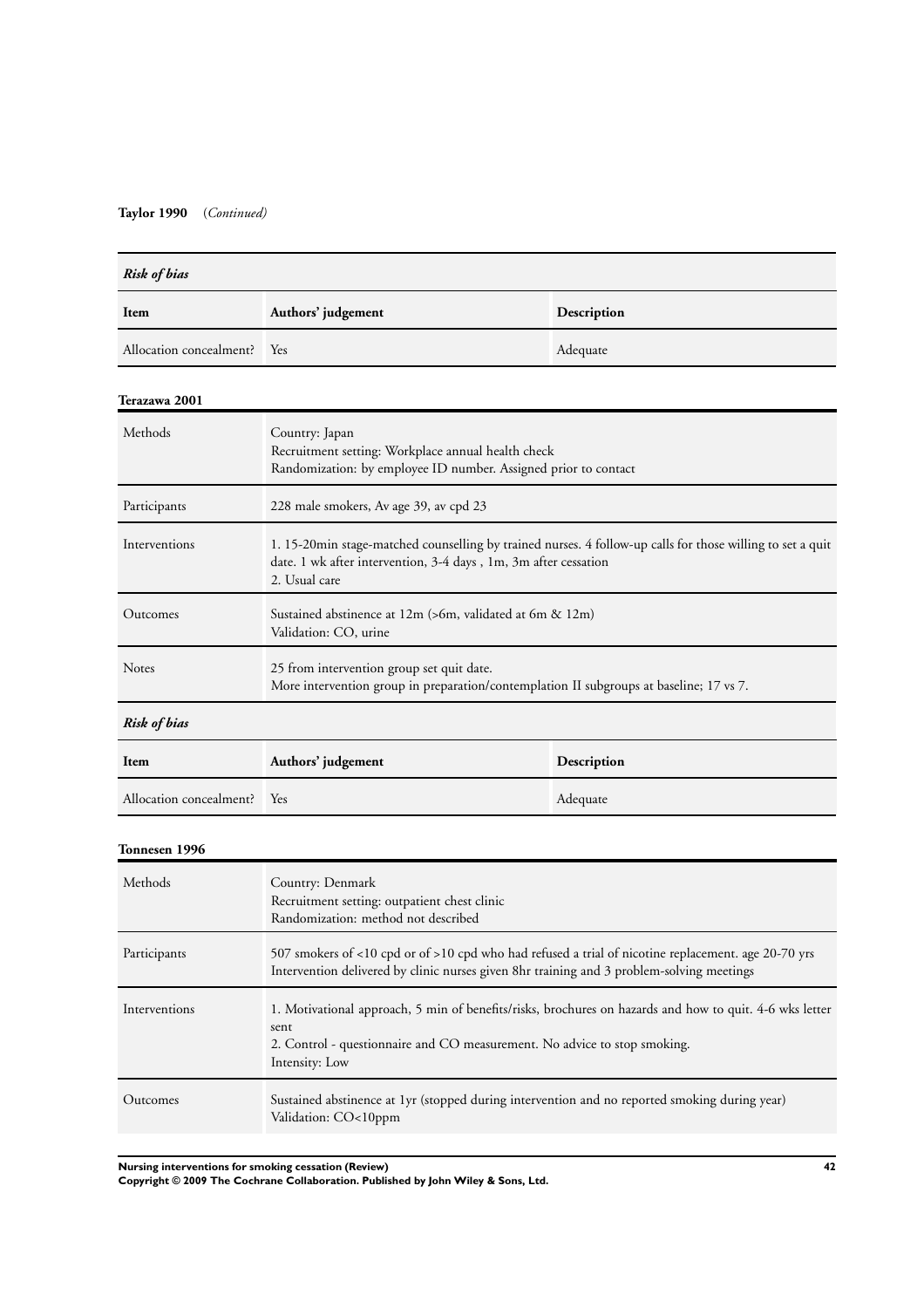**Taylor 1990** (*Continued*)

***Risk of bias***

| Item | Authors' judgement | Description |
|---|---|---|
| Allocation concealment? | Yes | Adequate |

**Terazawa 2001**

| | |
|---|---|
| Methods | Country: Japan<br>Recruitment setting: Workplace annual health check<br>Randomization: by employee ID number. Assigned prior to contact |
| Participants | 228 male smokers, Av age 39, av cpd 23 |
| Interventions | 1. 15-20min stage-matched counselling by trained nurses. 4 follow-up calls for those willing to set a quit date. 1 wk after intervention, 3-4 days , 1m, 3m after cessation<br>2. Usual care |
| Outcomes | Sustained abstinence at 12m (>6m, validated at 6m & 12m)<br>Validation: CO, urine |
| Notes | 25 from intervention group set quit date.<br>More intervention group in preparation/contemplation II subgroups at baseline; 17 vs 7. |

***Risk of bias***

| Item | Authors' judgement | Description |
|---|---|---|
| Allocation concealment? | Yes | Adequate |

**Tonnesen 1996**

| | |
|---|---|
| Methods | Country: Denmark<br>Recruitment setting: outpatient chest clinic<br>Randomization: method not described |
| Participants | 507 smokers of <10 cpd or of >10 cpd who had refused a trial of nicotine replacement. age 20-70 yrs<br>Intervention delivered by clinic nurses given 8hr training and 3 problem-solving meetings |
| Interventions | 1. Motivational approach, 5 min of benefits/risks, brochures on hazards and how to quit. 4-6 wks letter sent<br>2. Control - questionnaire and CO measurement. No advice to stop smoking.<br>Intensity: Low |
| Outcomes | Sustained abstinence at 1yr (stopped during intervention and no reported smoking during year)<br>Validation: CO<10ppm |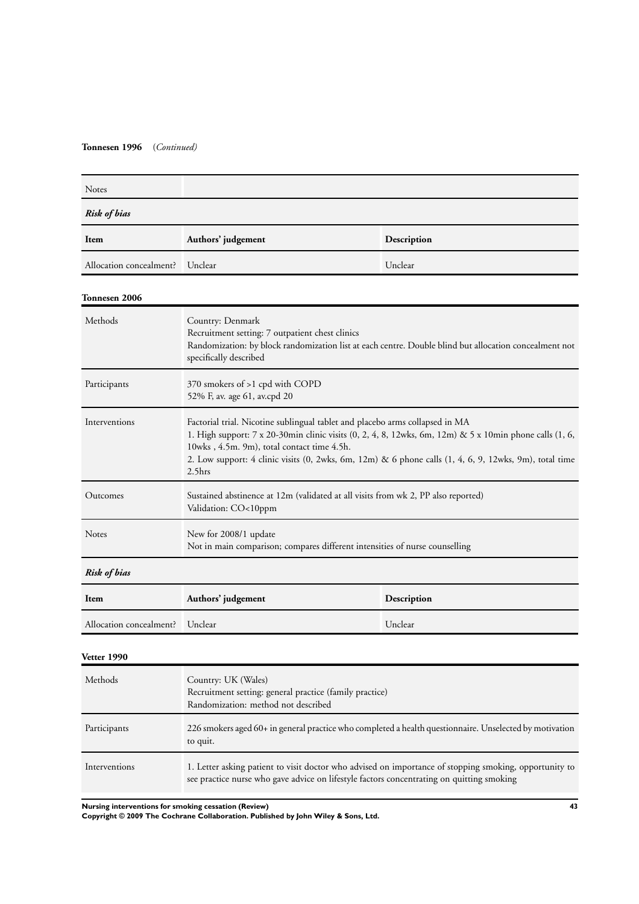**Tonnesen 1996** (*Continued*)

| Notes | |
|---|---|

***Risk of bias***

| Item | Authors' judgement | Description |
|---|---|---|
| Allocation concealment? | Unclear | Unclear |

**Tonnesen 2006**

| | |
|---|---|
| Methods | Country: Denmark<br>Recruitment setting: 7 outpatient chest clinics<br>Randomization: by block randomization list at each centre. Double blind but allocation concealment not specifically described |
| Participants | 370 smokers of >1 cpd with COPD<br>52% F, av. age 61, av.cpd 20 |
| Interventions | Factorial trial. Nicotine sublingual tablet and placebo arms collapsed in MA<br>1. High support: 7 x 20-30min clinic visits (0, 2, 4, 8, 12wks, 6m, 12m) & 5 x 10min phone calls (1, 6, 10wks , 4.5m. 9m), total contact time 4.5h.<br>2. Low support: 4 clinic visits (0, 2wks, 6m, 12m) & 6 phone calls (1, 4, 6, 9, 12wks, 9m), total time 2.5hrs |
| Outcomes | Sustained abstinence at 12m (validated at all visits from wk 2, PP also reported)<br>Validation: CO<10ppm |
| Notes | New for 2008/1 update<br>Not in main comparison; compares different intensities of nurse counselling |

***Risk of bias***

| Item | Authors' judgement | Description |
|---|---|---|
| Allocation concealment? | Unclear | Unclear |

**Vetter 1990**

| | |
|---|---|
| Methods | Country: UK (Wales)<br>Recruitment setting: general practice (family practice)<br>Randomization: method not described |
| Participants | 226 smokers aged 60+ in general practice who completed a health questionnaire. Unselected by motivation to quit. |
| Interventions | 1. Letter asking patient to visit doctor who advised on importance of stopping smoking, opportunity to see practice nurse who gave advice on lifestyle factors concentrating on quitting smoking |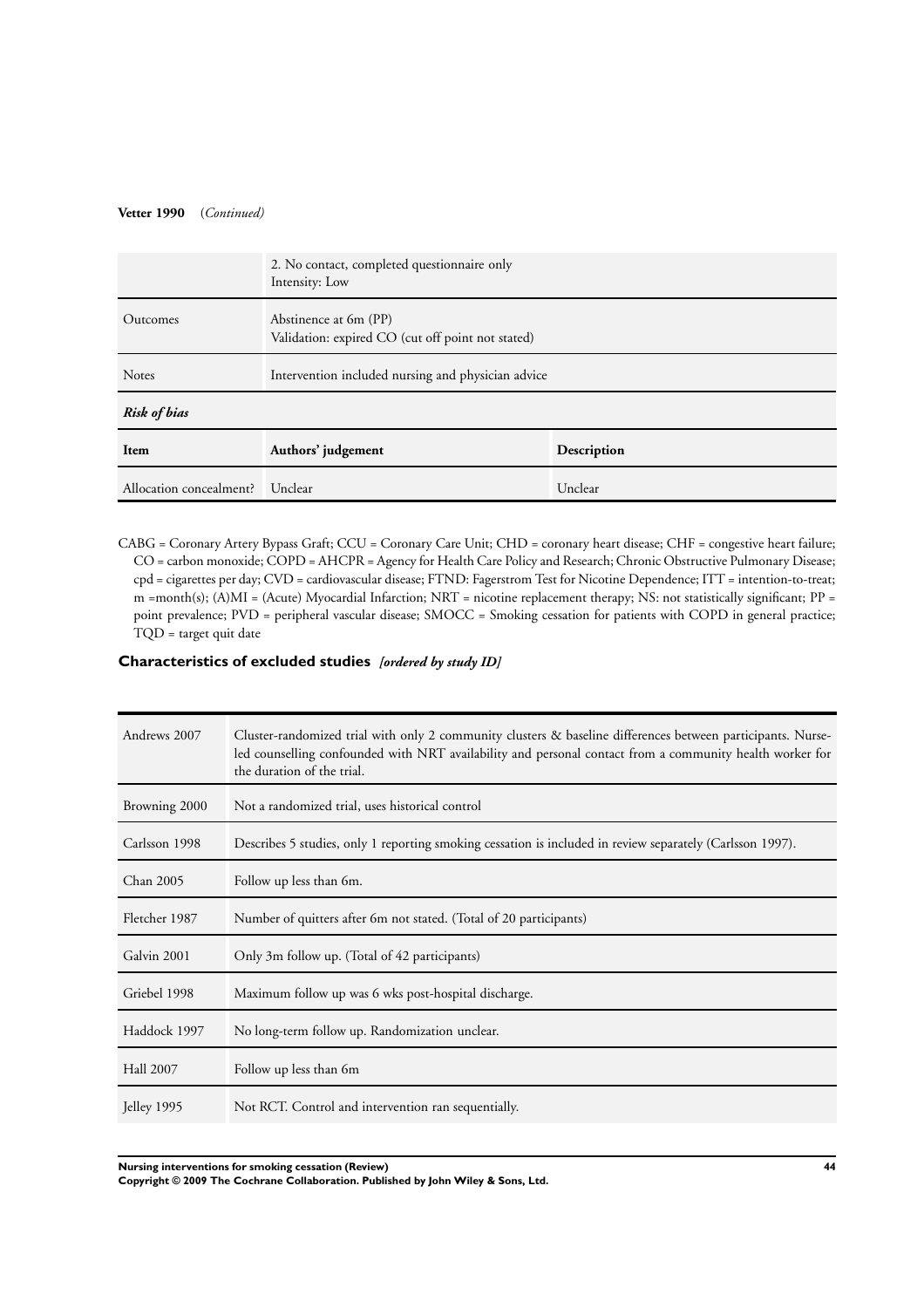**Vetter 1990** (*Continued*)

| | | |
|---|---|---|
| | 2. No contact, completed questionnaire only<br>Intensity: Low | |
| Outcomes | Abstinence at 6m (PP)<br>Validation: expired CO (cut off point not stated) | |
| Notes | Intervention included nursing and physician advice | |
| ***Risk of bias*** | | |
| **Item** | **Authors' judgement** | **Description** |
| Allocation concealment? | Unclear | Unclear |

CABG = Coronary Artery Bypass Graft; CCU = Coronary Care Unit; CHD = coronary heart disease; CHF = congestive heart failure; CO = carbon monoxide; COPD = AHCPR = Agency for Health Care Policy and Research; Chronic Obstructive Pulmonary Disease; cpd = cigarettes per day; CVD = cardiovascular disease; FTND: Fagerstrom Test for Nicotine Dependence; ITT = intention-to-treat; m =month(s); (A)MI = (Acute) Myocardial Infarction; NRT = nicotine replacement therapy; NS: not statistically significant; PP = point prevalence; PVD = peripheral vascular disease; SMOCC = Smoking cessation for patients with COPD in general practice; TQD = target quit date

### Characteristics of excluded studies *[ordered by study ID]*

| | |
|---|---|
| Andrews 2007 | Cluster-randomized trial with only 2 community clusters & baseline differences between participants. Nurse-led counselling confounded with NRT availability and personal contact from a community health worker for the duration of the trial. |
| Browning 2000 | Not a randomized trial, uses historical control |
| Carlsson 1998 | Describes 5 studies, only 1 reporting smoking cessation is included in review separately (Carlsson 1997). |
| Chan 2005 | Follow up less than 6m. |
| Fletcher 1987 | Number of quitters after 6m not stated. (Total of 20 participants) |
| Galvin 2001 | Only 3m follow up. (Total of 42 participants) |
| Griebel 1998 | Maximum follow up was 6 wks post-hospital discharge. |
| Haddock 1997 | No long-term follow up. Randomization unclear. |
| Hall 2007 | Follow up less than 6m |
| Jelley 1995 | Not RCT. Control and intervention ran sequentially. |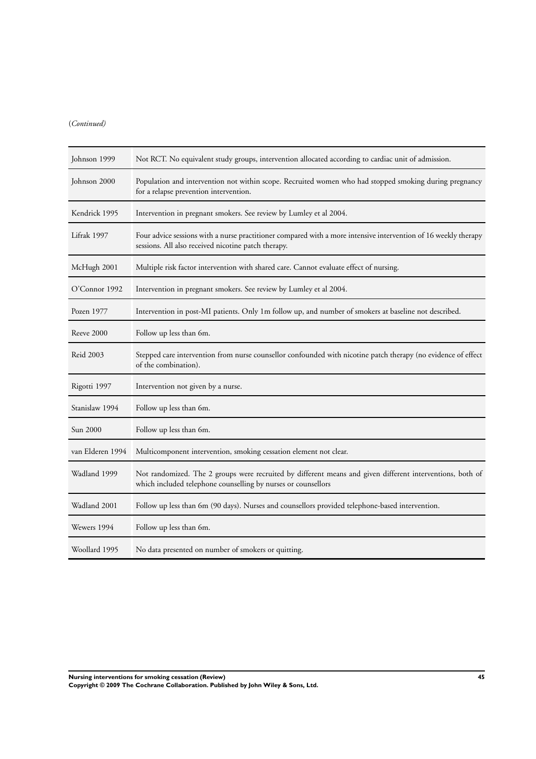(*Continued*)

| | |
|---|---|
| Johnson 1999 | Not RCT. No equivalent study groups, intervention allocated according to cardiac unit of admission. |
| Johnson 2000 | Population and intervention not within scope. Recruited women who had stopped smoking during pregnancy for a relapse prevention intervention. |
| Kendrick 1995 | Intervention in pregnant smokers. See review by Lumley et al 2004. |
| Lifrak 1997 | Four advice sessions with a nurse practitioner compared with a more intensive intervention of 16 weekly therapy sessions. All also received nicotine patch therapy. |
| McHugh 2001 | Multiple risk factor intervention with shared care. Cannot evaluate effect of nursing. |
| O'Connor 1992 | Intervention in pregnant smokers. See review by Lumley et al 2004. |
| Pozen 1977 | Intervention in post-MI patients. Only 1m follow up, and number of smokers at baseline not described. |
| Reeve 2000 | Follow up less than 6m. |
| Reid 2003 | Stepped care intervention from nurse counsellor confounded with nicotine patch therapy (no evidence of effect of the combination). |
| Rigotti 1997 | Intervention not given by a nurse. |
| Stanislaw 1994 | Follow up less than 6m. |
| Sun 2000 | Follow up less than 6m. |
| van Elderen 1994 | Multicomponent intervention, smoking cessation element not clear. |
| Wadland 1999 | Not randomized. The 2 groups were recruited by different means and given different interventions, both of which included telephone counselling by nurses or counsellors |
| Wadland 2001 | Follow up less than 6m (90 days). Nurses and counsellors provided telephone-based intervention. |
| Wewers 1994 | Follow up less than 6m. |
| Woollard 1995 | No data presented on number of smokers or quitting. |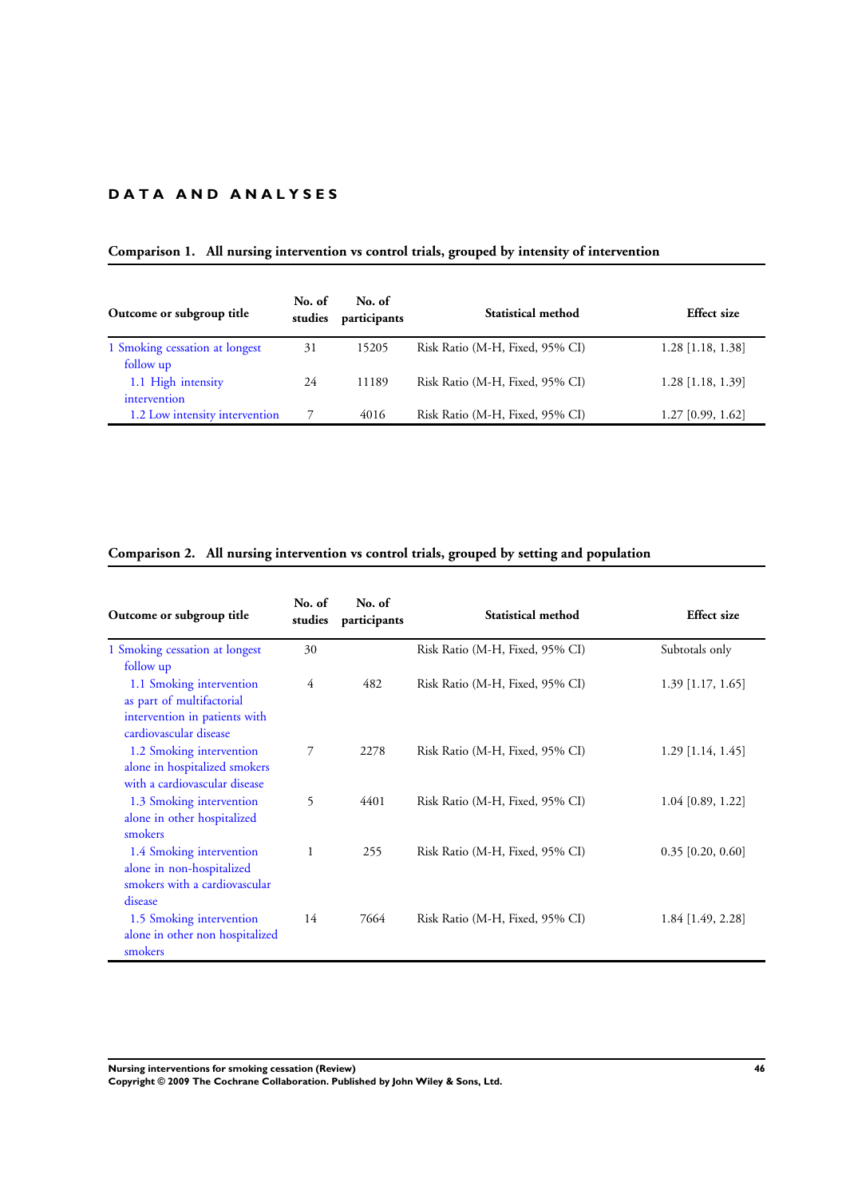# DATA AND ANALYSES

### Comparison 1. All nursing intervention vs control trials, grouped by intensity of intervention

| Outcome or subgroup title | No. of studies | No. of participants | Statistical method | Effect size |
|---|---|---|---|---|
| 1 Smoking cessation at longest follow up | 31 | 15205 | Risk Ratio (M-H, Fixed, 95% CI) | 1.28 [1.18, 1.38] |
| 1.1 High intensity intervention | 24 | 11189 | Risk Ratio (M-H, Fixed, 95% CI) | 1.28 [1.18, 1.39] |
| 1.2 Low intensity intervention | 7 | 4016 | Risk Ratio (M-H, Fixed, 95% CI) | 1.27 [0.99, 1.62] |

### Comparison 2. All nursing intervention vs control trials, grouped by setting and population

| Outcome or subgroup title | No. of studies | No. of participants | Statistical method | Effect size |
|---|---|---|---|---|
| 1 Smoking cessation at longest follow up | 30 | | Risk Ratio (M-H, Fixed, 95% CI) | Subtotals only |
| 1.1 Smoking intervention as part of multifactorial intervention in patients with cardiovascular disease | 4 | 482 | Risk Ratio (M-H, Fixed, 95% CI) | 1.39 [1.17, 1.65] |
| 1.2 Smoking intervention alone in hospitalized smokers with a cardiovascular disease | 7 | 2278 | Risk Ratio (M-H, Fixed, 95% CI) | 1.29 [1.14, 1.45] |
| 1.3 Smoking intervention alone in other hospitalized smokers | 5 | 4401 | Risk Ratio (M-H, Fixed, 95% CI) | 1.04 [0.89, 1.22] |
| 1.4 Smoking intervention alone in non-hospitalized smokers with a cardiovascular disease | 1 | 255 | Risk Ratio (M-H, Fixed, 95% CI) | 0.35 [0.20, 0.60] |
| 1.5 Smoking intervention alone in other non hospitalized smokers | 14 | 7664 | Risk Ratio (M-H, Fixed, 95% CI) | 1.84 [1.49, 2.28] |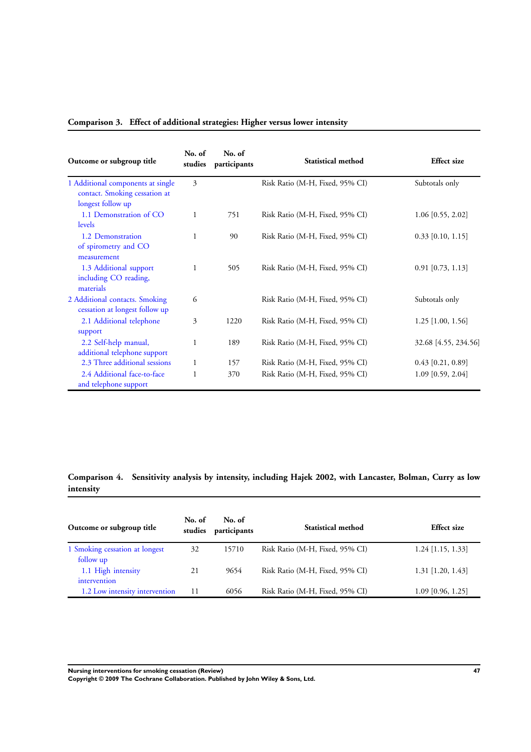**Comparison 3. Effect of additional strategies: Higher versus lower intensity**

| Outcome or subgroup title | No. of studies | No. of participants | Statistical method | Effect size |
|---|---|---|---|---|
| 1 Additional components at single contact. Smoking cessation at longest follow up | 3 | | Risk Ratio (M-H, Fixed, 95% CI) | Subtotals only |
| 1.1 Demonstration of CO levels | 1 | 751 | Risk Ratio (M-H, Fixed, 95% CI) | 1.06 [0.55, 2.02] |
| 1.2 Demonstration of spirometry and CO measurement | 1 | 90 | Risk Ratio (M-H, Fixed, 95% CI) | 0.33 [0.10, 1.15] |
| 1.3 Additional support including CO reading, materials | 1 | 505 | Risk Ratio (M-H, Fixed, 95% CI) | 0.91 [0.73, 1.13] |
| 2 Additional contacts. Smoking cessation at longest follow up | 6 | | Risk Ratio (M-H, Fixed, 95% CI) | Subtotals only |
| 2.1 Additional telephone support | 3 | 1220 | Risk Ratio (M-H, Fixed, 95% CI) | 1.25 [1.00, 1.56] |
| 2.2 Self-help manual, additional telephone support | 1 | 189 | Risk Ratio (M-H, Fixed, 95% CI) | 32.68 [4.55, 234.56] |
| 2.3 Three additional sessions | 1 | 157 | Risk Ratio (M-H, Fixed, 95% CI) | 0.43 [0.21, 0.89] |
| 2.4 Additional face-to-face and telephone support | 1 | 370 | Risk Ratio (M-H, Fixed, 95% CI) | 1.09 [0.59, 2.04] |

**Comparison 4. Sensitivity analysis by intensity, including Hajek 2002, with Lancaster, Bolman, Curry as low intensity**

| Outcome or subgroup title | No. of studies | No. of participants | Statistical method | Effect size |
|---|---|---|---|---|
| 1 Smoking cessation at longest follow up | 32 | 15710 | Risk Ratio (M-H, Fixed, 95% CI) | 1.24 [1.15, 1.33] |
| 1.1 High intensity intervention | 21 | 9654 | Risk Ratio (M-H, Fixed, 95% CI) | 1.31 [1.20, 1.43] |
| 1.2 Low intensity intervention | 11 | 6056 | Risk Ratio (M-H, Fixed, 95% CI) | 1.09 [0.96, 1.25] |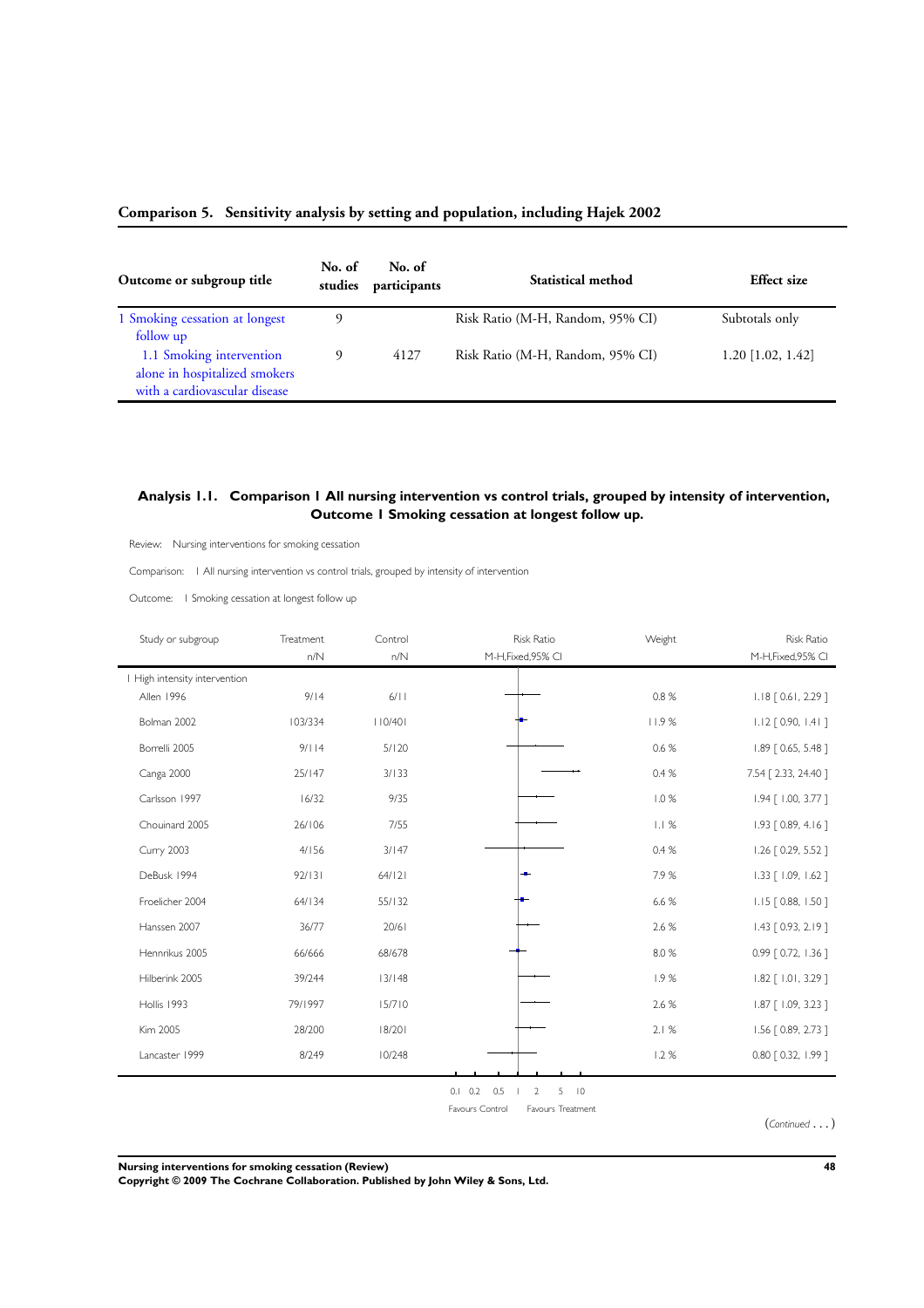### Comparison 5. Sensitivity analysis by setting and population, including Hajek 2002

| Outcome or subgroup title | No. of studies | No. of participants | Statistical method | Effect size |
|---|---|---|---|---|
| 1 Smoking cessation at longest follow up | 9 | | Risk Ratio (M-H, Random, 95% CI) | Subtotals only |
| 1.1 Smoking intervention alone in hospitalized smokers with a cardiovascular disease | 9 | 4127 | Risk Ratio (M-H, Random, 95% CI) | 1.20 [1.02, 1.42] |

### Analysis 1.1. Comparison 1 All nursing intervention vs control trials, grouped by intensity of intervention, Outcome 1 Smoking cessation at longest follow up.

Review: Nursing interventions for smoking cessation

Comparison: 1 All nursing intervention vs control trials, grouped by intensity of intervention

Outcome: 1 Smoking cessation at longest follow up

| Study or subgroup | Treatment n/N | Control n/N | Risk Ratio M-H,Fixed,95% CI | Weight | Risk Ratio M-H,Fixed,95% CI |
|---|---|---|---|---|---|
| 1 High intensity intervention | | | | | |
| Allen 1996 | 9/14 | 6/11 | | 0.8 % | 1.18 [ 0.61, 2.29 ] |
| Bolman 2002 | 103/334 | 110/401 | | 11.9 % | 1.12 [ 0.90, 1.41 ] |
| Borrelli 2005 | 9/114 | 5/120 | | 0.6 % | 1.89 [ 0.65, 5.48 ] |
| Canga 2000 | 25/147 | 3/133 | | 0.4 % | 7.54 [ 2.33, 24.40 ] |
| Carlsson 1997 | 16/32 | 9/35 | | 1.0 % | 1.94 [ 1.00, 3.77 ] |
| Chouinard 2005 | 26/106 | 7/55 | | 1.1 % | 1.93 [ 0.89, 4.16 ] |
| Curry 2003 | 4/156 | 3/147 | | 0.4 % | 1.26 [ 0.29, 5.52 ] |
| DeBusk 1994 | 92/131 | 64/121 | | 7.9 % | 1.33 [ 1.09, 1.62 ] |
| Froelicher 2004 | 64/134 | 55/132 | | 6.6 % | 1.15 [ 0.88, 1.50 ] |
| Hanssen 2007 | 36/77 | 20/61 | | 2.6 % | 1.43 [ 0.93, 2.19 ] |
| Hennrikus 2005 | 66/666 | 68/678 | | 8.0 % | 0.99 [ 0.72, 1.36 ] |
| Hilberink 2005 | 39/244 | 13/148 | | 1.9 % | 1.82 [ 1.01, 3.29 ] |
| Hollis 1993 | 79/1997 | 15/710 | | 2.6 % | 1.87 [ 1.09, 3.23 ] |
| Kim 2005 | 28/200 | 18/201 | | 2.1 % | 1.56 [ 0.89, 2.73 ] |
| Lancaster 1999 | 8/249 | 10/248 | | 1.2 % | 0.80 [ 0.32, 1.99 ] |

0.1 0.2 0.5 1 2 5 10

Favours Control Favours Treatment

(Continued . . . )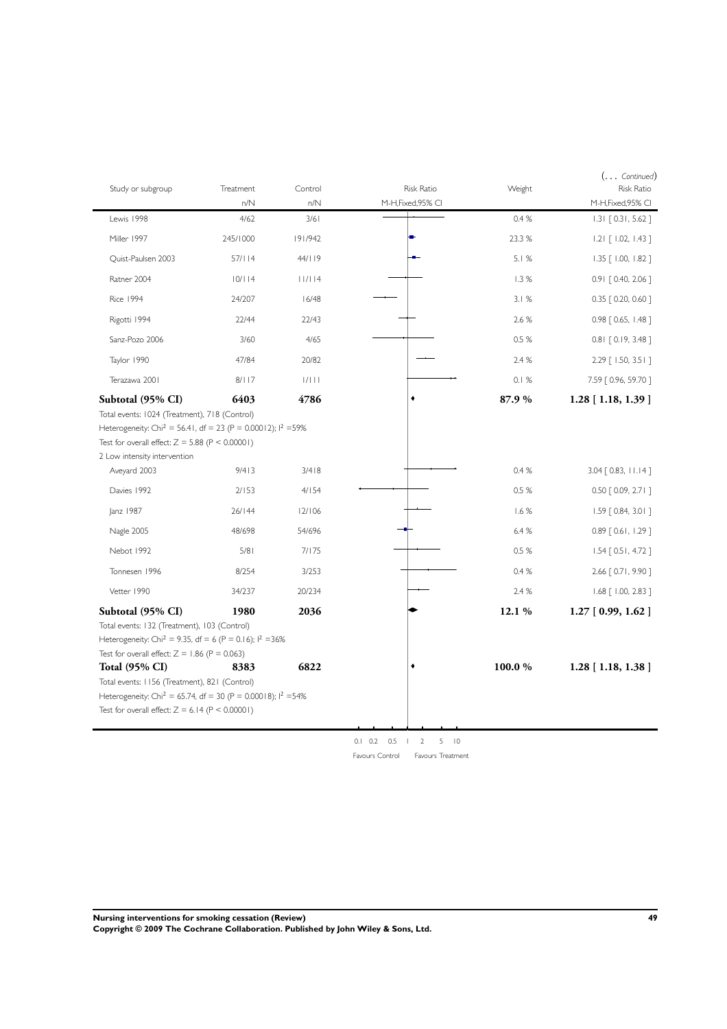(... *Continued*)

| Study or subgroup | Treatment n/N | Control n/N | Risk Ratio M-H,Fixed,95% CI | Weight | Risk Ratio M-H,Fixed,95% CI |
|---|---|---|---|---|---|
| Lewis 1998 | 4/62 | 3/61 | | 0.4 % | 1.31 [ 0.31, 5.62 ] |
| Miller 1997 | 245/1000 | 191/942 | | 23.3 % | 1.21 [ 1.02, 1.43 ] |
| Quist-Paulsen 2003 | 57/114 | 44/119 | | 5.1 % | 1.35 [ 1.00, 1.82 ] |
| Ratner 2004 | 10/114 | 11/114 | | 1.3 % | 0.91 [ 0.40, 2.06 ] |
| Rice 1994 | 24/207 | 16/48 | | 3.1 % | 0.35 [ 0.20, 0.60 ] |
| Rigotti 1994 | 22/44 | 22/43 | | 2.6 % | 0.98 [ 0.65, 1.48 ] |
| Sanz-Pozo 2006 | 3/60 | 4/65 | | 0.5 % | 0.81 [ 0.19, 3.48 ] |
| Taylor 1990 | 47/84 | 20/82 | | 2.4 % | 2.29 [ 1.50, 3.51 ] |
| Terazawa 2001 | 8/117 | 1/111 | | 0.1 % | 7.59 [ 0.96, 59.70 ] |
| **Subtotal (95% CI)** | **6403** | **4786** | | **87.9 %** | **1.28 [ 1.18, 1.39 ]** |
| Total events: 1024 (Treatment), 718 (Control) | | | | | |
| Heterogeneity: $Chi^2 = 56.41$, df = 23 (P = 0.00012); $I^2$ =59% | | | | | |
| Test for overall effect: Z = 5.88 (P < 0.00001) | | | | | |
| 2 Low intensity intervention | | | | | |
| Aveyard 2003 | 9/413 | 3/418 | | 0.4 % | 3.04 [ 0.83, 11.14 ] |
| Davies 1992 | 2/153 | 4/154 | | 0.5 % | 0.50 [ 0.09, 2.71 ] |
| Janz 1987 | 26/144 | 12/106 | | 1.6 % | 1.59 [ 0.84, 3.01 ] |
| Nagle 2005 | 48/698 | 54/696 | | 6.4 % | 0.89 [ 0.61, 1.29 ] |
| Nebot 1992 | 5/81 | 7/175 | | 0.5 % | 1.54 [ 0.51, 4.72 ] |
| Tonnesen 1996 | 8/254 | 3/253 | | 0.4 % | 2.66 [ 0.71, 9.90 ] |
| Vetter 1990 | 34/237 | 20/234 | | 2.4 % | 1.68 [ 1.00, 2.83 ] |
| **Subtotal (95% CI)** | **1980** | **2036** | | **12.1 %** | **1.27 [ 0.99, 1.62 ]** |
| Total events: 132 (Treatment), 103 (Control) | | | | | |
| Heterogeneity: $Chi^2 = 9.35$, df = 6 (P = 0.16); $I^2$ =36% | | | | | |
| Test for overall effect: Z = 1.86 (P = 0.063) | | | | | |
| **Total (95% CI)** | **8383** | **6822** | | **100.0 %** | **1.28 [ 1.18, 1.38 ]** |
| Total events: 1156 (Treatment), 821 (Control) | | | | | |
| Heterogeneity: $Chi^2 = 65.74$, df = 30 (P = 0.00018); $I^2$ =54% | | | | | |
| Test for overall effect: Z = 6.14 (P < 0.00001) | | | | | |

0.1 0.2 0.5 1 2 5 10

Favours Control    Favours Treatment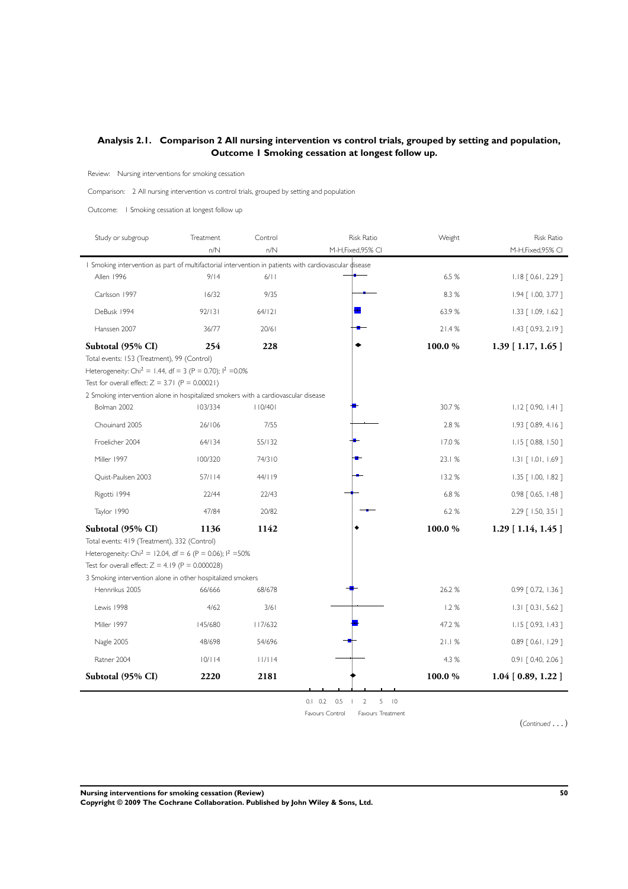## Analysis 2.1. Comparison 2 All nursing intervention vs control trials, grouped by setting and population, Outcome 1 Smoking cessation at longest follow up.

Review: Nursing interventions for smoking cessation

Comparison: 2 All nursing intervention vs control trials, grouped by setting and population

Outcome: 1 Smoking cessation at longest follow up

| Study or subgroup | Treatment n/N | Control n/N | Risk Ratio M-H,Fixed,95% CI | Weight | Risk Ratio M-H,Fixed,95% CI |
|---|---|---|---|---|---|
| 1 Smoking intervention as part of multifactorial intervention in patients with cardiovascular disease | | | | | |
| Allen 1996 | 9/14 | 6/11 | | 6.5 % | 1.18 [ 0.61, 2.29 ] |
| Carlsson 1997 | 16/32 | 9/35 | | 8.3 % | 1.94 [ 1.00, 3.77 ] |
| DeBusk 1994 | 92/131 | 64/121 | | 63.9 % | 1.33 [ 1.09, 1.62 ] |
| Hanssen 2007 | 36/77 | 20/61 | | 21.4 % | 1.43 [ 0.93, 2.19 ] |
| **Subtotal (95% CI)** | **254** | **228** | | **100.0 %** | **1.39 [ 1.17, 1.65 ]** |
| Total events: 153 (Treatment), 99 (Control) | | | | | |
| Heterogeneity: $Chi^2 = 1.44$, df = 3 (P = 0.70); $I^2 = 0.0\%$ | | | | | |
| Test for overall effect: Z = 3.71 (P = 0.00021) | | | | | |
| 2 Smoking intervention alone in hospitalized smokers with a cardiovascular disease | | | | | |
| Bolman 2002 | 103/334 | 110/401 | | 30.7 % | 1.12 [ 0.90, 1.41 ] |
| Chouinard 2005 | 26/106 | 7/55 | | 2.8 % | 1.93 [ 0.89, 4.16 ] |
| Froelicher 2004 | 64/134 | 55/132 | | 17.0 % | 1.15 [ 0.88, 1.50 ] |
| Miller 1997 | 100/320 | 74/310 | | 23.1 % | 1.31 [ 1.01, 1.69 ] |
| Quist-Paulsen 2003 | 57/114 | 44/119 | | 13.2 % | 1.35 [ 1.00, 1.82 ] |
| Rigotti 1994 | 22/44 | 22/43 | | 6.8 % | 0.98 [ 0.65, 1.48 ] |
| Taylor 1990 | 47/84 | 20/82 | | 6.2 % | 2.29 [ 1.50, 3.51 ] |
| **Subtotal (95% CI)** | **1136** | **1142** | | **100.0 %** | **1.29 [ 1.14, 1.45 ]** |
| Total events: 419 (Treatment), 332 (Control) | | | | | |
| Heterogeneity: $Chi^2 = 12.04$, df = 6 (P = 0.06); $I^2 = 50\%$ | | | | | |
| Test for overall effect: Z = 4.19 (P = 0.000028) | | | | | |
| 3 Smoking intervention alone in other hospitalized smokers | | | | | |
| Hennrikus 2005 | 66/666 | 68/678 | | 26.2 % | 0.99 [ 0.72, 1.36 ] |
| Lewis 1998 | 4/62 | 3/61 | | 1.2 % | 1.31 [ 0.31, 5.62 ] |
| Miller 1997 | 145/680 | 117/632 | | 47.2 % | 1.15 [ 0.93, 1.43 ] |
| Nagle 2005 | 48/698 | 54/696 | | 21.1 % | 0.89 [ 0.61, 1.29 ] |
| Ratner 2004 | 10/114 | 11/114 | | 4.3 % | 0.91 [ 0.40, 2.06 ] |
| **Subtotal (95% CI)** | **2220** | **2181** | | **100.0 %** | **1.04 [ 0.89, 1.22 ]** |

0.1 0.2 0.5 1 2 5 10

Favours Control | Favours Treatment

(*Continued . . .*)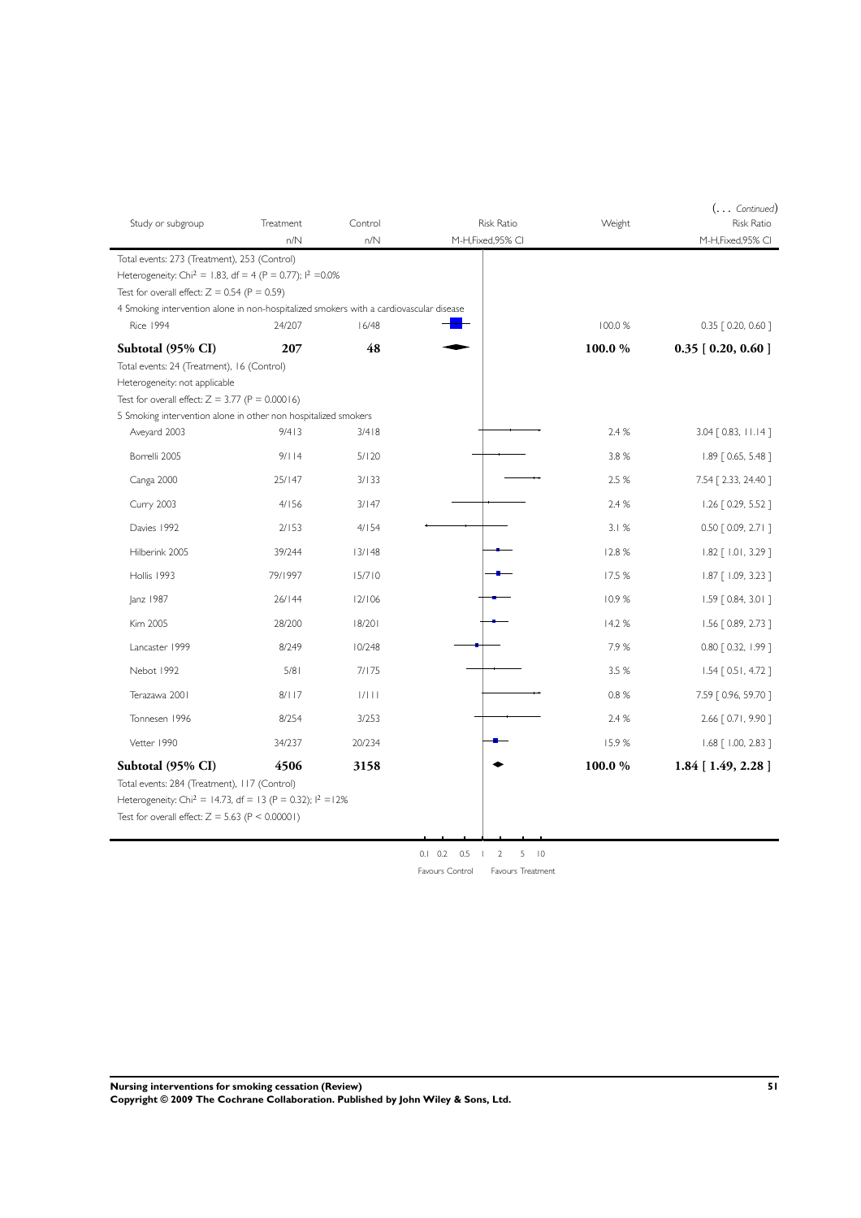(... *Continued*)

| Study or subgroup | Treatment n/N | Control n/N | Risk Ratio M-H,Fixed,95% CI | Weight | Risk Ratio M-H,Fixed,95% CI |
|---|---|---|---|---|---|
| Total events: 273 (Treatment), 253 (Control) | | | | | |
| Heterogeneity: Chi² = 1.83, df = 4 (P = 0.77); I² =0.0% | | | | | |
| Test for overall effect: Z = 0.54 (P = 0.59) | | | | | |
| 4 Smoking intervention alone in non-hospitalized smokers with a cardiovascular disease | | | | | |
| Rice 1994 | 24/207 | 16/48 | | 100.0 % | 0.35 [ 0.20, 0.60 ] |
| **Subtotal (95% CI)** | **207** | **48** | | **100.0 %** | **0.35 [ 0.20, 0.60 ]** |
| Total events: 24 (Treatment), 16 (Control) | | | | | |
| Heterogeneity: not applicable | | | | | |
| Test for overall effect: Z = 3.77 (P = 0.00016) | | | | | |
| 5 Smoking intervention alone in other non hospitalized smokers | | | | | |
| Aveyard 2003 | 9/413 | 3/418 | | 2.4 % | 3.04 [ 0.83, 11.14 ] |
| Borrelli 2005 | 9/114 | 5/120 | | 3.8 % | 1.89 [ 0.65, 5.48 ] |
| Canga 2000 | 25/147 | 3/133 | | 2.5 % | 7.54 [ 2.33, 24.40 ] |
| Curry 2003 | 4/156 | 3/147 | | 2.4 % | 1.26 [ 0.29, 5.52 ] |
| Davies 1992 | 2/153 | 4/154 | | 3.1 % | 0.50 [ 0.09, 2.71 ] |
| Hilberink 2005 | 39/244 | 13/148 | | 12.8 % | 1.82 [ 1.01, 3.29 ] |
| Hollis 1993 | 79/1997 | 15/710 | | 17.5 % | 1.87 [ 1.09, 3.23 ] |
| Janz 1987 | 26/144 | 12/106 | | 10.9 % | 1.59 [ 0.84, 3.01 ] |
| Kim 2005 | 28/200 | 18/201 | | 14.2 % | 1.56 [ 0.89, 2.73 ] |
| Lancaster 1999 | 8/249 | 10/248 | | 7.9 % | 0.80 [ 0.32, 1.99 ] |
| Nebot 1992 | 5/81 | 7/175 | | 3.5 % | 1.54 [ 0.51, 4.72 ] |
| Terazawa 2001 | 8/117 | 1/111 | | 0.8 % | 7.59 [ 0.96, 59.70 ] |
| Tonnesen 1996 | 8/254 | 3/253 | | 2.4 % | 2.66 [ 0.71, 9.90 ] |
| Vetter 1990 | 34/237 | 20/234 | | 15.9 % | 1.68 [ 1.00, 2.83 ] |
| **Subtotal (95% CI)** | **4506** | **3158** | | **100.0 %** | **1.84 [ 1.49, 2.28 ]** |
| Total events: 284 (Treatment), 117 (Control) | | | | | |
| Heterogeneity: Chi² = 14.73, df = 13 (P = 0.32); I² =12% | | | | | |
| Test for overall effect: Z = 5.63 (P < 0.00001) | | | | | |

0.1 0.2 0.5 1 2 5 10

Favours Control Favours Treatment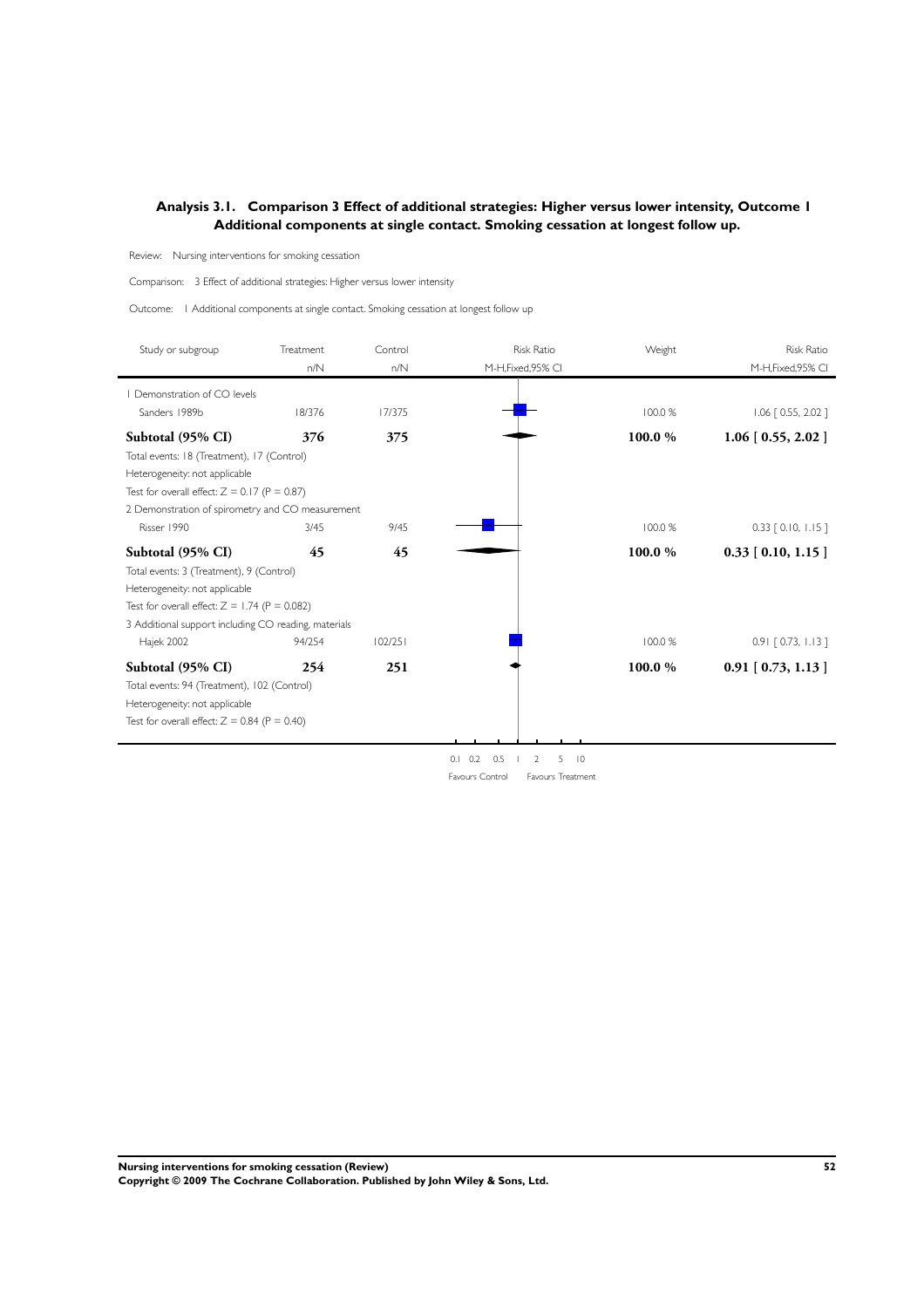## Analysis 3.1. Comparison 3 Effect of additional strategies: Higher versus lower intensity, Outcome 1 Additional components at single contact. Smoking cessation at longest follow up.

Review: Nursing interventions for smoking cessation

Comparison: 3 Effect of additional strategies: Higher versus lower intensity

Outcome: 1 Additional components at single contact. Smoking cessation at longest follow up

| Study or subgroup | Treatment n/N | Control n/N | Risk Ratio M-H,Fixed,95% CI | Weight | Risk Ratio M-H,Fixed,95% CI |
|---|---|---|---|---|---|
| 1 Demonstration of CO levels | | | | | |
| Sanders 1989b | 18/376 | 17/375 | | 100.0 % | 1.06 [ 0.55, 2.02 ] |
| **Subtotal (95% CI)** | **376** | **375** | | **100.0 %** | **1.06 [ 0.55, 2.02 ]** |
| Total events: 18 (Treatment), 17 (Control) | | | | | |
| Heterogeneity: not applicable | | | | | |
| Test for overall effect: Z = 0.17 (P = 0.87) | | | | | |
| 2 Demonstration of spirometry and CO measurement | | | | | |
| Risser 1990 | 3/45 | 9/45 | | 100.0 % | 0.33 [ 0.10, 1.15 ] |
| **Subtotal (95% CI)** | **45** | **45** | | **100.0 %** | **0.33 [ 0.10, 1.15 ]** |
| Total events: 3 (Treatment), 9 (Control) | | | | | |
| Heterogeneity: not applicable | | | | | |
| Test for overall effect: Z = 1.74 (P = 0.082) | | | | | |
| 3 Additional support including CO reading, materials | | | | | |
| Hajek 2002 | 94/254 | 102/251 | | 100.0 % | 0.91 [ 0.73, 1.13 ] |
| **Subtotal (95% CI)** | **254** | **251** | | **100.0 %** | **0.91 [ 0.73, 1.13 ]** |
| Total events: 94 (Treatment), 102 (Control) | | | | | |
| Heterogeneity: not applicable | | | | | |
| Test for overall effect: Z = 0.84 (P = 0.40) | | | | | |

0.1 0.2 0.5 1 2 5 10

Favours Control Favours Treatment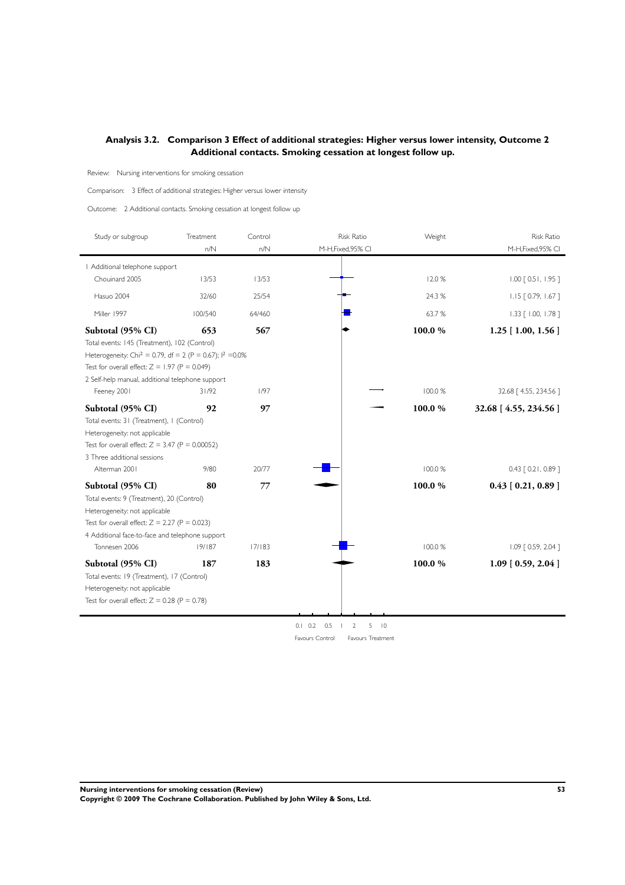## Analysis 3.2. Comparison 3 Effect of additional strategies: Higher versus lower intensity, Outcome 2 Additional contacts. Smoking cessation at longest follow up.

Review: Nursing interventions for smoking cessation

Comparison: 3 Effect of additional strategies: Higher versus lower intensity

Outcome: 2 Additional contacts. Smoking cessation at longest follow up

| Study or subgroup | Treatment n/N | Control n/N | Risk Ratio M-H,Fixed,95% CI | Weight | Risk Ratio M-H,Fixed,95% CI |
|---|---|---|---|---|---|
| 1 Additional telephone support | | | | | |
| Chouinard 2005 | 13/53 | 13/53 | | 12.0 % | 1.00 [ 0.51, 1.95 ] |
| Hasuo 2004 | 32/60 | 25/54 | | 24.3 % | 1.15 [ 0.79, 1.67 ] |
| Miller 1997 | 100/540 | 64/460 | | 63.7 % | 1.33 [ 1.00, 1.78 ] |
| **Subtotal (95% CI)** | **653** | **567** | | **100.0 %** | **1.25 [ 1.00, 1.56 ]** |
| Total events: 145 (Treatment), 102 (Control) | | | | | |
| Heterogeneity: $Chi^2 = 0.79$, df = 2 (P = 0.67); $I^2$ =0.0% | | | | | |
| Test for overall effect: Z = 1.97 (P = 0.049) | | | | | |
| 2 Self-help manual, additional telephone support | | | | | |
| Feeney 2001 | 31/92 | 1/97 | | 100.0 % | 32.68 [ 4.55, 234.56 ] |
| **Subtotal (95% CI)** | **92** | **97** | | **100.0 %** | **32.68 [ 4.55, 234.56 ]** |
| Total events: 31 (Treatment), 1 (Control) | | | | | |
| Heterogeneity: not applicable | | | | | |
| Test for overall effect: Z = 3.47 (P = 0.00052) | | | | | |
| 3 Three additional sessions | | | | | |
| Alterman 2001 | 9/80 | 20/77 | | 100.0 % | 0.43 [ 0.21, 0.89 ] |
| **Subtotal (95% CI)** | **80** | **77** | | **100.0 %** | **0.43 [ 0.21, 0.89 ]** |
| Total events: 9 (Treatment), 20 (Control) | | | | | |
| Heterogeneity: not applicable | | | | | |
| Test for overall effect: Z = 2.27 (P = 0.023) | | | | | |
| 4 Additional face-to-face and telephone support | | | | | |
| Tonnesen 2006 | 19/187 | 17/183 | | 100.0 % | 1.09 [ 0.59, 2.04 ] |
| **Subtotal (95% CI)** | **187** | **183** | | **100.0 %** | **1.09 [ 0.59, 2.04 ]** |
| Total events: 19 (Treatment), 17 (Control) | | | | | |
| Heterogeneity: not applicable | | | | | |
| Test for overall effect: Z = 0.28 (P = 0.78) | | | | | |

0.1 0.2 0.5 1 2 5 10

Favours Control Favours Treatment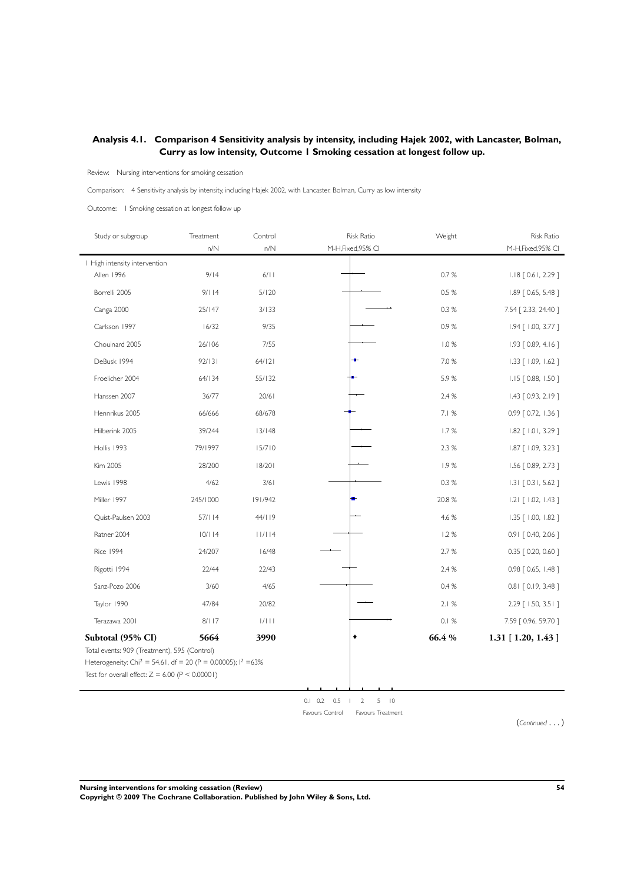## Analysis 4.1. Comparison 4 Sensitivity analysis by intensity, including Hajek 2002, with Lancaster, Bolman, Curry as low intensity, Outcome 1 Smoking cessation at longest follow up.

Review: Nursing interventions for smoking cessation

Comparison: 4 Sensitivity analysis by intensity, including Hajek 2002, with Lancaster, Bolman, Curry as low intensity

Outcome: 1 Smoking cessation at longest follow up

| Study or subgroup | Treatment n/N | Control n/N | Risk Ratio M-H,Fixed,95% CI | Weight | Risk Ratio M-H,Fixed,95% CI |
|---|---|---|---|---|---|
| 1 High intensity intervention | | | | | |
| Allen 1996 | 9/14 | 6/11 | | 0.7 % | 1.18 [ 0.61, 2.29 ] |
| Borrelli 2005 | 9/114 | 5/120 | | 0.5 % | 1.89 [ 0.65, 5.48 ] |
| Canga 2000 | 25/147 | 3/133 | | 0.3 % | 7.54 [ 2.33, 24.40 ] |
| Carlsson 1997 | 16/32 | 9/35 | | 0.9 % | 1.94 [ 1.00, 3.77 ] |
| Chouinard 2005 | 26/106 | 7/55 | | 1.0 % | 1.93 [ 0.89, 4.16 ] |
| DeBusk 1994 | 92/131 | 64/121 | | 7.0 % | 1.33 [ 1.09, 1.62 ] |
| Froelicher 2004 | 64/134 | 55/132 | | 5.9 % | 1.15 [ 0.88, 1.50 ] |
| Hanssen 2007 | 36/77 | 20/61 | | 2.4 % | 1.43 [ 0.93, 2.19 ] |
| Hennrikus 2005 | 66/666 | 68/678 | | 7.1 % | 0.99 [ 0.72, 1.36 ] |
| Hilberink 2005 | 39/244 | 13/148 | | 1.7 % | 1.82 [ 1.01, 3.29 ] |
| Hollis 1993 | 79/1997 | 15/710 | | 2.3 % | 1.87 [ 1.09, 3.23 ] |
| Kim 2005 | 28/200 | 18/201 | | 1.9 % | 1.56 [ 0.89, 2.73 ] |
| Lewis 1998 | 4/62 | 3/61 | | 0.3 % | 1.31 [ 0.31, 5.62 ] |
| Miller 1997 | 245/1000 | 191/942 | | 20.8 % | 1.21 [ 1.02, 1.43 ] |
| Quist-Paulsen 2003 | 57/114 | 44/119 | | 4.6 % | 1.35 [ 1.00, 1.82 ] |
| Ratner 2004 | 10/114 | 11/114 | | 1.2 % | 0.91 [ 0.40, 2.06 ] |
| Rice 1994 | 24/207 | 16/48 | | 2.7 % | 0.35 [ 0.20, 0.60 ] |
| Rigotti 1994 | 22/44 | 22/43 | | 2.4 % | 0.98 [ 0.65, 1.48 ] |
| Sanz-Pozo 2006 | 3/60 | 4/65 | | 0.4 % | 0.81 [ 0.19, 3.48 ] |
| Taylor 1990 | 47/84 | 20/82 | | 2.1 % | 2.29 [ 1.50, 3.51 ] |
| Terazawa 2001 | 8/117 | 1/111 | | 0.1 % | 7.59 [ 0.96, 59.70 ] |
| **Subtotal (95% CI)** | **5664** | **3990** | | **66.4 %** | **1.31 [ 1.20, 1.43 ]** |

Total events: 909 (Treatment), 595 (Control)

Heterogeneity: $Chi^2 = 54.61$, df = 20 (P = 0.00005); $I^2 = 63\%$

Test for overall effect: Z = 6.00 (P < 0.00001)

0.1 0.2 0.5 1 2 5 10

Favours Control Favours Treatment

(*Continued . . .*)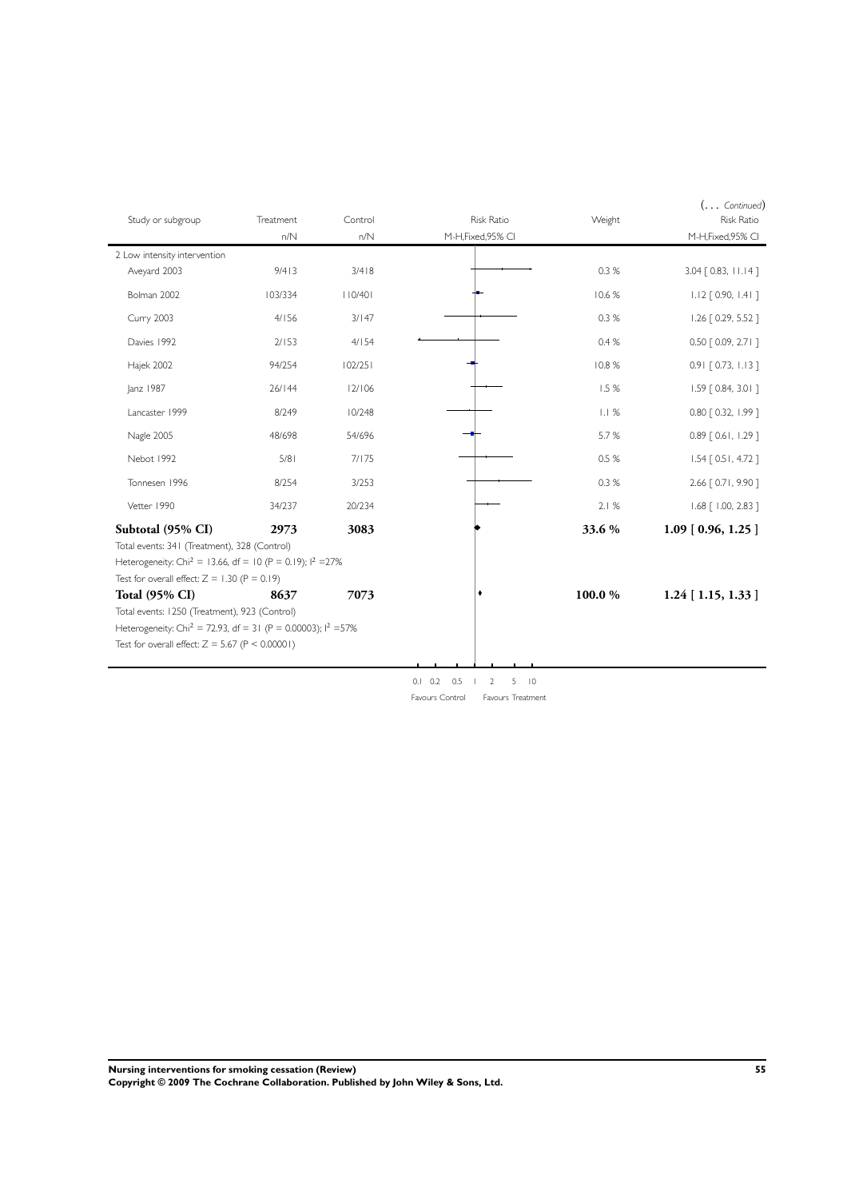(... *Continued*)

| Study or subgroup | Treatment n/N | Control n/N | Risk Ratio M-H,Fixed,95% CI | Weight | Risk Ratio M-H,Fixed,95% CI |
|---|---|---|---|---|---|
| 2 Low intensity intervention | | | | | |
| Aveyard 2003 | 9/413 | 3/418 | | 0.3 % | 3.04 [ 0.83, 11.14 ] |
| Bolman 2002 | 103/334 | 110/401 | | 10.6 % | 1.12 [ 0.90, 1.41 ] |
| Curry 2003 | 4/156 | 3/147 | | 0.3 % | 1.26 [ 0.29, 5.52 ] |
| Davies 1992 | 2/153 | 4/154 | | 0.4 % | 0.50 [ 0.09, 2.71 ] |
| Hajek 2002 | 94/254 | 102/251 | | 10.8 % | 0.91 [ 0.73, 1.13 ] |
| Janz 1987 | 26/144 | 12/106 | | 1.5 % | 1.59 [ 0.84, 3.01 ] |
| Lancaster 1999 | 8/249 | 10/248 | | 1.1 % | 0.80 [ 0.32, 1.99 ] |
| Nagle 2005 | 48/698 | 54/696 | | 5.7 % | 0.89 [ 0.61, 1.29 ] |
| Nebot 1992 | 5/81 | 7/175 | | 0.5 % | 1.54 [ 0.51, 4.72 ] |
| Tonnesen 1996 | 8/254 | 3/253 | | 0.3 % | 2.66 [ 0.71, 9.90 ] |
| Vetter 1990 | 34/237 | 20/234 | | 2.1 % | 1.68 [ 1.00, 2.83 ] |
| **Subtotal (95% CI)** | **2973** | **3083** | | **33.6 %** | **1.09 [ 0.96, 1.25 ]** |
| Total events: 341 (Treatment), 328 (Control) | | | | | |
| Heterogeneity: Chi$^2$ = 13.66, df = 10 (P = 0.19); I$^2$ =27% | | | | | |
| Test for overall effect: Z = 1.30 (P = 0.19) | | | | | |
| **Total (95% CI)** | **8637** | **7073** | | **100.0 %** | **1.24 [ 1.15, 1.33 ]** |
| Total events: 1250 (Treatment), 923 (Control) | | | | | |
| Heterogeneity: Chi$^2$ = 72.93, df = 31 (P = 0.00003); I$^2$ =57% | | | | | |
| Test for overall effect: Z = 5.67 (P < 0.00001) | | | | | |

0.1 0.2 0.5 1 2 5 10

Favours Control Favours Treatment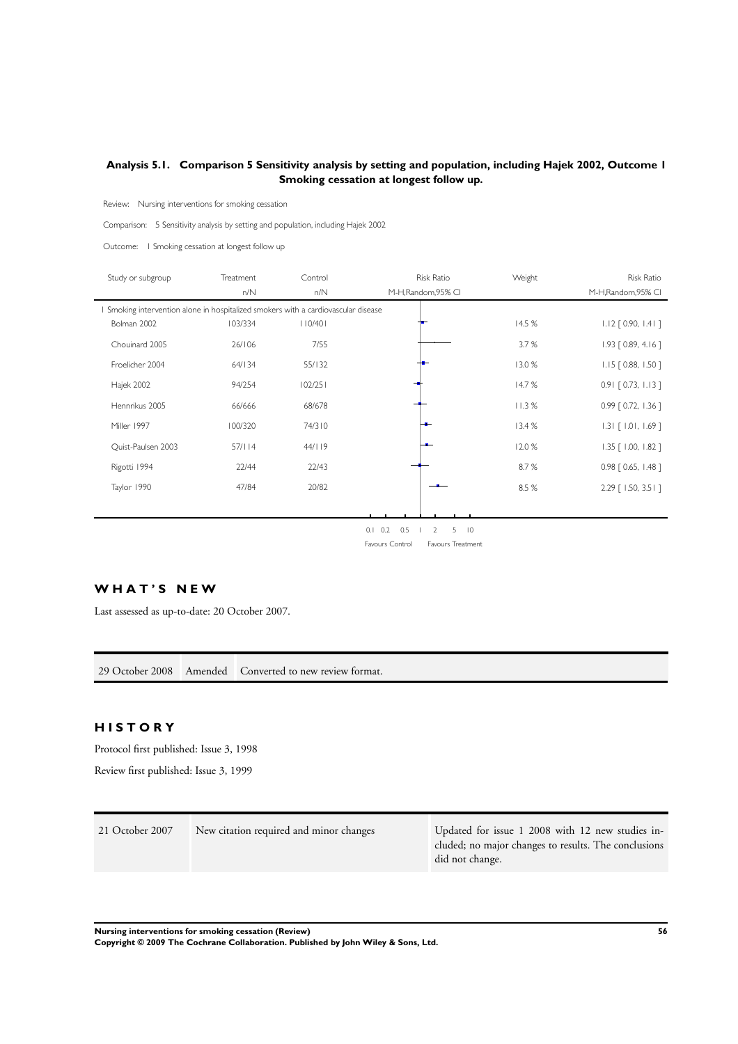## Analysis 5.1. Comparison 5 Sensitivity analysis by setting and population, including Hajek 2002, Outcome 1 Smoking cessation at longest follow up.

Review: Nursing interventions for smoking cessation

Comparison: 5 Sensitivity analysis by setting and population, including Hajek 2002

Outcome: 1 Smoking cessation at longest follow up

| Study or subgroup | Treatment n/N | Control n/N | Risk Ratio M-H,Random,95% CI | Weight | Risk Ratio M-H,Random,95% CI |
|---|---|---|---|---|---|
| 1 Smoking intervention alone in hospitalized smokers with a cardiovascular disease | | | | | |
| Bolman 2002 | 103/334 | 110/401 | | 14.5 % | 1.12 [ 0.90, 1.41 ] |
| Chouinard 2005 | 26/106 | 7/55 | | 3.7 % | 1.93 [ 0.89, 4.16 ] |
| Froelicher 2004 | 64/134 | 55/132 | | 13.0 % | 1.15 [ 0.88, 1.50 ] |
| Hajek 2002 | 94/254 | 102/251 | | 14.7 % | 0.91 [ 0.73, 1.13 ] |
| Hennrikus 2005 | 66/666 | 68/678 | | 11.3 % | 0.99 [ 0.72, 1.36 ] |
| Miller 1997 | 100/320 | 74/310 | | 13.4 % | 1.31 [ 1.01, 1.69 ] |
| Quist-Paulsen 2003 | 57/114 | 44/119 | | 12.0 % | 1.35 [ 1.00, 1.82 ] |
| Rigotti 1994 | 22/44 | 22/43 | | 8.7 % | 0.98 [ 0.65, 1.48 ] |
| Taylor 1990 | 47/84 | 20/82 | | 8.5 % | 2.29 [ 1.50, 3.51 ] |

0.1 0.2 0.5 1 2 5 10

Favours Control Favours Treatment

## WHAT'S NEW

Last assessed as up-to-date: 20 October 2007.

| | | |
|---|---|---|
| 29 October 2008 | Amended | Converted to new review format. |

## HISTORY

Protocol first published: Issue 3, 1998

Review first published: Issue 3, 1999

| | | |
|---|---|---|
| 21 October 2007 | New citation required and minor changes | Updated for issue 1 2008 with 12 new studies included; no major changes to results. The conclusions did not change. |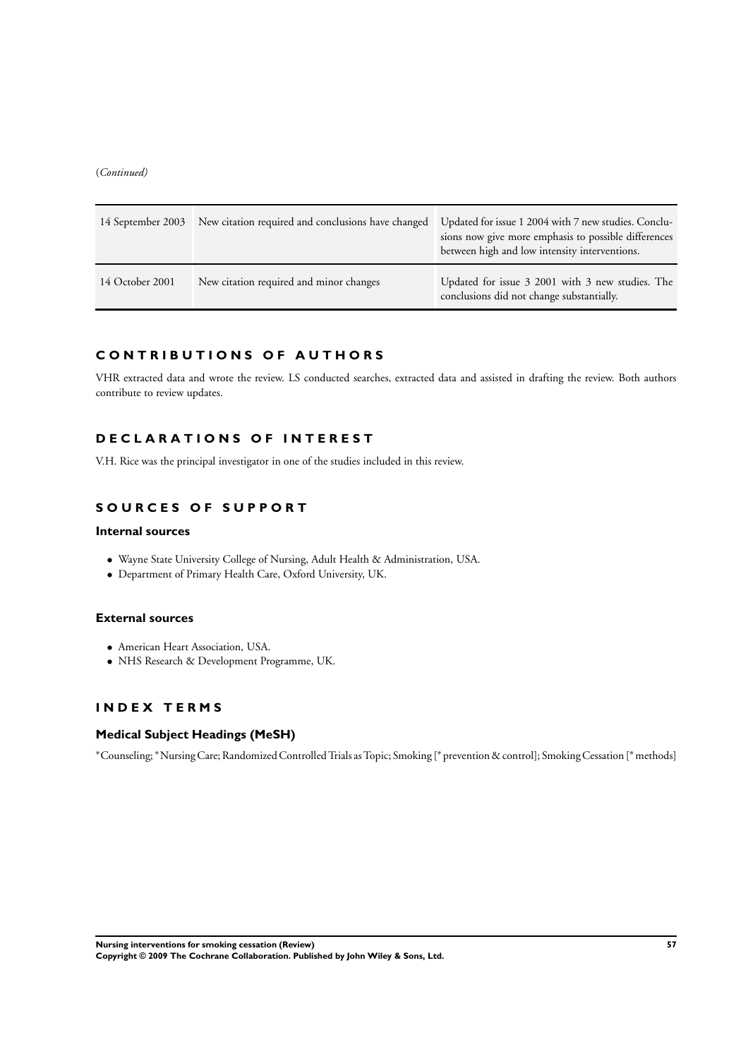(*Continued*)

| | | |
|---|---|---|
| 14 September 2003 | New citation required and conclusions have changed | Updated for issue 1 2004 with 7 new studies. Conclusions now give more emphasis to possible differences between high and low intensity interventions. |
| 14 October 2001 | New citation required and minor changes | Updated for issue 3 2001 with 3 new studies. The conclusions did not change substantially. |

# CONTRIBUTIONS OF AUTHORS

VHR extracted data and wrote the review. LS conducted searches, extracted data and assisted in drafting the review. Both authors contribute to review updates.

# DECLARATIONS OF INTEREST

V.H. Rice was the principal investigator in one of the studies included in this review.

# SOURCES OF SUPPORT

## Internal sources

- Wayne State University College of Nursing, Adult Health & Administration, USA.
- Department of Primary Health Care, Oxford University, UK.

## External sources

- American Heart Association, USA.
- NHS Research & Development Programme, UK.

# INDEX TERMS

## Medical Subject Headings (MeSH)

*Counseling; *Nursing Care; Randomized Controlled Trials as Topic; Smoking [*prevention & control]; Smoking Cessation [*methods]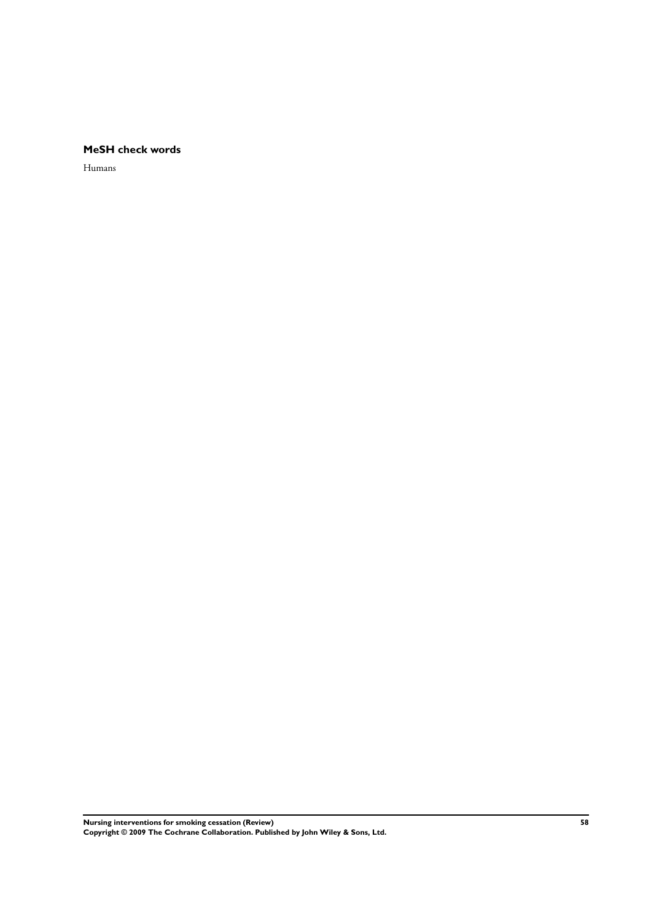### MeSH check words

Humans